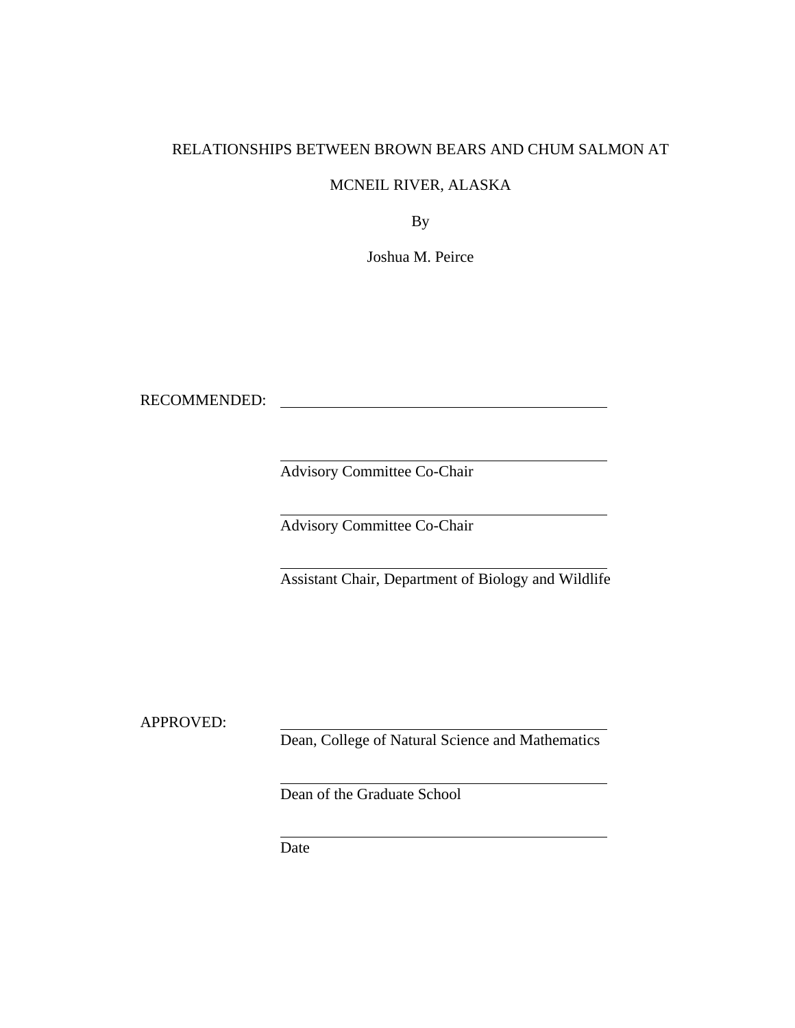RELATIONSHIPS BETWEEN BROWN BEARS AND CHUM SALMON AT

MCNEIL RIVER, ALASKA

By

Joshua M. Peirce

RECOMMENDED: \_\_\_\_\_\_\_\_\_\_\_\_\_\_\_\_\_\_\_\_\_\_\_\_\_\_\_\_\_\_\_\_\_\_\_\_\_\_\_\_

\_\_\_\_\_\_\_\_\_\_\_\_\_\_\_\_\_\_\_\_\_\_\_\_\_\_\_\_\_\_\_\_\_\_\_\_\_\_\_\_
Advisory Committee Co-Chair

\_\_\_\_\_\_\_\_\_\_\_\_\_\_\_\_\_\_\_\_\_\_\_\_\_\_\_\_\_\_\_\_\_\_\_\_\_\_\_\_
Advisory Committee Co-Chair

\_\_\_\_\_\_\_\_\_\_\_\_\_\_\_\_\_\_\_\_\_\_\_\_\_\_\_\_\_\_\_\_\_\_\_\_\_\_\_\_
Assistant Chair, Department of Biology and Wildlife

APPROVED: \_\_\_\_\_\_\_\_\_\_\_\_\_\_\_\_\_\_\_\_\_\_\_\_\_\_\_\_\_\_\_\_\_\_\_\_\_\_\_\_
Dean, College of Natural Science and Mathematics

\_\_\_\_\_\_\_\_\_\_\_\_\_\_\_\_\_\_\_\_\_\_\_\_\_\_\_\_\_\_\_\_\_\_\_\_\_\_\_\_
Dean of the Graduate School

\_\_\_\_\_\_\_\_\_\_\_\_\_\_\_\_\_\_\_\_\_\_\_\_\_\_\_\_\_\_\_\_\_\_\_\_\_\_\_\_
Date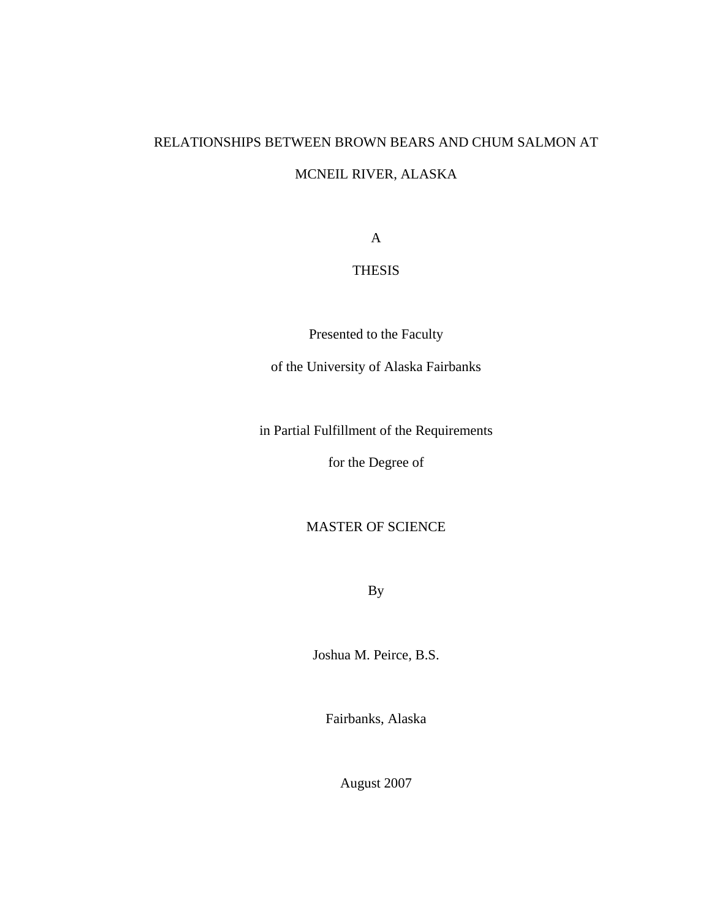# RELATIONSHIPS BETWEEN BROWN BEARS AND CHUM SALMON AT MCNEIL RIVER, ALASKA

A

THESIS

Presented to the Faculty

of the University of Alaska Fairbanks

in Partial Fulfillment of the Requirements

for the Degree of

MASTER OF SCIENCE

By

Joshua M. Peirce, B.S.

Fairbanks, Alaska

August 2007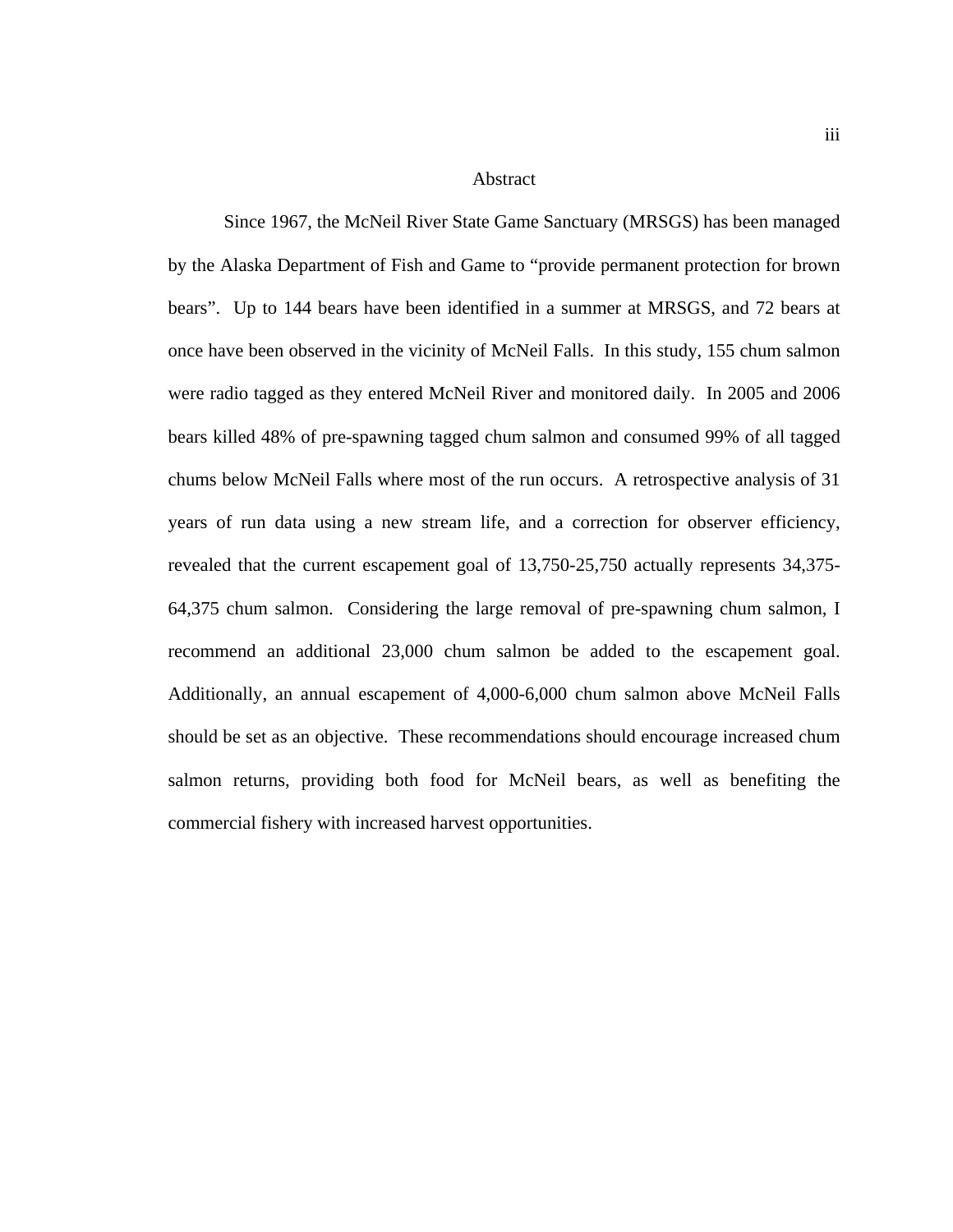# Abstract

Since 1967, the McNeil River State Game Sanctuary (MRSGS) has been managed by the Alaska Department of Fish and Game to "provide permanent protection for brown bears". Up to 144 bears have been identified in a summer at MRSGS, and 72 bears at once have been observed in the vicinity of McNeil Falls. In this study, 155 chum salmon were radio tagged as they entered McNeil River and monitored daily. In 2005 and 2006 bears killed 48% of pre-spawning tagged chum salmon and consumed 99% of all tagged chums below McNeil Falls where most of the run occurs. A retrospective analysis of 31 years of run data using a new stream life, and a correction for observer efficiency, revealed that the current escapement goal of 13,750-25,750 actually represents 34,375-64,375 chum salmon. Considering the large removal of pre-spawning chum salmon, I recommend an additional 23,000 chum salmon be added to the escapement goal. Additionally, an annual escapement of 4,000-6,000 chum salmon above McNeil Falls should be set as an objective. These recommendations should encourage increased chum salmon returns, providing both food for McNeil bears, as well as benefiting the commercial fishery with increased harvest opportunities.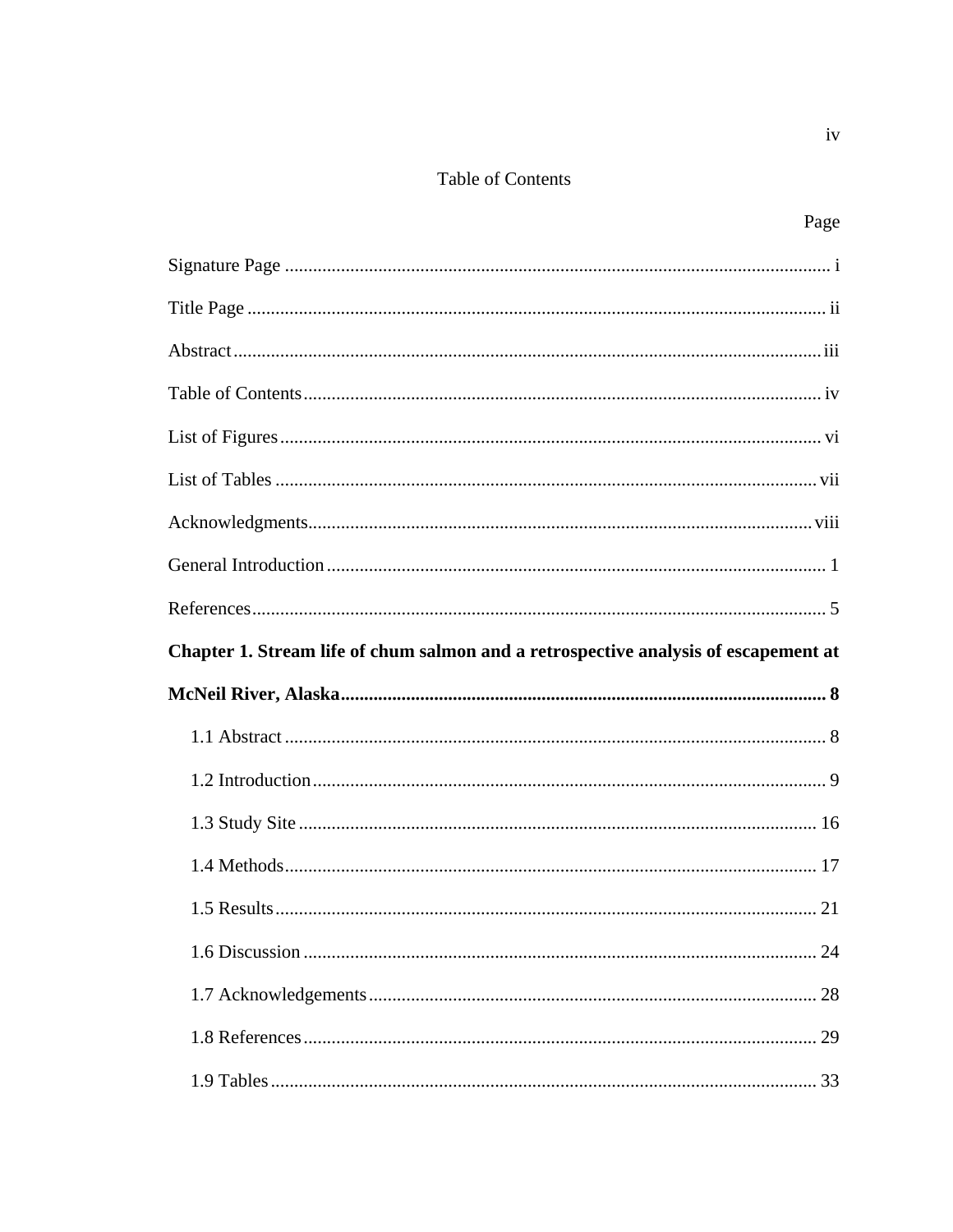# Table of Contents

Page

Signature Page .................................................................................................................... i

Title Page ........................................................................................................................... ii

Abstract ............................................................................................................................. iii

Table of Contents ............................................................................................................... iv

List of Figures .................................................................................................................... vi

List of Tables .................................................................................................................... vii

Acknowledgments ........................................................................................................... viii

General Introduction ........................................................................................................... 1

References ........................................................................................................................... 5

**Chapter 1. Stream life of chum salmon and a retrospective analysis of escapement at McNeil River, Alaska ........................................................................................................ 8**

1.1 Abstract ................................................................................................................... 8

1.2 Introduction ............................................................................................................. 9

1.3 Study Site .............................................................................................................. 16

1.4 Methods ................................................................................................................. 17

1.5 Results ................................................................................................................... 21

1.6 Discussion ............................................................................................................. 24

1.7 Acknowledgements ............................................................................................... 28

1.8 References ............................................................................................................. 29

1.9 Tables .................................................................................................................... 33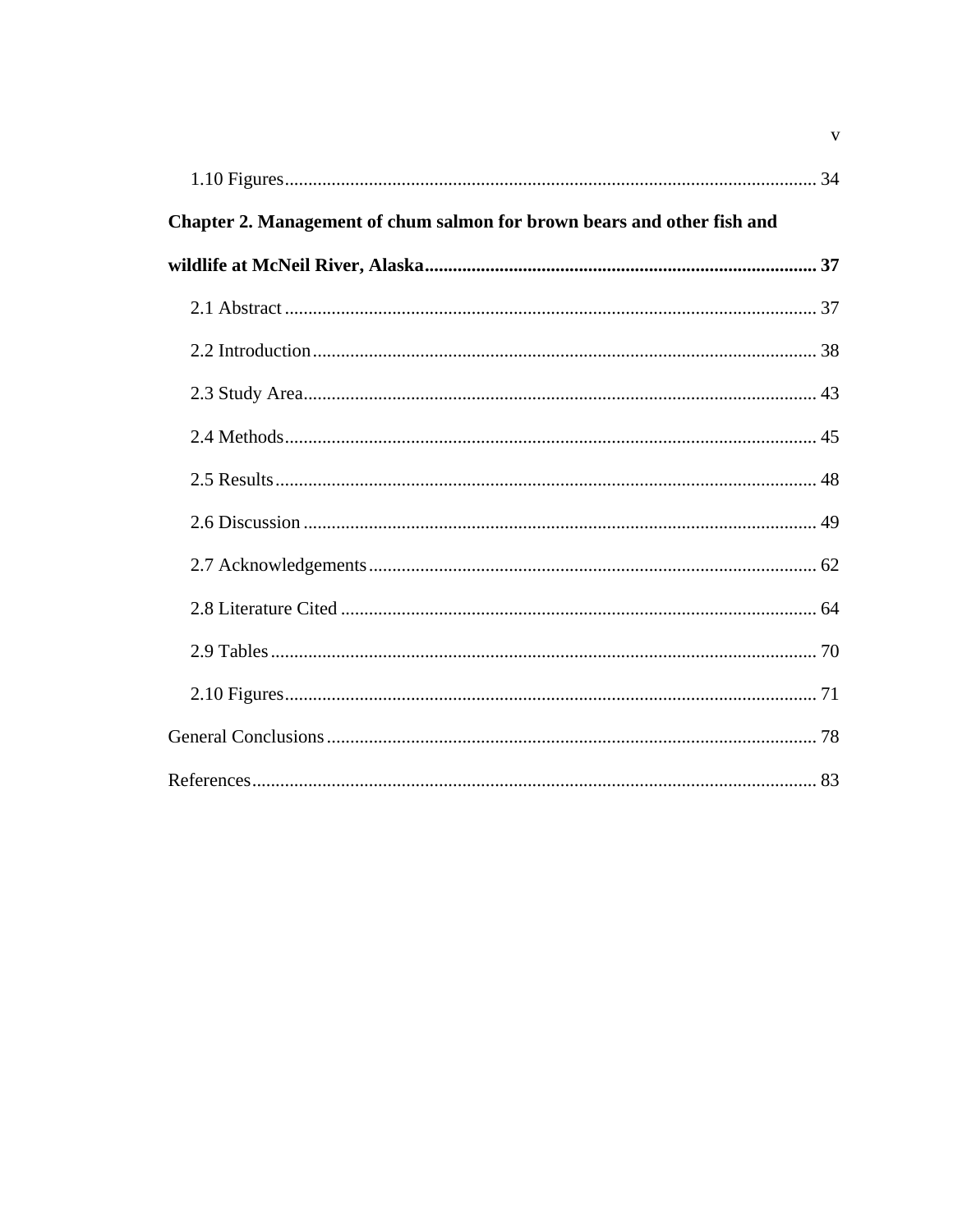1.10 Figures ........................................................................................................... 34

**Chapter 2. Management of chum salmon for brown bears and other fish and wildlife at McNeil River, Alaska ........................................................................................ 37**

2.1 Abstract ........................................................................................................... 37

2.2 Introduction ........................................................................................................... 38

2.3 Study Area ........................................................................................................... 43

2.4 Methods ........................................................................................................... 45

2.5 Results ........................................................................................................... 48

2.6 Discussion ........................................................................................................... 49

2.7 Acknowledgements ........................................................................................................... 62

2.8 Literature Cited ........................................................................................................... 64

2.9 Tables ........................................................................................................... 70

2.10 Figures ........................................................................................................... 71

General Conclusions ........................................................................................................... 78

References ........................................................................................................... 83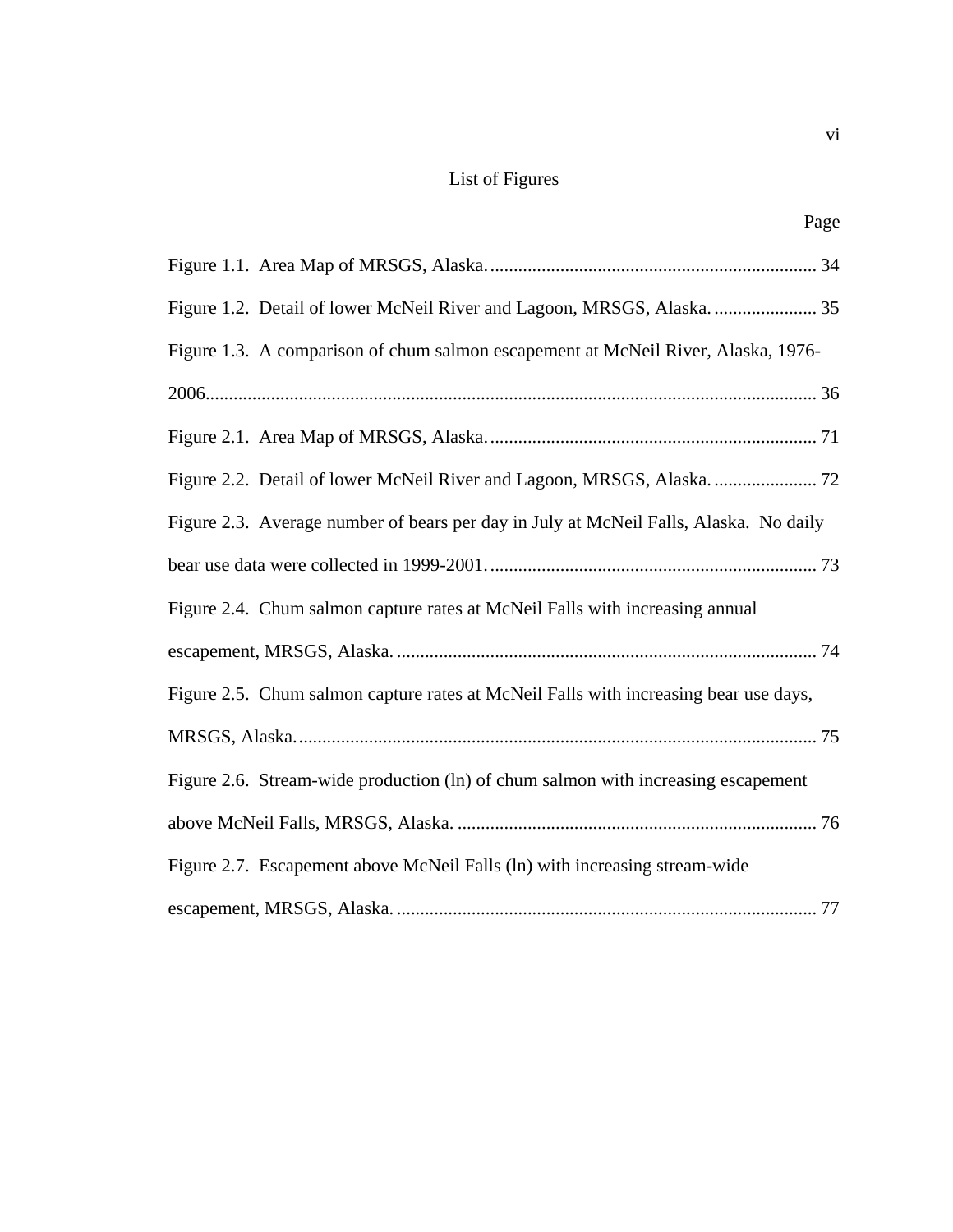# List of Figures

Page

Figure 1.1. Area Map of MRSGS, Alaska. ...................................................................... 34

Figure 1.2. Detail of lower McNeil River and Lagoon, MRSGS, Alaska. ...................... 35

Figure 1.3. A comparison of chum salmon escapement at McNeil River, Alaska, 1976-2006.................................................................................................................. 36

Figure 2.1. Area Map of MRSGS, Alaska. ...................................................................... 71

Figure 2.2. Detail of lower McNeil River and Lagoon, MRSGS, Alaska. ...................... 72

Figure 2.3. Average number of bears per day in July at McNeil Falls, Alaska. No daily bear use data were collected in 1999-2001. ...................................................................... 73

Figure 2.4. Chum salmon capture rates at McNeil Falls with increasing annual escapement, MRSGS, Alaska. .......................................................................................... 74

Figure 2.5. Chum salmon capture rates at McNeil Falls with increasing bear use days, MRSGS, Alaska. .............................................................................................................. 75

Figure 2.6. Stream-wide production (ln) of chum salmon with increasing escapement above McNeil Falls, MRSGS, Alaska. ............................................................................. 76

Figure 2.7. Escapement above McNeil Falls (ln) with increasing stream-wide escapement, MRSGS, Alaska. .......................................................................................... 77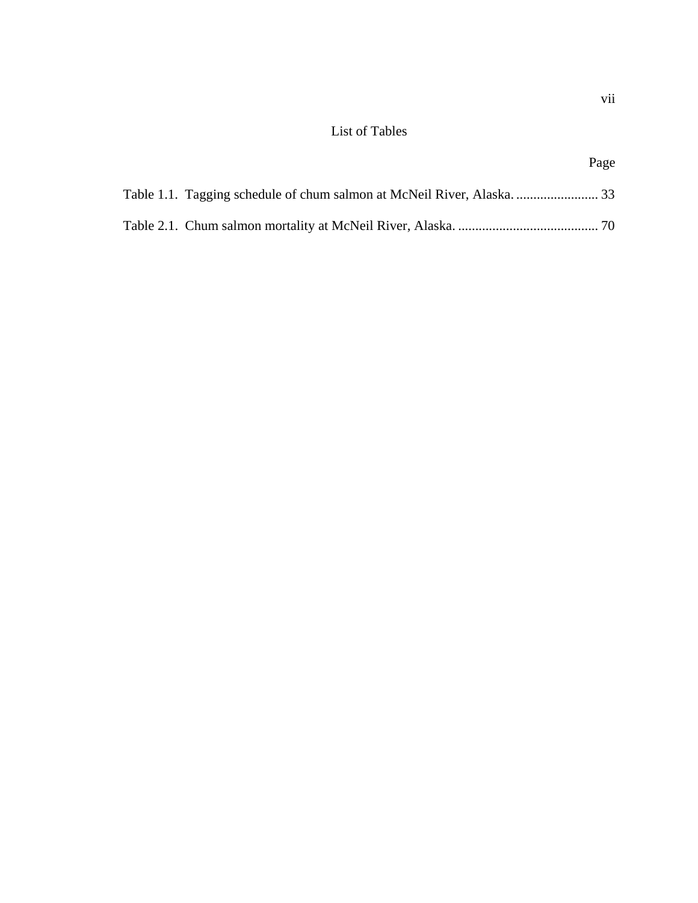# List of Tables

Page

Table 1.1. Tagging schedule of chum salmon at McNeil River, Alaska. ........................ 33

Table 2.1. Chum salmon mortality at McNeil River, Alaska. ......................................... 70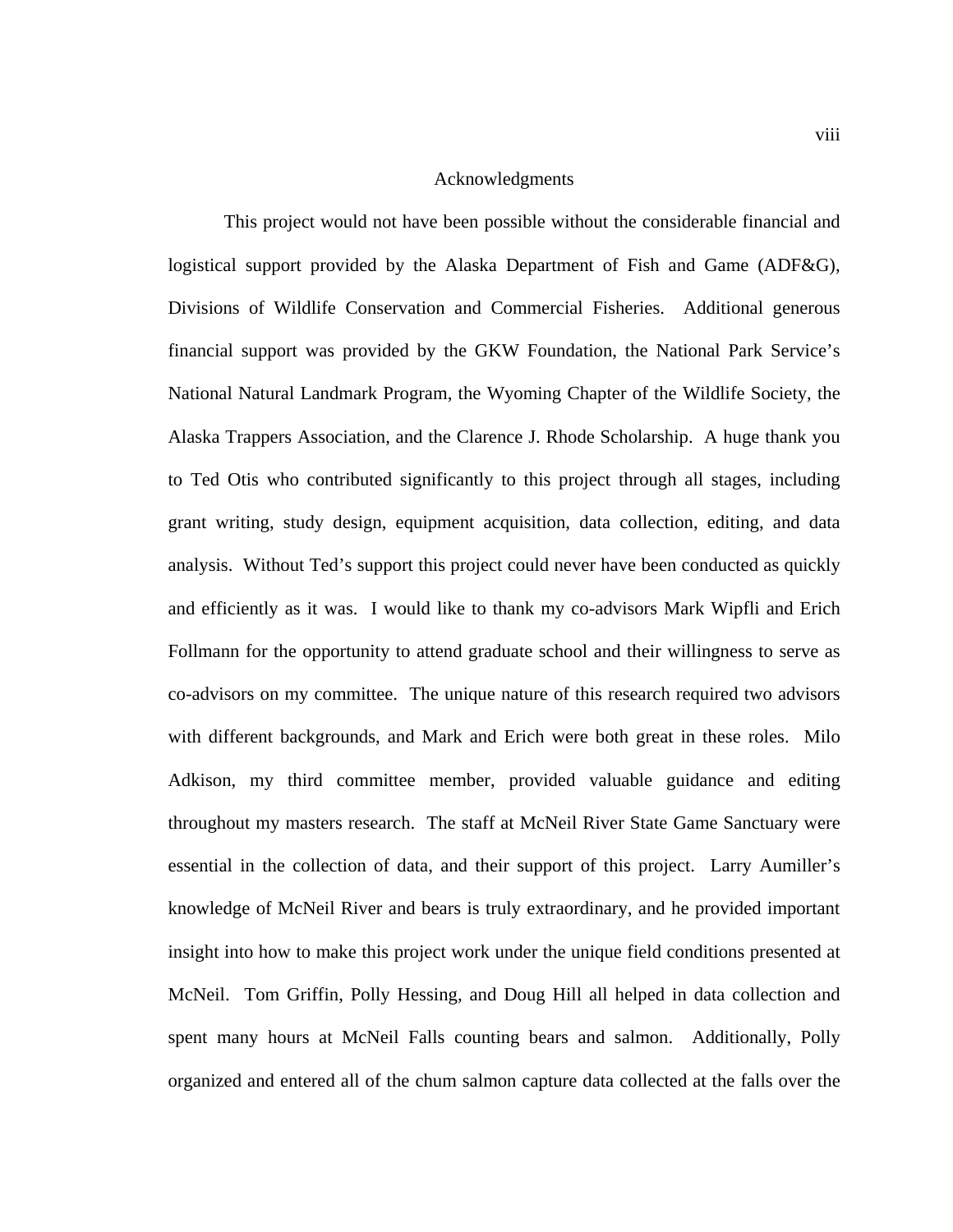# Acknowledgments

This project would not have been possible without the considerable financial and logistical support provided by the Alaska Department of Fish and Game (ADF&G), Divisions of Wildlife Conservation and Commercial Fisheries. Additional generous financial support was provided by the GKW Foundation, the National Park Service's National Natural Landmark Program, the Wyoming Chapter of the Wildlife Society, the Alaska Trappers Association, and the Clarence J. Rhode Scholarship. A huge thank you to Ted Otis who contributed significantly to this project through all stages, including grant writing, study design, equipment acquisition, data collection, editing, and data analysis. Without Ted's support this project could never have been conducted as quickly and efficiently as it was. I would like to thank my co-advisors Mark Wipfli and Erich Follmann for the opportunity to attend graduate school and their willingness to serve as co-advisors on my committee. The unique nature of this research required two advisors with different backgrounds, and Mark and Erich were both great in these roles. Milo Adkison, my third committee member, provided valuable guidance and editing throughout my masters research. The staff at McNeil River State Game Sanctuary were essential in the collection of data, and their support of this project. Larry Aumiller's knowledge of McNeil River and bears is truly extraordinary, and he provided important insight into how to make this project work under the unique field conditions presented at McNeil. Tom Griffin, Polly Hessing, and Doug Hill all helped in data collection and spent many hours at McNeil Falls counting bears and salmon. Additionally, Polly organized and entered all of the chum salmon capture data collected at the falls over the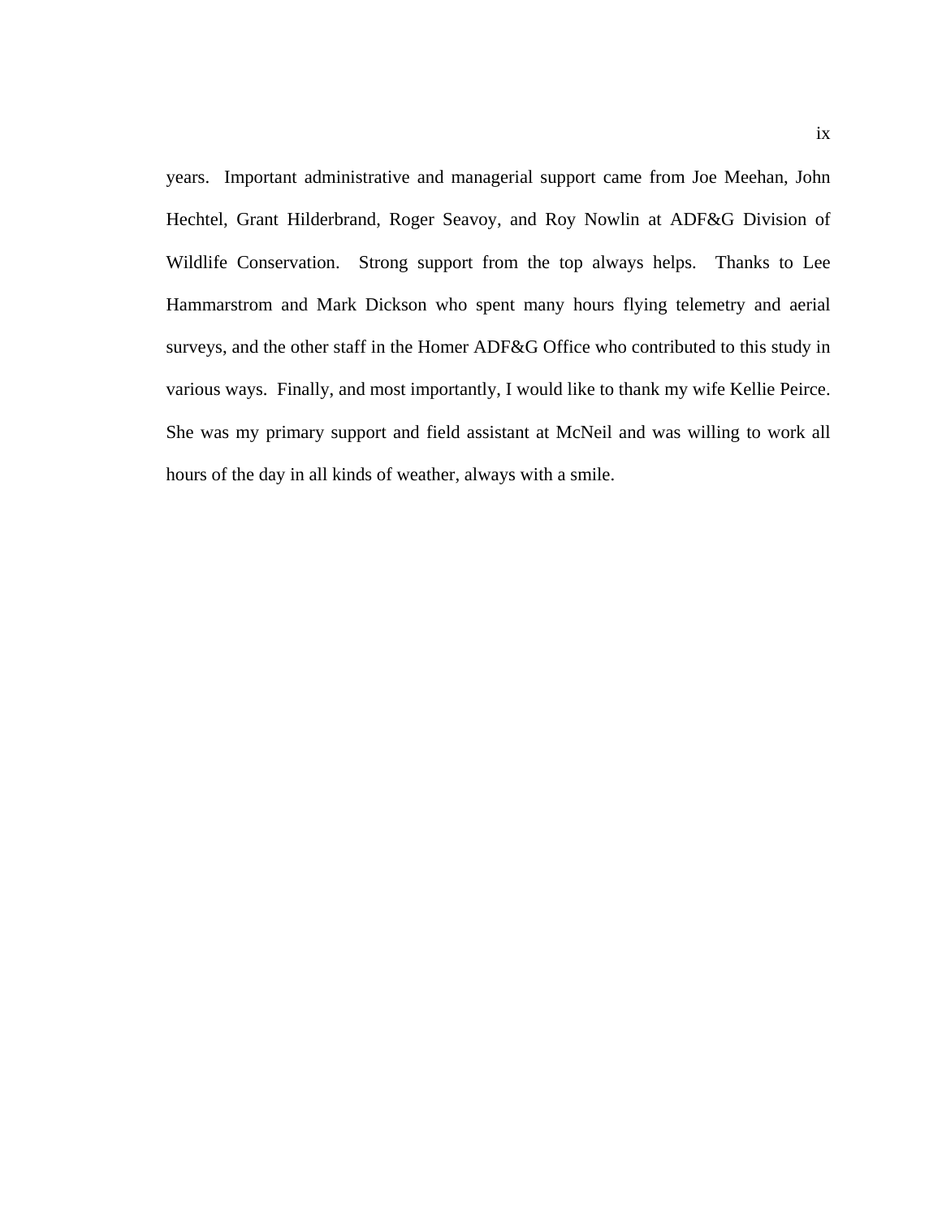years. Important administrative and managerial support came from Joe Meehan, John Hechtel, Grant Hilderbrand, Roger Seavoy, and Roy Nowlin at ADF&G Division of Wildlife Conservation. Strong support from the top always helps. Thanks to Lee Hammarstrom and Mark Dickson who spent many hours flying telemetry and aerial surveys, and the other staff in the Homer ADF&G Office who contributed to this study in various ways. Finally, and most importantly, I would like to thank my wife Kellie Peirce. She was my primary support and field assistant at McNeil and was willing to work all hours of the day in all kinds of weather, always with a smile.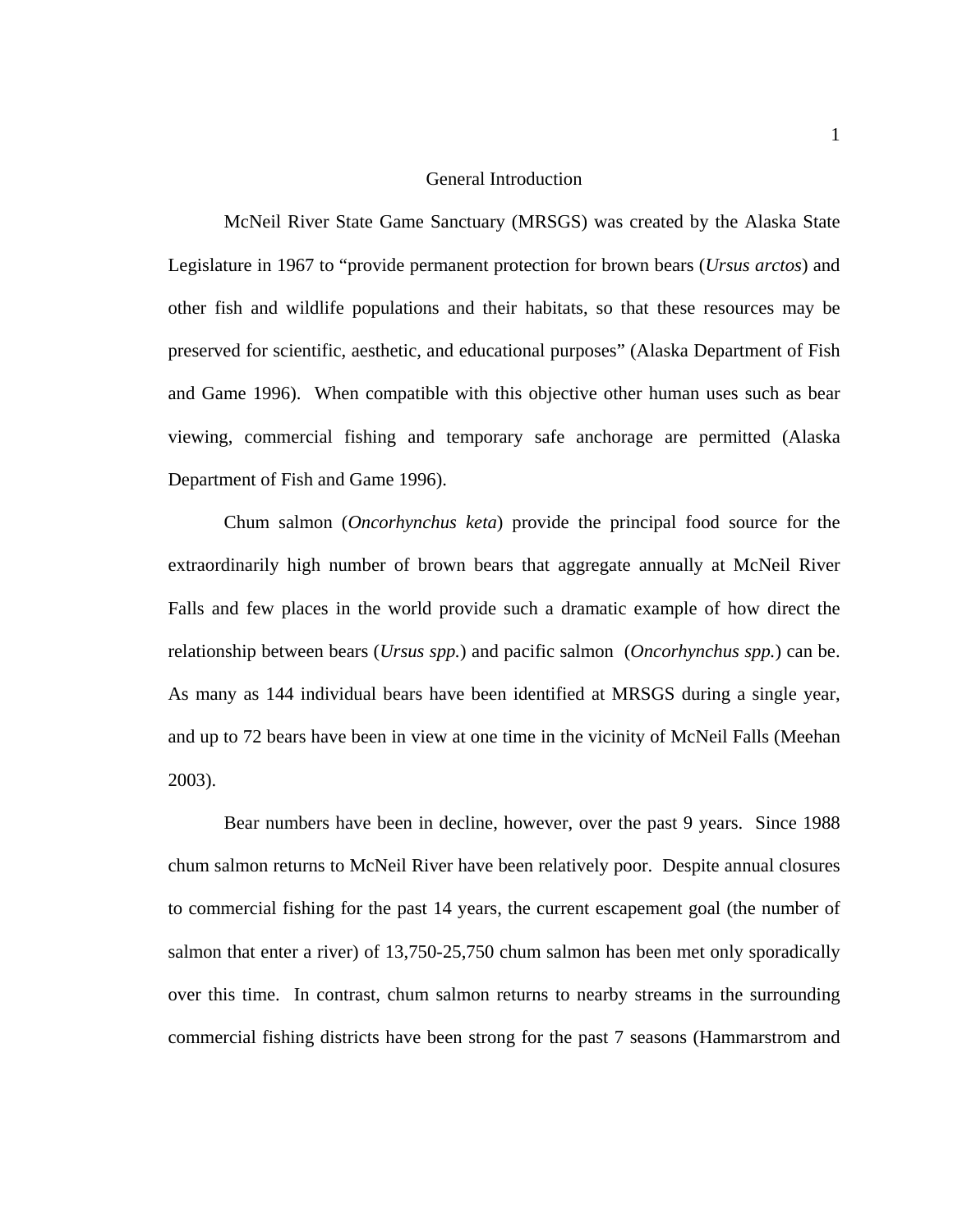# General Introduction

McNeil River State Game Sanctuary (MRSGS) was created by the Alaska State Legislature in 1967 to "provide permanent protection for brown bears (*Ursus arctos*) and other fish and wildlife populations and their habitats, so that these resources may be preserved for scientific, aesthetic, and educational purposes" (Alaska Department of Fish and Game 1996). When compatible with this objective other human uses such as bear viewing, commercial fishing and temporary safe anchorage are permitted (Alaska Department of Fish and Game 1996).

Chum salmon (*Oncorhynchus keta*) provide the principal food source for the extraordinarily high number of brown bears that aggregate annually at McNeil River Falls and few places in the world provide such a dramatic example of how direct the relationship between bears (*Ursus spp.*) and pacific salmon (*Oncorhynchus spp.*) can be. As many as 144 individual bears have been identified at MRSGS during a single year, and up to 72 bears have been in view at one time in the vicinity of McNeil Falls (Meehan 2003).

Bear numbers have been in decline, however, over the past 9 years. Since 1988 chum salmon returns to McNeil River have been relatively poor. Despite annual closures to commercial fishing for the past 14 years, the current escapement goal (the number of salmon that enter a river) of 13,750-25,750 chum salmon has been met only sporadically over this time. In contrast, chum salmon returns to nearby streams in the surrounding commercial fishing districts have been strong for the past 7 seasons (Hammarstrom and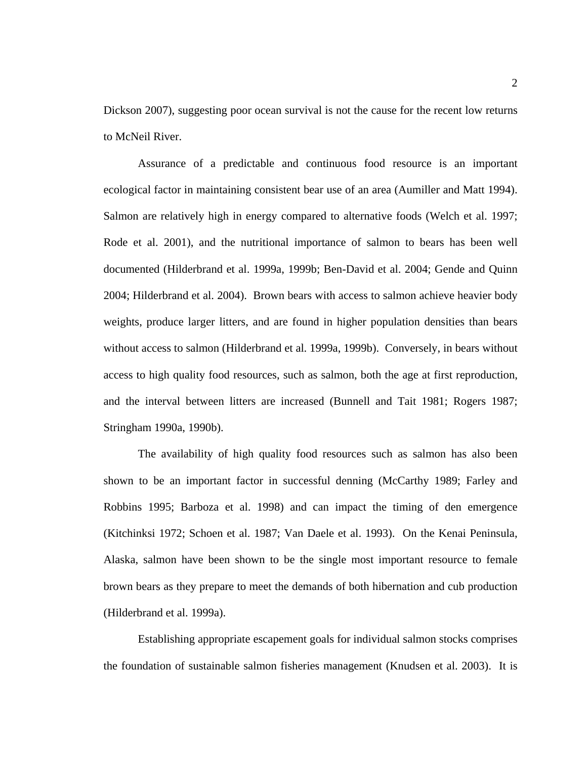Dickson 2007), suggesting poor ocean survival is not the cause for the recent low returns to McNeil River.

Assurance of a predictable and continuous food resource is an important ecological factor in maintaining consistent bear use of an area (Aumiller and Matt 1994). Salmon are relatively high in energy compared to alternative foods (Welch et al. 1997; Rode et al. 2001), and the nutritional importance of salmon to bears has been well documented (Hilderbrand et al. 1999a, 1999b; Ben-David et al. 2004; Gende and Quinn 2004; Hilderbrand et al. 2004). Brown bears with access to salmon achieve heavier body weights, produce larger litters, and are found in higher population densities than bears without access to salmon (Hilderbrand et al. 1999a, 1999b). Conversely, in bears without access to high quality food resources, such as salmon, both the age at first reproduction, and the interval between litters are increased (Bunnell and Tait 1981; Rogers 1987; Stringham 1990a, 1990b).

The availability of high quality food resources such as salmon has also been shown to be an important factor in successful denning (McCarthy 1989; Farley and Robbins 1995; Barboza et al. 1998) and can impact the timing of den emergence (Kitchinksi 1972; Schoen et al. 1987; Van Daele et al. 1993). On the Kenai Peninsula, Alaska, salmon have been shown to be the single most important resource to female brown bears as they prepare to meet the demands of both hibernation and cub production (Hilderbrand et al. 1999a).

Establishing appropriate escapement goals for individual salmon stocks comprises the foundation of sustainable salmon fisheries management (Knudsen et al. 2003). It is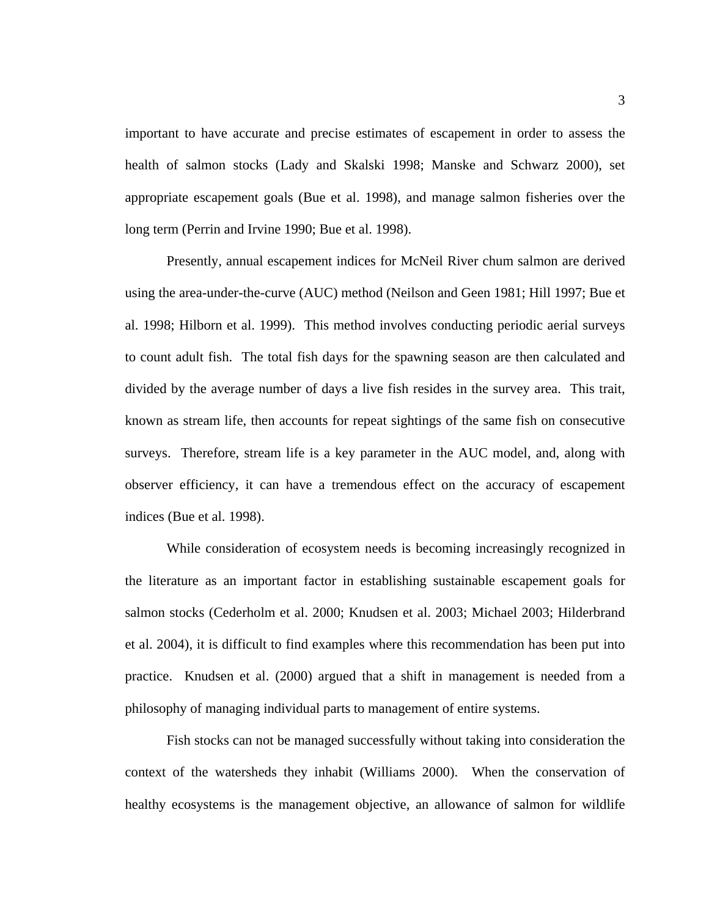important to have accurate and precise estimates of escapement in order to assess the health of salmon stocks (Lady and Skalski 1998; Manske and Schwarz 2000), set appropriate escapement goals (Bue et al. 1998), and manage salmon fisheries over the long term (Perrin and Irvine 1990; Bue et al. 1998).

Presently, annual escapement indices for McNeil River chum salmon are derived using the area-under-the-curve (AUC) method (Neilson and Geen 1981; Hill 1997; Bue et al. 1998; Hilborn et al. 1999). This method involves conducting periodic aerial surveys to count adult fish. The total fish days for the spawning season are then calculated and divided by the average number of days a live fish resides in the survey area. This trait, known as stream life, then accounts for repeat sightings of the same fish on consecutive surveys. Therefore, stream life is a key parameter in the AUC model, and, along with observer efficiency, it can have a tremendous effect on the accuracy of escapement indices (Bue et al. 1998).

While consideration of ecosystem needs is becoming increasingly recognized in the literature as an important factor in establishing sustainable escapement goals for salmon stocks (Cederholm et al. 2000; Knudsen et al. 2003; Michael 2003; Hilderbrand et al. 2004), it is difficult to find examples where this recommendation has been put into practice. Knudsen et al. (2000) argued that a shift in management is needed from a philosophy of managing individual parts to management of entire systems.

Fish stocks can not be managed successfully without taking into consideration the context of the watersheds they inhabit (Williams 2000). When the conservation of healthy ecosystems is the management objective, an allowance of salmon for wildlife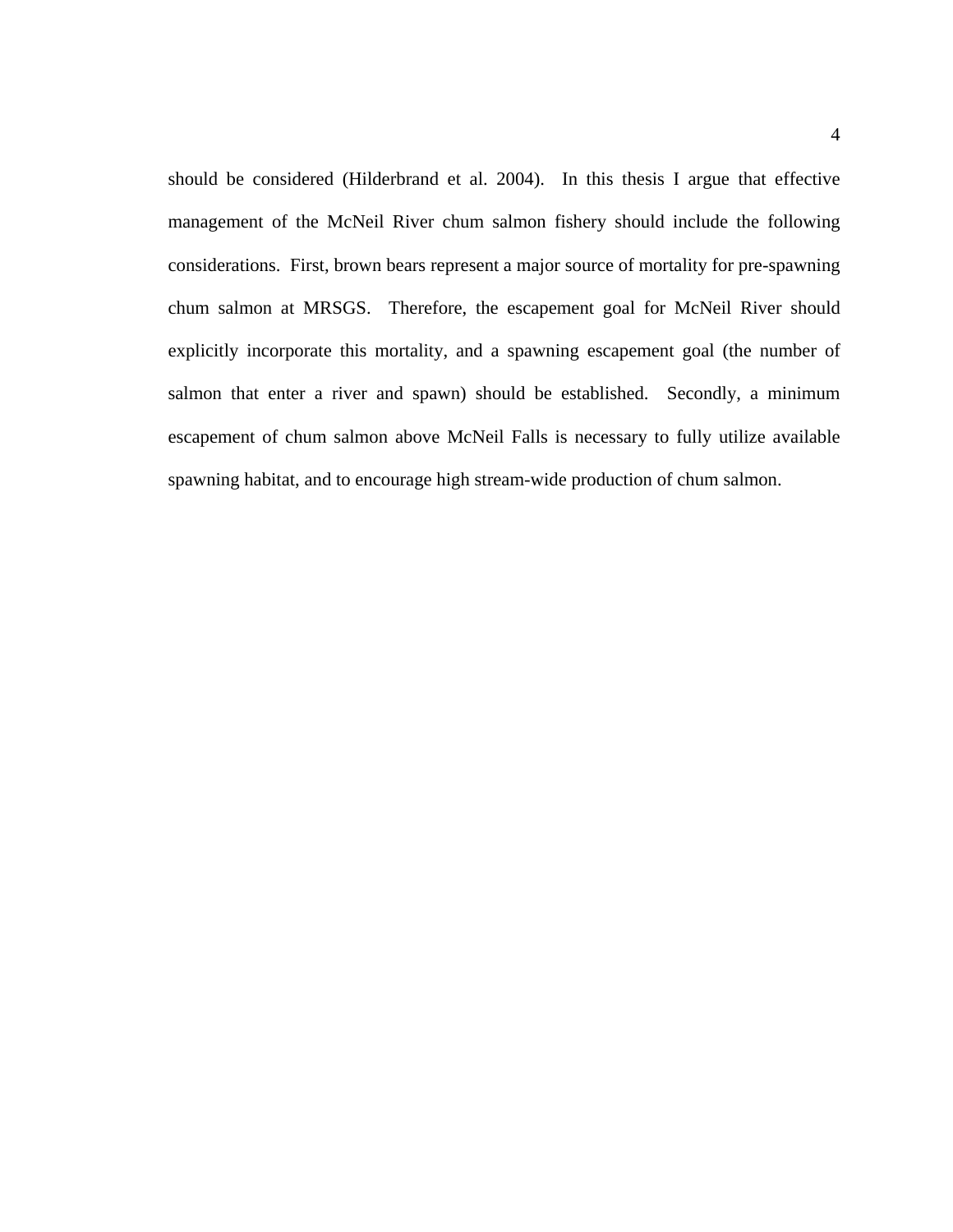should be considered (Hilderbrand et al. 2004). In this thesis I argue that effective management of the McNeil River chum salmon fishery should include the following considerations. First, brown bears represent a major source of mortality for pre-spawning chum salmon at MRSGS. Therefore, the escapement goal for McNeil River should explicitly incorporate this mortality, and a spawning escapement goal (the number of salmon that enter a river and spawn) should be established. Secondly, a minimum escapement of chum salmon above McNeil Falls is necessary to fully utilize available spawning habitat, and to encourage high stream-wide production of chum salmon.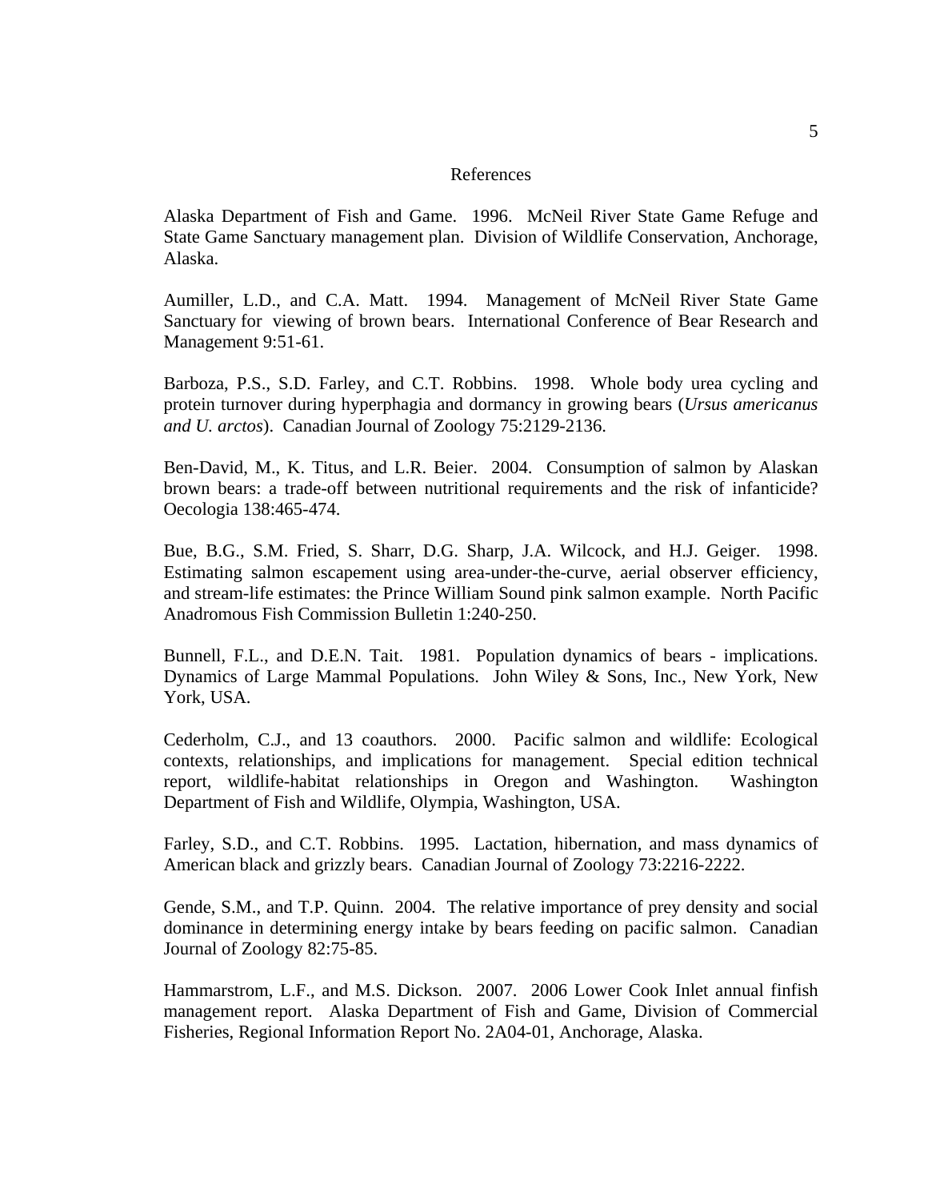References

Alaska Department of Fish and Game. 1996. McNeil River State Game Refuge and State Game Sanctuary management plan. Division of Wildlife Conservation, Anchorage, Alaska.

Aumiller, L.D., and C.A. Matt. 1994. Management of McNeil River State Game Sanctuary for viewing of brown bears. International Conference of Bear Research and Management 9:51-61.

Barboza, P.S., S.D. Farley, and C.T. Robbins. 1998. Whole body urea cycling and protein turnover during hyperphagia and dormancy in growing bears (*Ursus americanus and U. arctos*). Canadian Journal of Zoology 75:2129-2136.

Ben-David, M., K. Titus, and L.R. Beier. 2004. Consumption of salmon by Alaskan brown bears: a trade-off between nutritional requirements and the risk of infanticide? Oecologia 138:465-474.

Bue, B.G., S.M. Fried, S. Sharr, D.G. Sharp, J.A. Wilcock, and H.J. Geiger. 1998. Estimating salmon escapement using area-under-the-curve, aerial observer efficiency, and stream-life estimates: the Prince William Sound pink salmon example. North Pacific Anadromous Fish Commission Bulletin 1:240-250.

Bunnell, F.L., and D.E.N. Tait. 1981. Population dynamics of bears - implications. Dynamics of Large Mammal Populations. John Wiley & Sons, Inc., New York, New York, USA.

Cederholm, C.J., and 13 coauthors. 2000. Pacific salmon and wildlife: Ecological contexts, relationships, and implications for management. Special edition technical report, wildlife-habitat relationships in Oregon and Washington. Washington Department of Fish and Wildlife, Olympia, Washington, USA.

Farley, S.D., and C.T. Robbins. 1995. Lactation, hibernation, and mass dynamics of American black and grizzly bears. Canadian Journal of Zoology 73:2216-2222.

Gende, S.M., and T.P. Quinn. 2004. The relative importance of prey density and social dominance in determining energy intake by bears feeding on pacific salmon. Canadian Journal of Zoology 82:75-85.

Hammarstrom, L.F., and M.S. Dickson. 2007. 2006 Lower Cook Inlet annual finfish management report. Alaska Department of Fish and Game, Division of Commercial Fisheries, Regional Information Report No. 2A04-01, Anchorage, Alaska.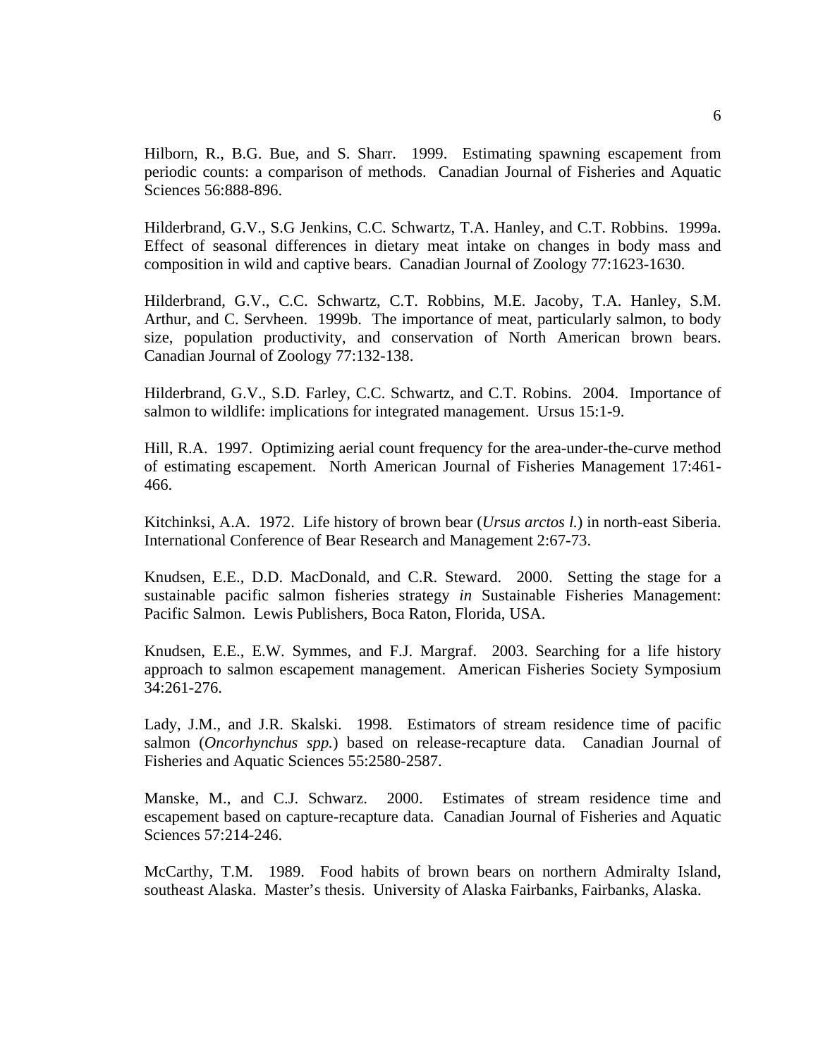Hilborn, R., B.G. Bue, and S. Sharr. 1999. Estimating spawning escapement from periodic counts: a comparison of methods. Canadian Journal of Fisheries and Aquatic Sciences 56:888-896.

Hilderbrand, G.V., S.G Jenkins, C.C. Schwartz, T.A. Hanley, and C.T. Robbins. 1999a. Effect of seasonal differences in dietary meat intake on changes in body mass and composition in wild and captive bears. Canadian Journal of Zoology 77:1623-1630.

Hilderbrand, G.V., C.C. Schwartz, C.T. Robbins, M.E. Jacoby, T.A. Hanley, S.M. Arthur, and C. Servheen. 1999b. The importance of meat, particularly salmon, to body size, population productivity, and conservation of North American brown bears. Canadian Journal of Zoology 77:132-138.

Hilderbrand, G.V., S.D. Farley, C.C. Schwartz, and C.T. Robins. 2004. Importance of salmon to wildlife: implications for integrated management. Ursus 15:1-9.

Hill, R.A. 1997. Optimizing aerial count frequency for the area-under-the-curve method of estimating escapement. North American Journal of Fisheries Management 17:461-466.

Kitchinksi, A.A. 1972. Life history of brown bear (*Ursus arctos l.*) in north-east Siberia. International Conference of Bear Research and Management 2:67-73.

Knudsen, E.E., D.D. MacDonald, and C.R. Steward. 2000. Setting the stage for a sustainable pacific salmon fisheries strategy *in* Sustainable Fisheries Management: Pacific Salmon. Lewis Publishers, Boca Raton, Florida, USA.

Knudsen, E.E., E.W. Symmes, and F.J. Margraf. 2003. Searching for a life history approach to salmon escapement management. American Fisheries Society Symposium 34:261-276.

Lady, J.M., and J.R. Skalski. 1998. Estimators of stream residence time of pacific salmon (*Oncorhynchus spp.*) based on release-recapture data. Canadian Journal of Fisheries and Aquatic Sciences 55:2580-2587.

Manske, M., and C.J. Schwarz. 2000. Estimates of stream residence time and escapement based on capture-recapture data. Canadian Journal of Fisheries and Aquatic Sciences 57:214-246.

McCarthy, T.M. 1989. Food habits of brown bears on northern Admiralty Island, southeast Alaska. Master's thesis. University of Alaska Fairbanks, Fairbanks, Alaska.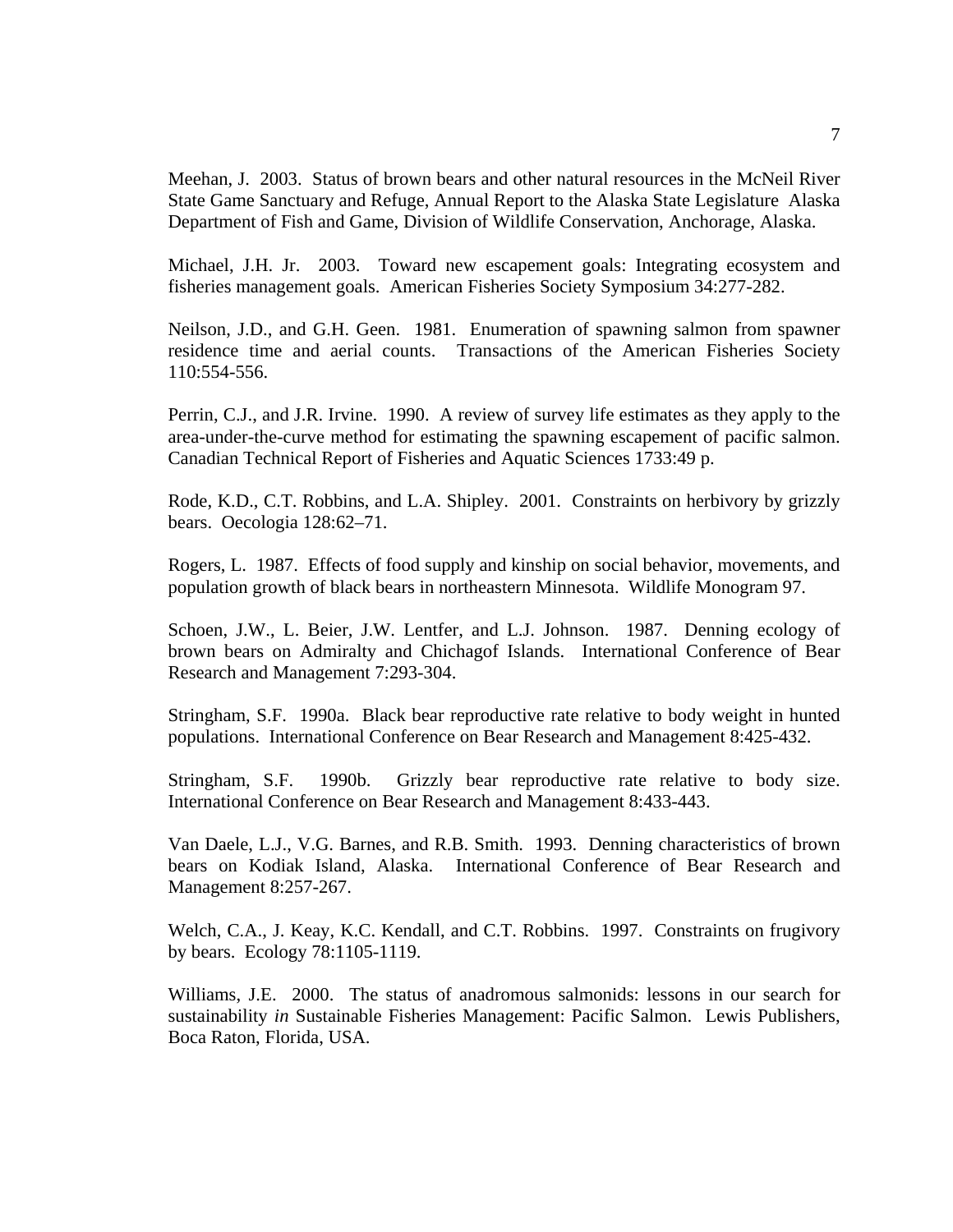Meehan, J. 2003. Status of brown bears and other natural resources in the McNeil River State Game Sanctuary and Refuge, Annual Report to the Alaska State Legislature Alaska Department of Fish and Game, Division of Wildlife Conservation, Anchorage, Alaska.

Michael, J.H. Jr. 2003. Toward new escapement goals: Integrating ecosystem and fisheries management goals. American Fisheries Society Symposium 34:277-282.

Neilson, J.D., and G.H. Geen. 1981. Enumeration of spawning salmon from spawner residence time and aerial counts. Transactions of the American Fisheries Society 110:554-556.

Perrin, C.J., and J.R. Irvine. 1990. A review of survey life estimates as they apply to the area-under-the-curve method for estimating the spawning escapement of pacific salmon. Canadian Technical Report of Fisheries and Aquatic Sciences 1733:49 p.

Rode, K.D., C.T. Robbins, and L.A. Shipley. 2001. Constraints on herbivory by grizzly bears. Oecologia 128:62–71.

Rogers, L. 1987. Effects of food supply and kinship on social behavior, movements, and population growth of black bears in northeastern Minnesota. Wildlife Monogram 97.

Schoen, J.W., L. Beier, J.W. Lentfer, and L.J. Johnson. 1987. Denning ecology of brown bears on Admiralty and Chichagof Islands. International Conference of Bear Research and Management 7:293-304.

Stringham, S.F. 1990a. Black bear reproductive rate relative to body weight in hunted populations. International Conference on Bear Research and Management 8:425-432.

Stringham, S.F. 1990b. Grizzly bear reproductive rate relative to body size. International Conference on Bear Research and Management 8:433-443.

Van Daele, L.J., V.G. Barnes, and R.B. Smith. 1993. Denning characteristics of brown bears on Kodiak Island, Alaska. International Conference of Bear Research and Management 8:257-267.

Welch, C.A., J. Keay, K.C. Kendall, and C.T. Robbins. 1997. Constraints on frugivory by bears. Ecology 78:1105-1119.

Williams, J.E. 2000. The status of anadromous salmonids: lessons in our search for sustainability *in* Sustainable Fisheries Management: Pacific Salmon. Lewis Publishers, Boca Raton, Florida, USA.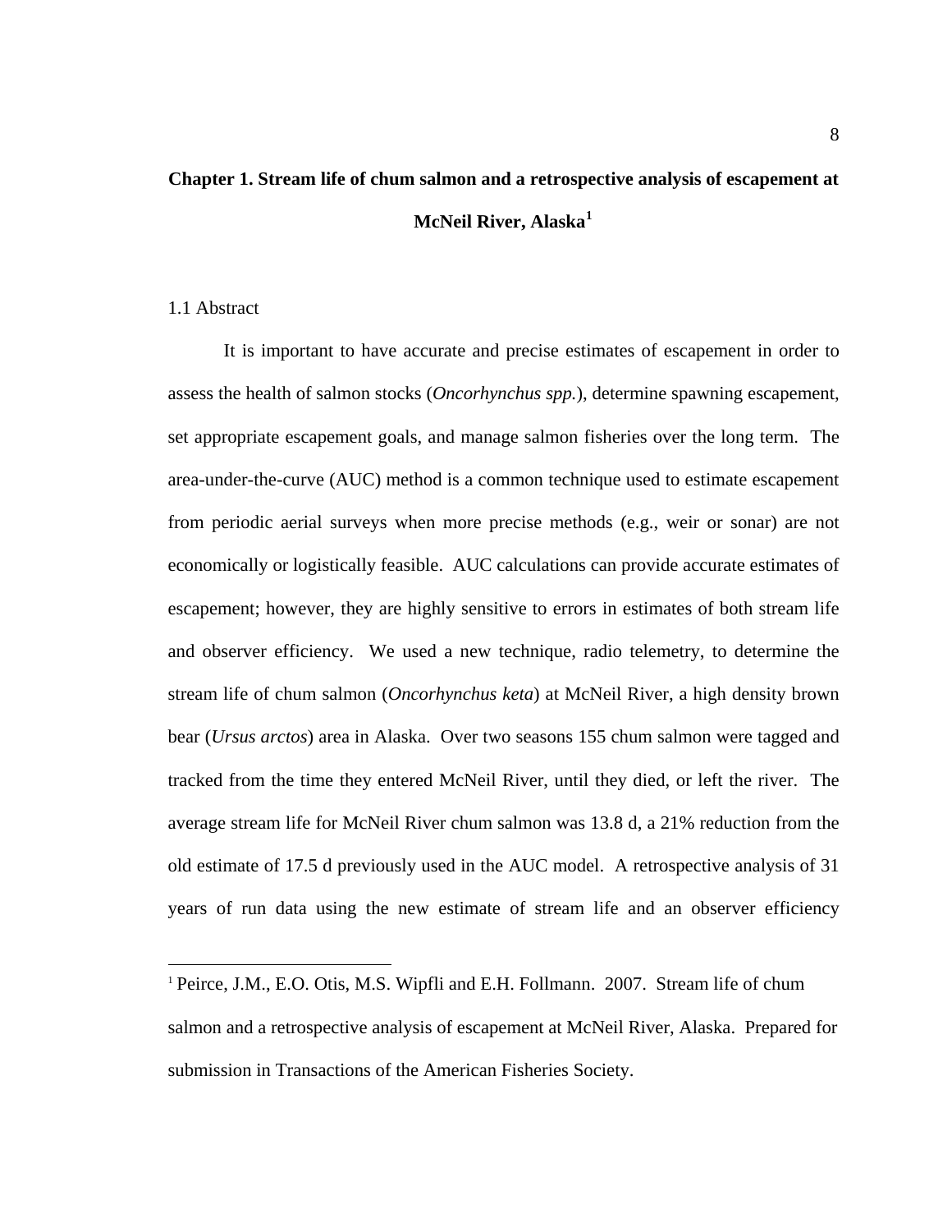# Chapter 1. Stream life of chum salmon and a retrospective analysis of escapement at McNeil River, Alaska[1]

## 1.1 Abstract

It is important to have accurate and precise estimates of escapement in order to assess the health of salmon stocks (*Oncorhynchus spp.*), determine spawning escapement, set appropriate escapement goals, and manage salmon fisheries over the long term. The area-under-the-curve (AUC) method is a common technique used to estimate escapement from periodic aerial surveys when more precise methods (e.g., weir or sonar) are not economically or logistically feasible. AUC calculations can provide accurate estimates of escapement; however, they are highly sensitive to errors in estimates of both stream life and observer efficiency. We used a new technique, radio telemetry, to determine the stream life of chum salmon (*Oncorhynchus keta*) at McNeil River, a high density brown bear (*Ursus arctos*) area in Alaska. Over two seasons 155 chum salmon were tagged and tracked from the time they entered McNeil River, until they died, or left the river. The average stream life for McNeil River chum salmon was 13.8 d, a 21% reduction from the old estimate of 17.5 d previously used in the AUC model. A retrospective analysis of 31 years of run data using the new estimate of stream life and an observer efficiency

---

[1] Peirce, J.M., E.O. Otis, M.S. Wipfli and E.H. Follmann. 2007. Stream life of chum salmon and a retrospective analysis of escapement at McNeil River, Alaska. Prepared for submission in Transactions of the American Fisheries Society.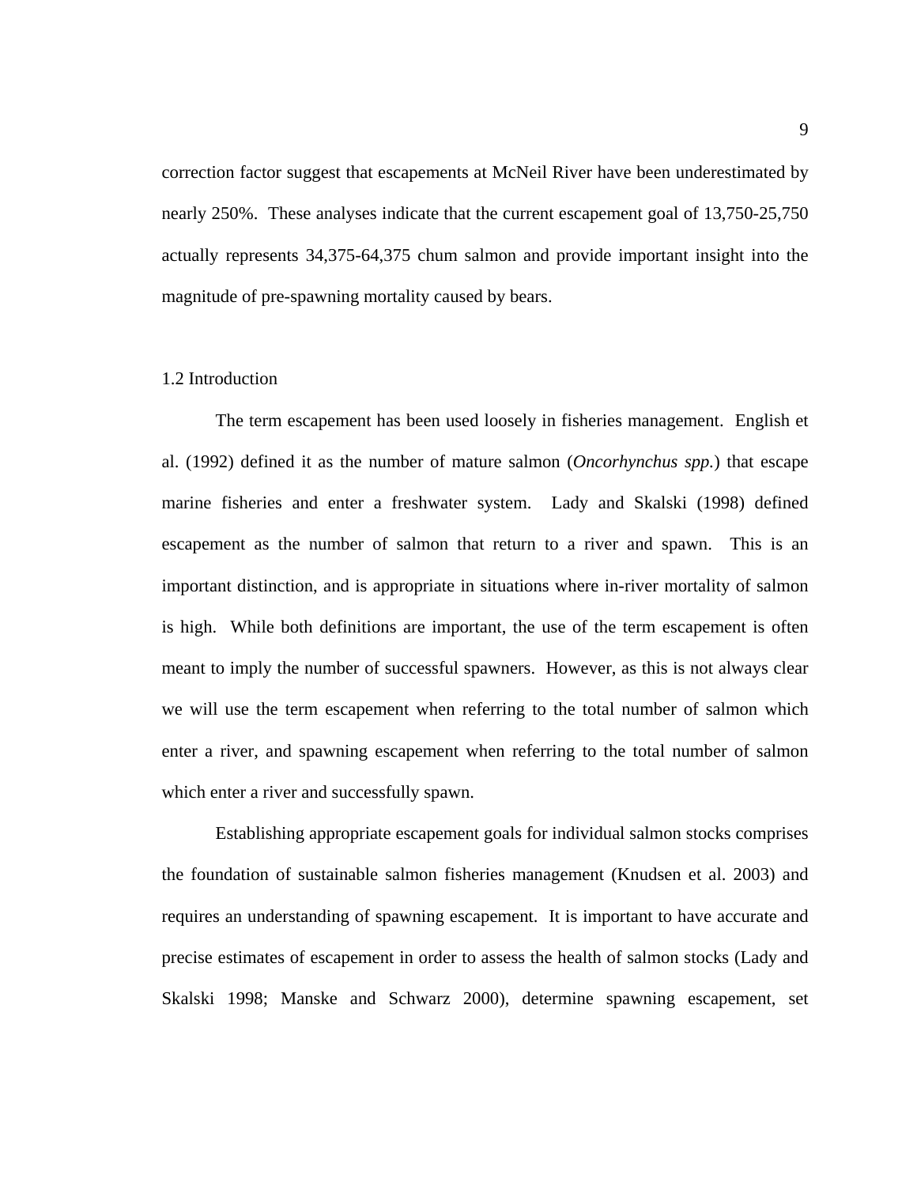correction factor suggest that escapements at McNeil River have been underestimated by nearly 250%. These analyses indicate that the current escapement goal of 13,750-25,750 actually represents 34,375-64,375 chum salmon and provide important insight into the magnitude of pre-spawning mortality caused by bears.

## 1.2 Introduction

The term escapement has been used loosely in fisheries management. English et al. (1992) defined it as the number of mature salmon (*Oncorhynchus spp.*) that escape marine fisheries and enter a freshwater system. Lady and Skalski (1998) defined escapement as the number of salmon that return to a river and spawn. This is an important distinction, and is appropriate in situations where in-river mortality of salmon is high. While both definitions are important, the use of the term escapement is often meant to imply the number of successful spawners. However, as this is not always clear we will use the term escapement when referring to the total number of salmon which enter a river, and spawning escapement when referring to the total number of salmon which enter a river and successfully spawn.

Establishing appropriate escapement goals for individual salmon stocks comprises the foundation of sustainable salmon fisheries management (Knudsen et al. 2003) and requires an understanding of spawning escapement. It is important to have accurate and precise estimates of escapement in order to assess the health of salmon stocks (Lady and Skalski 1998; Manske and Schwarz 2000), determine spawning escapement, set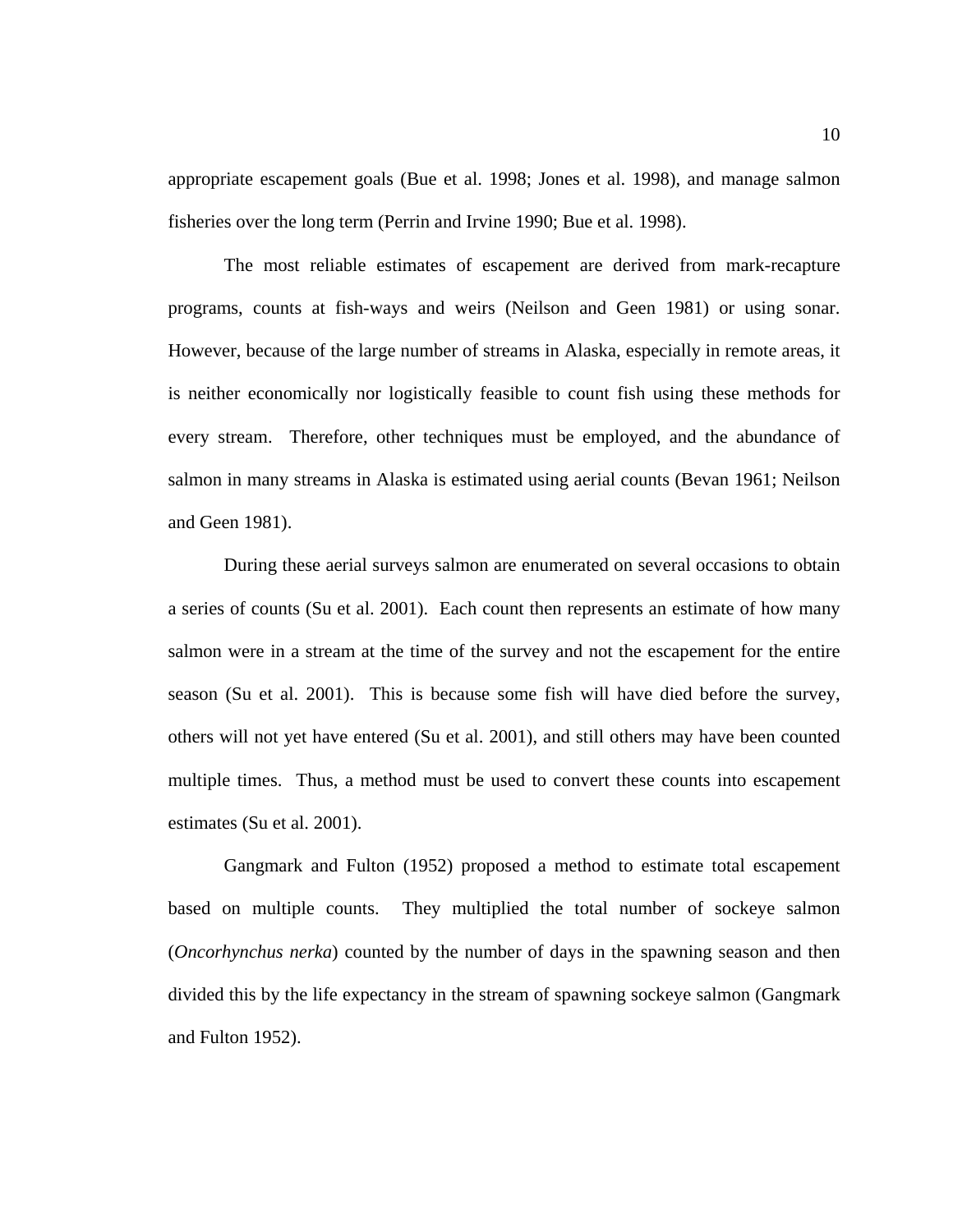appropriate escapement goals (Bue et al. 1998; Jones et al. 1998), and manage salmon fisheries over the long term (Perrin and Irvine 1990; Bue et al. 1998).

The most reliable estimates of escapement are derived from mark-recapture programs, counts at fish-ways and weirs (Neilson and Geen 1981) or using sonar. However, because of the large number of streams in Alaska, especially in remote areas, it is neither economically nor logistically feasible to count fish using these methods for every stream. Therefore, other techniques must be employed, and the abundance of salmon in many streams in Alaska is estimated using aerial counts (Bevan 1961; Neilson and Geen 1981).

During these aerial surveys salmon are enumerated on several occasions to obtain a series of counts (Su et al. 2001). Each count then represents an estimate of how many salmon were in a stream at the time of the survey and not the escapement for the entire season (Su et al. 2001). This is because some fish will have died before the survey, others will not yet have entered (Su et al. 2001), and still others may have been counted multiple times. Thus, a method must be used to convert these counts into escapement estimates (Su et al. 2001).

Gangmark and Fulton (1952) proposed a method to estimate total escapement based on multiple counts. They multiplied the total number of sockeye salmon (*Oncorhynchus nerka*) counted by the number of days in the spawning season and then divided this by the life expectancy in the stream of spawning sockeye salmon (Gangmark and Fulton 1952).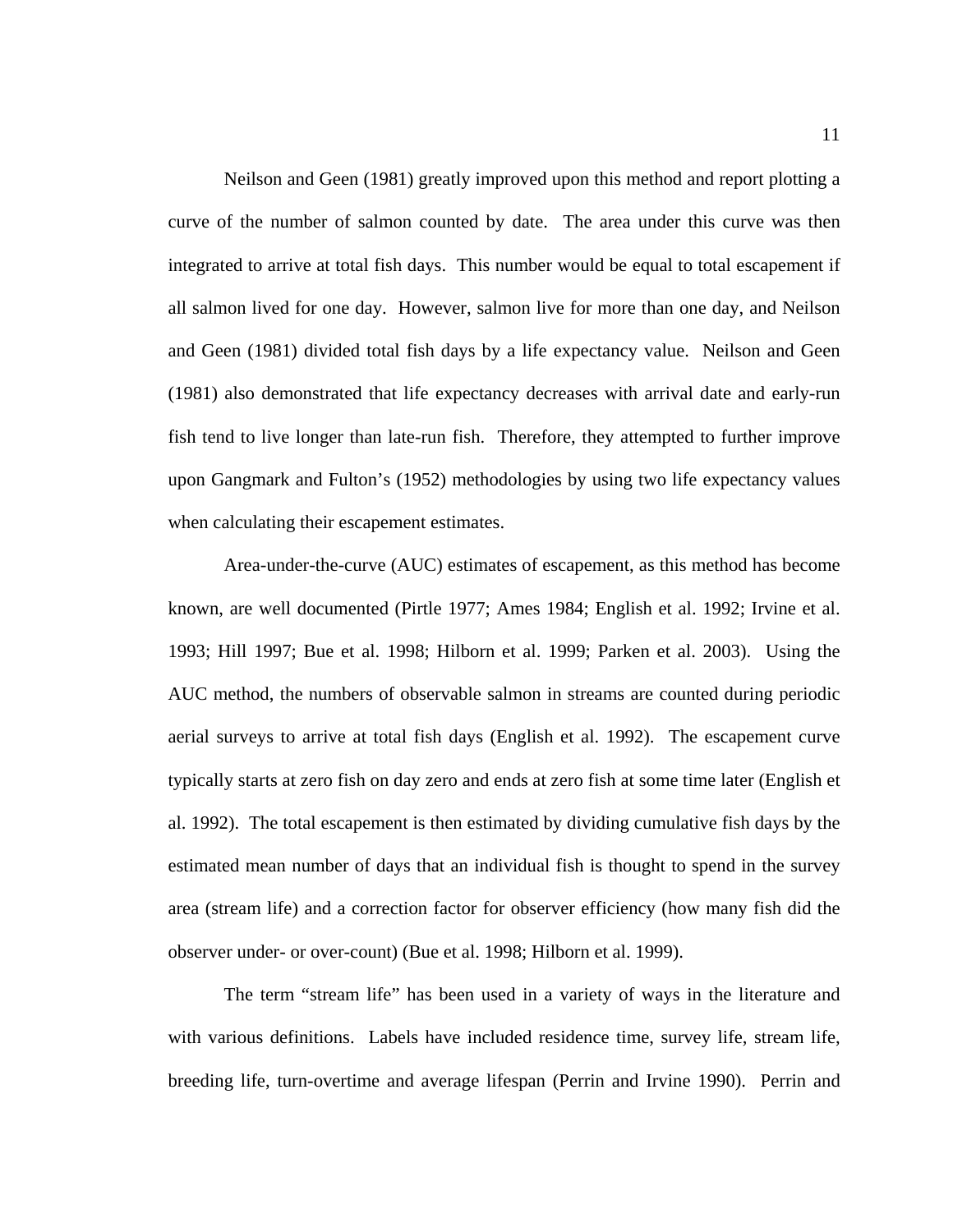Neilson and Geen (1981) greatly improved upon this method and report plotting a curve of the number of salmon counted by date. The area under this curve was then integrated to arrive at total fish days. This number would be equal to total escapement if all salmon lived for one day. However, salmon live for more than one day, and Neilson and Geen (1981) divided total fish days by a life expectancy value. Neilson and Geen (1981) also demonstrated that life expectancy decreases with arrival date and early-run fish tend to live longer than late-run fish. Therefore, they attempted to further improve upon Gangmark and Fulton's (1952) methodologies by using two life expectancy values when calculating their escapement estimates.

Area-under-the-curve (AUC) estimates of escapement, as this method has become known, are well documented (Pirtle 1977; Ames 1984; English et al. 1992; Irvine et al. 1993; Hill 1997; Bue et al. 1998; Hilborn et al. 1999; Parken et al. 2003). Using the AUC method, the numbers of observable salmon in streams are counted during periodic aerial surveys to arrive at total fish days (English et al. 1992). The escapement curve typically starts at zero fish on day zero and ends at zero fish at some time later (English et al. 1992). The total escapement is then estimated by dividing cumulative fish days by the estimated mean number of days that an individual fish is thought to spend in the survey area (stream life) and a correction factor for observer efficiency (how many fish did the observer under- or over-count) (Bue et al. 1998; Hilborn et al. 1999).

The term "stream life" has been used in a variety of ways in the literature and with various definitions. Labels have included residence time, survey life, stream life, breeding life, turn-overtime and average lifespan (Perrin and Irvine 1990). Perrin and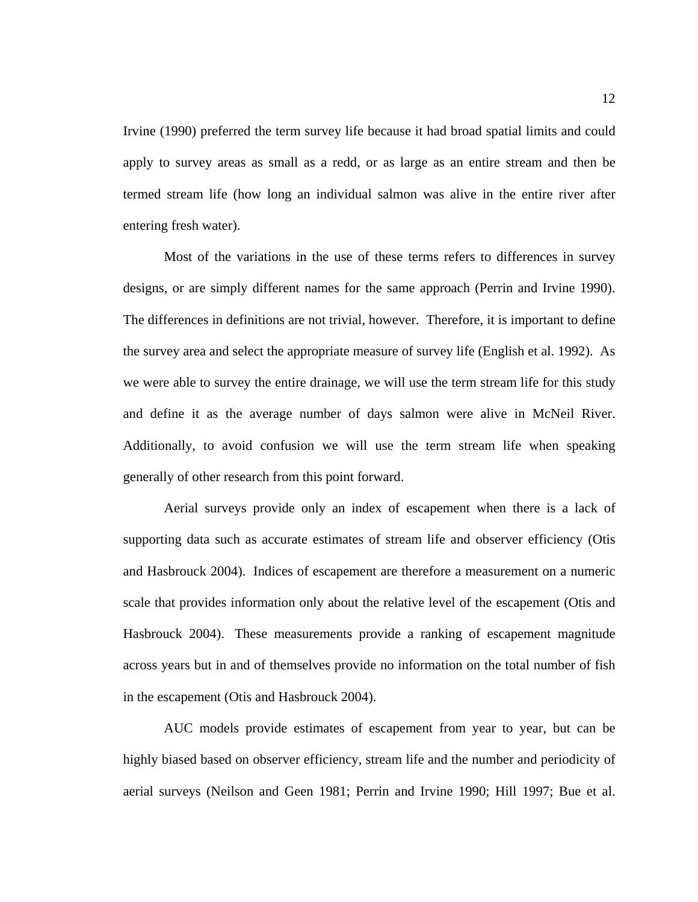Irvine (1990) preferred the term survey life because it had broad spatial limits and could apply to survey areas as small as a redd, or as large as an entire stream and then be termed stream life (how long an individual salmon was alive in the entire river after entering fresh water).

Most of the variations in the use of these terms refers to differences in survey designs, or are simply different names for the same approach (Perrin and Irvine 1990). The differences in definitions are not trivial, however. Therefore, it is important to define the survey area and select the appropriate measure of survey life (English et al. 1992). As we were able to survey the entire drainage, we will use the term stream life for this study and define it as the average number of days salmon were alive in McNeil River. Additionally, to avoid confusion we will use the term stream life when speaking generally of other research from this point forward.

Aerial surveys provide only an index of escapement when there is a lack of supporting data such as accurate estimates of stream life and observer efficiency (Otis and Hasbrouck 2004). Indices of escapement are therefore a measurement on a numeric scale that provides information only about the relative level of the escapement (Otis and Hasbrouck 2004). These measurements provide a ranking of escapement magnitude across years but in and of themselves provide no information on the total number of fish in the escapement (Otis and Hasbrouck 2004).

AUC models provide estimates of escapement from year to year, but can be highly biased based on observer efficiency, stream life and the number and periodicity of aerial surveys (Neilson and Geen 1981; Perrin and Irvine 1990; Hill 1997; Bue et al.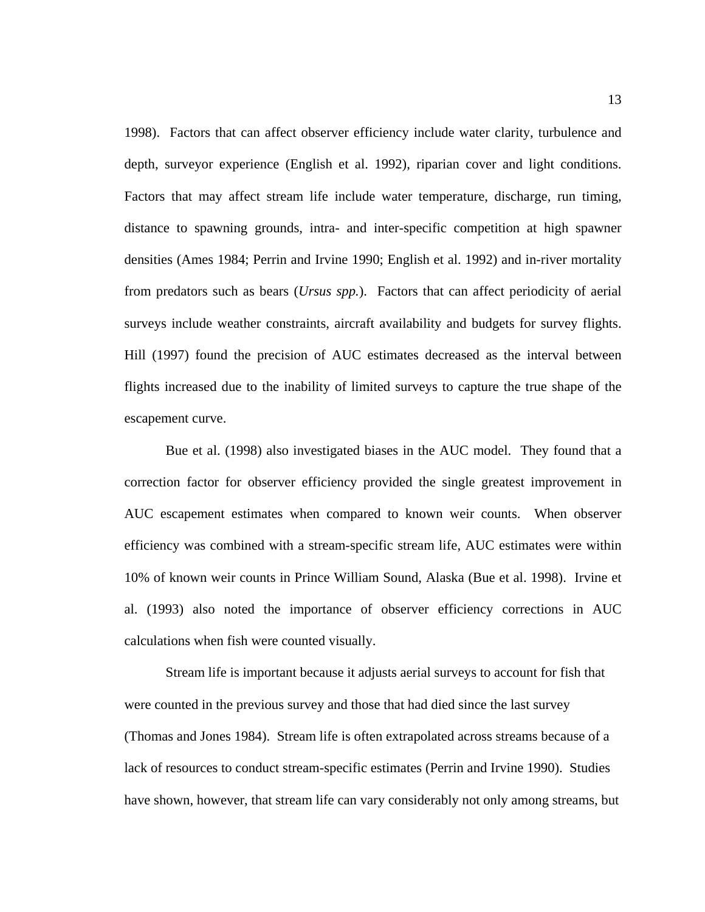1998). Factors that can affect observer efficiency include water clarity, turbulence and depth, surveyor experience (English et al. 1992), riparian cover and light conditions. Factors that may affect stream life include water temperature, discharge, run timing, distance to spawning grounds, intra- and inter-specific competition at high spawner densities (Ames 1984; Perrin and Irvine 1990; English et al. 1992) and in-river mortality from predators such as bears (*Ursus spp.*). Factors that can affect periodicity of aerial surveys include weather constraints, aircraft availability and budgets for survey flights. Hill (1997) found the precision of AUC estimates decreased as the interval between flights increased due to the inability of limited surveys to capture the true shape of the escapement curve.

Bue et al. (1998) also investigated biases in the AUC model. They found that a correction factor for observer efficiency provided the single greatest improvement in AUC escapement estimates when compared to known weir counts. When observer efficiency was combined with a stream-specific stream life, AUC estimates were within 10% of known weir counts in Prince William Sound, Alaska (Bue et al. 1998). Irvine et al. (1993) also noted the importance of observer efficiency corrections in AUC calculations when fish were counted visually.

Stream life is important because it adjusts aerial surveys to account for fish that were counted in the previous survey and those that had died since the last survey (Thomas and Jones 1984). Stream life is often extrapolated across streams because of a lack of resources to conduct stream-specific estimates (Perrin and Irvine 1990). Studies have shown, however, that stream life can vary considerably not only among streams, but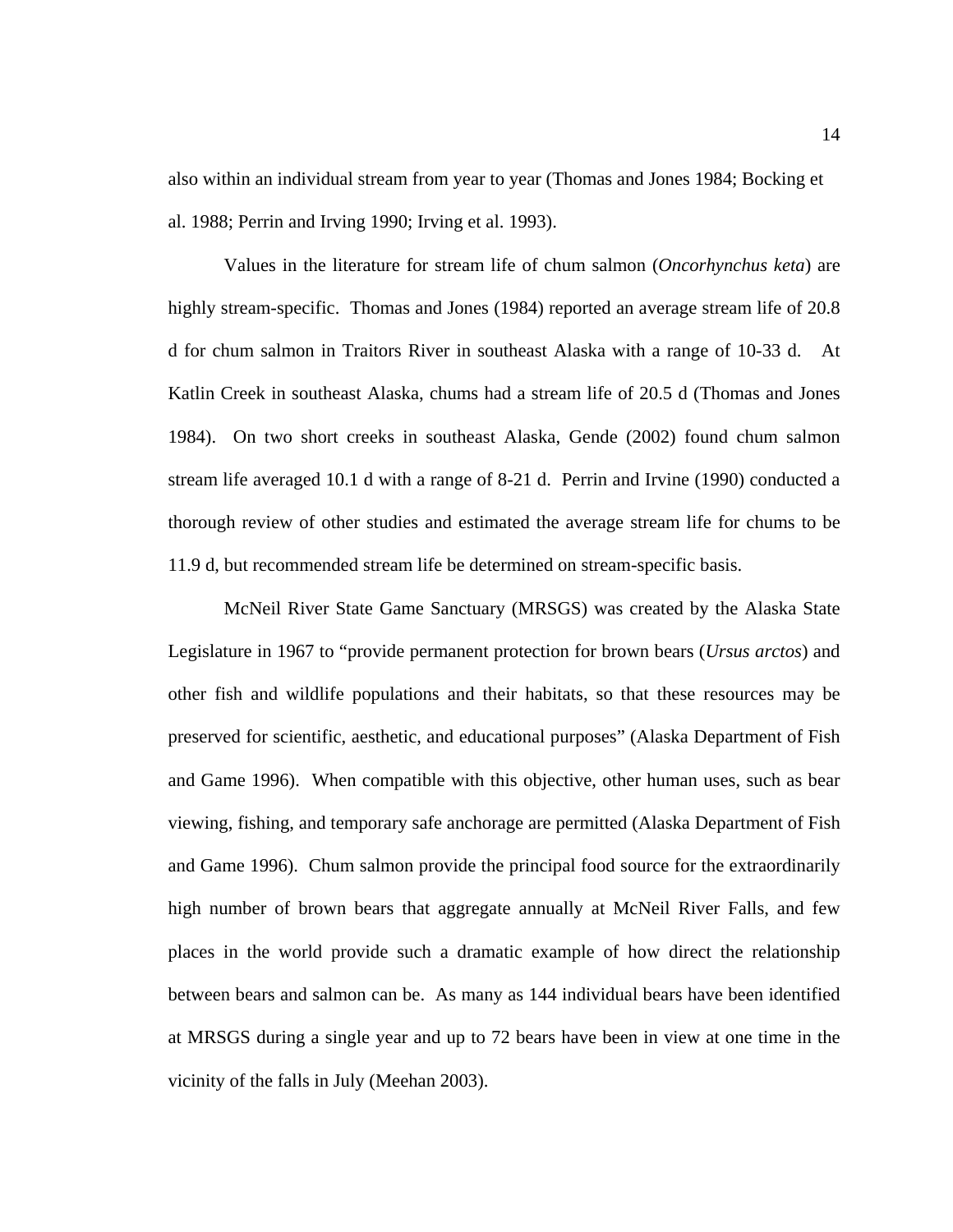also within an individual stream from year to year (Thomas and Jones 1984; Bocking et al. 1988; Perrin and Irving 1990; Irving et al. 1993).

Values in the literature for stream life of chum salmon (*Oncorhynchus keta*) are highly stream-specific. Thomas and Jones (1984) reported an average stream life of 20.8 d for chum salmon in Traitors River in southeast Alaska with a range of 10-33 d. At Katlin Creek in southeast Alaska, chums had a stream life of 20.5 d (Thomas and Jones 1984). On two short creeks in southeast Alaska, Gende (2002) found chum salmon stream life averaged 10.1 d with a range of 8-21 d. Perrin and Irvine (1990) conducted a thorough review of other studies and estimated the average stream life for chums to be 11.9 d, but recommended stream life be determined on stream-specific basis.

McNeil River State Game Sanctuary (MRSGS) was created by the Alaska State Legislature in 1967 to "provide permanent protection for brown bears (*Ursus arctos*) and other fish and wildlife populations and their habitats, so that these resources may be preserved for scientific, aesthetic, and educational purposes" (Alaska Department of Fish and Game 1996). When compatible with this objective, other human uses, such as bear viewing, fishing, and temporary safe anchorage are permitted (Alaska Department of Fish and Game 1996). Chum salmon provide the principal food source for the extraordinarily high number of brown bears that aggregate annually at McNeil River Falls, and few places in the world provide such a dramatic example of how direct the relationship between bears and salmon can be. As many as 144 individual bears have been identified at MRSGS during a single year and up to 72 bears have been in view at one time in the vicinity of the falls in July (Meehan 2003).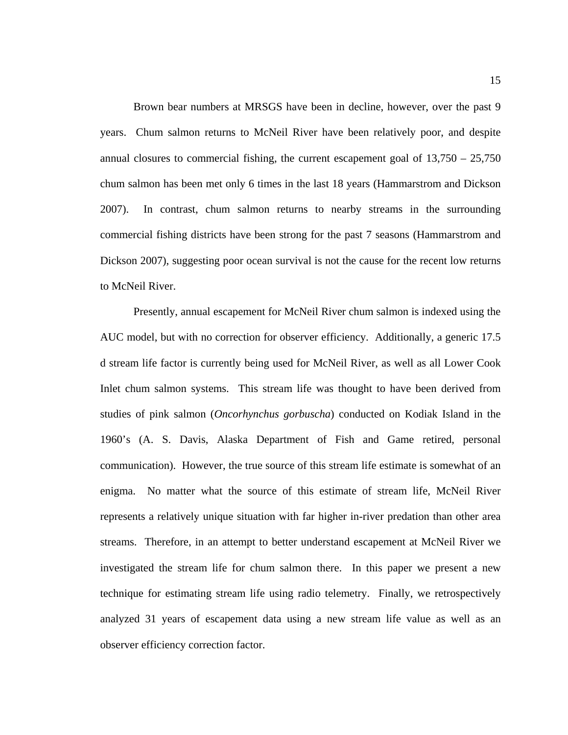Brown bear numbers at MRSGS have been in decline, however, over the past 9 years. Chum salmon returns to McNeil River have been relatively poor, and despite annual closures to commercial fishing, the current escapement goal of 13,750 – 25,750 chum salmon has been met only 6 times in the last 18 years (Hammarstrom and Dickson 2007). In contrast, chum salmon returns to nearby streams in the surrounding commercial fishing districts have been strong for the past 7 seasons (Hammarstrom and Dickson 2007), suggesting poor ocean survival is not the cause for the recent low returns to McNeil River.

Presently, annual escapement for McNeil River chum salmon is indexed using the AUC model, but with no correction for observer efficiency. Additionally, a generic 17.5 d stream life factor is currently being used for McNeil River, as well as all Lower Cook Inlet chum salmon systems. This stream life was thought to have been derived from studies of pink salmon (*Oncorhynchus gorbuscha*) conducted on Kodiak Island in the 1960's (A. S. Davis, Alaska Department of Fish and Game retired, personal communication). However, the true source of this stream life estimate is somewhat of an enigma. No matter what the source of this estimate of stream life, McNeil River represents a relatively unique situation with far higher in-river predation than other area streams. Therefore, in an attempt to better understand escapement at McNeil River we investigated the stream life for chum salmon there. In this paper we present a new technique for estimating stream life using radio telemetry. Finally, we retrospectively analyzed 31 years of escapement data using a new stream life value as well as an observer efficiency correction factor.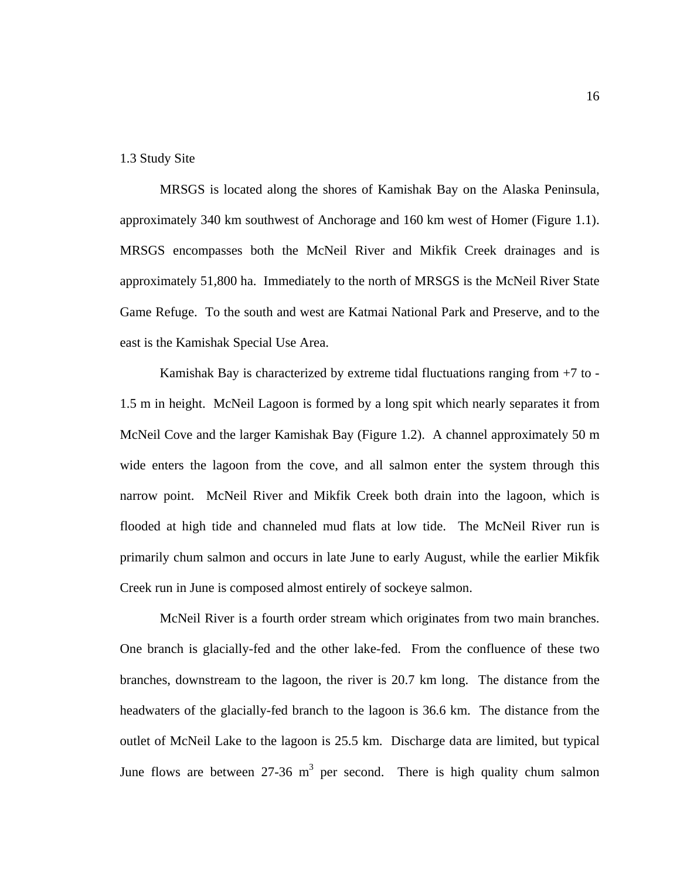## 1.3 Study Site

MRSGS is located along the shores of Kamishak Bay on the Alaska Peninsula, approximately 340 km southwest of Anchorage and 160 km west of Homer (Figure 1.1). MRSGS encompasses both the McNeil River and Mikfik Creek drainages and is approximately 51,800 ha. Immediately to the north of MRSGS is the McNeil River State Game Refuge. To the south and west are Katmai National Park and Preserve, and to the east is the Kamishak Special Use Area.

Kamishak Bay is characterized by extreme tidal fluctuations ranging from +7 to -1.5 m in height. McNeil Lagoon is formed by a long spit which nearly separates it from McNeil Cove and the larger Kamishak Bay (Figure 1.2). A channel approximately 50 m wide enters the lagoon from the cove, and all salmon enter the system through this narrow point. McNeil River and Mikfik Creek both drain into the lagoon, which is flooded at high tide and channeled mud flats at low tide. The McNeil River run is primarily chum salmon and occurs in late June to early August, while the earlier Mikfik Creek run in June is composed almost entirely of sockeye salmon.

McNeil River is a fourth order stream which originates from two main branches. One branch is glacially-fed and the other lake-fed. From the confluence of these two branches, downstream to the lagoon, the river is 20.7 km long. The distance from the headwaters of the glacially-fed branch to the lagoon is 36.6 km. The distance from the outlet of McNeil Lake to the lagoon is 25.5 km. Discharge data are limited, but typical June flows are between 27-36 $m^3$ per second. There is high quality chum salmon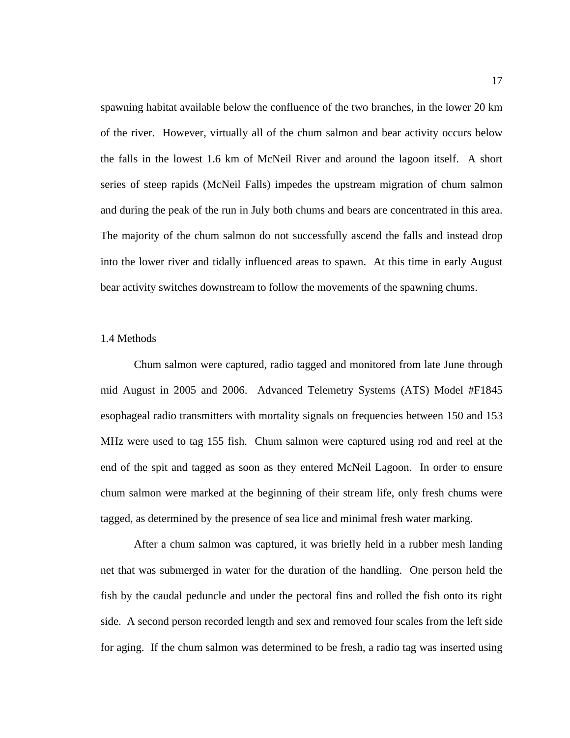spawning habitat available below the confluence of the two branches, in the lower 20 km of the river. However, virtually all of the chum salmon and bear activity occurs below the falls in the lowest 1.6 km of McNeil River and around the lagoon itself. A short series of steep rapids (McNeil Falls) impedes the upstream migration of chum salmon and during the peak of the run in July both chums and bears are concentrated in this area. The majority of the chum salmon do not successfully ascend the falls and instead drop into the lower river and tidally influenced areas to spawn. At this time in early August bear activity switches downstream to follow the movements of the spawning chums.

## 1.4 Methods

Chum salmon were captured, radio tagged and monitored from late June through mid August in 2005 and 2006. Advanced Telemetry Systems (ATS) Model #F1845 esophageal radio transmitters with mortality signals on frequencies between 150 and 153 MHz were used to tag 155 fish. Chum salmon were captured using rod and reel at the end of the spit and tagged as soon as they entered McNeil Lagoon. In order to ensure chum salmon were marked at the beginning of their stream life, only fresh chums were tagged, as determined by the presence of sea lice and minimal fresh water marking.

After a chum salmon was captured, it was briefly held in a rubber mesh landing net that was submerged in water for the duration of the handling. One person held the fish by the caudal peduncle and under the pectoral fins and rolled the fish onto its right side. A second person recorded length and sex and removed four scales from the left side for aging. If the chum salmon was determined to be fresh, a radio tag was inserted using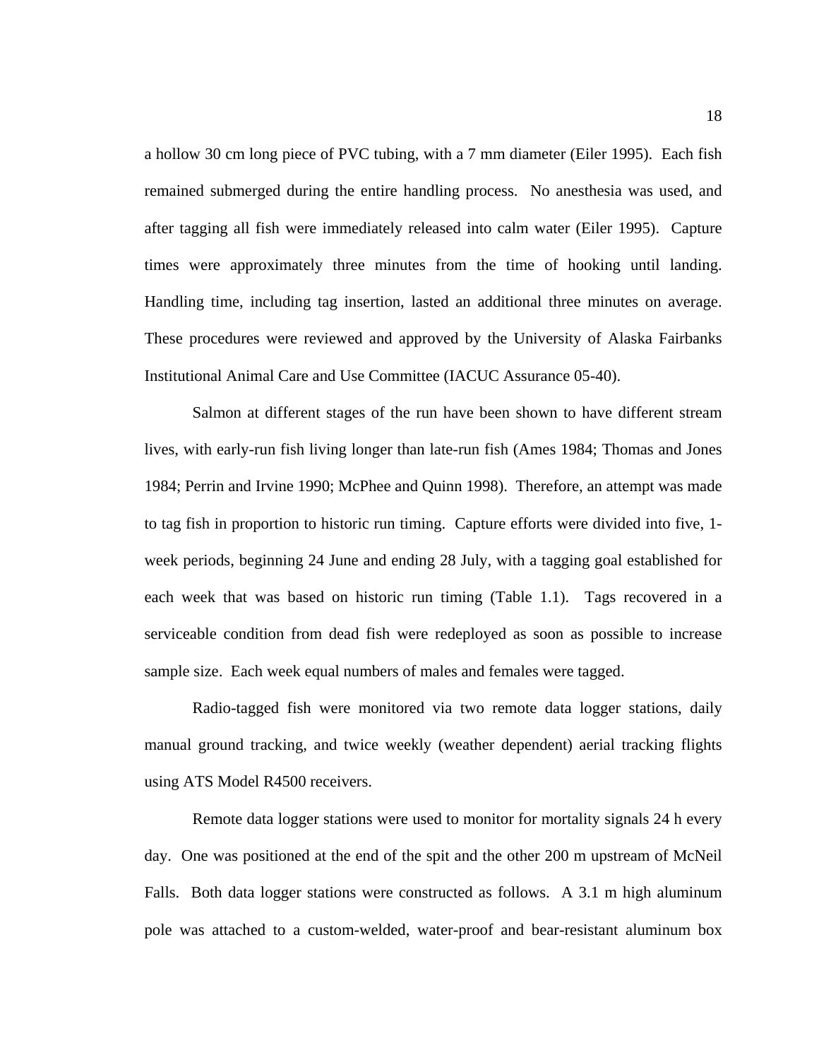a hollow 30 cm long piece of PVC tubing, with a 7 mm diameter (Eiler 1995). Each fish remained submerged during the entire handling process. No anesthesia was used, and after tagging all fish were immediately released into calm water (Eiler 1995). Capture times were approximately three minutes from the time of hooking until landing. Handling time, including tag insertion, lasted an additional three minutes on average. These procedures were reviewed and approved by the University of Alaska Fairbanks Institutional Animal Care and Use Committee (IACUC Assurance 05-40).

Salmon at different stages of the run have been shown to have different stream lives, with early-run fish living longer than late-run fish (Ames 1984; Thomas and Jones 1984; Perrin and Irvine 1990; McPhee and Quinn 1998). Therefore, an attempt was made to tag fish in proportion to historic run timing. Capture efforts were divided into five, 1-week periods, beginning 24 June and ending 28 July, with a tagging goal established for each week that was based on historic run timing (Table 1.1). Tags recovered in a serviceable condition from dead fish were redeployed as soon as possible to increase sample size. Each week equal numbers of males and females were tagged.

Radio-tagged fish were monitored via two remote data logger stations, daily manual ground tracking, and twice weekly (weather dependent) aerial tracking flights using ATS Model R4500 receivers.

Remote data logger stations were used to monitor for mortality signals 24 h every day. One was positioned at the end of the spit and the other 200 m upstream of McNeil Falls. Both data logger stations were constructed as follows. A 3.1 m high aluminum pole was attached to a custom-welded, water-proof and bear-resistant aluminum box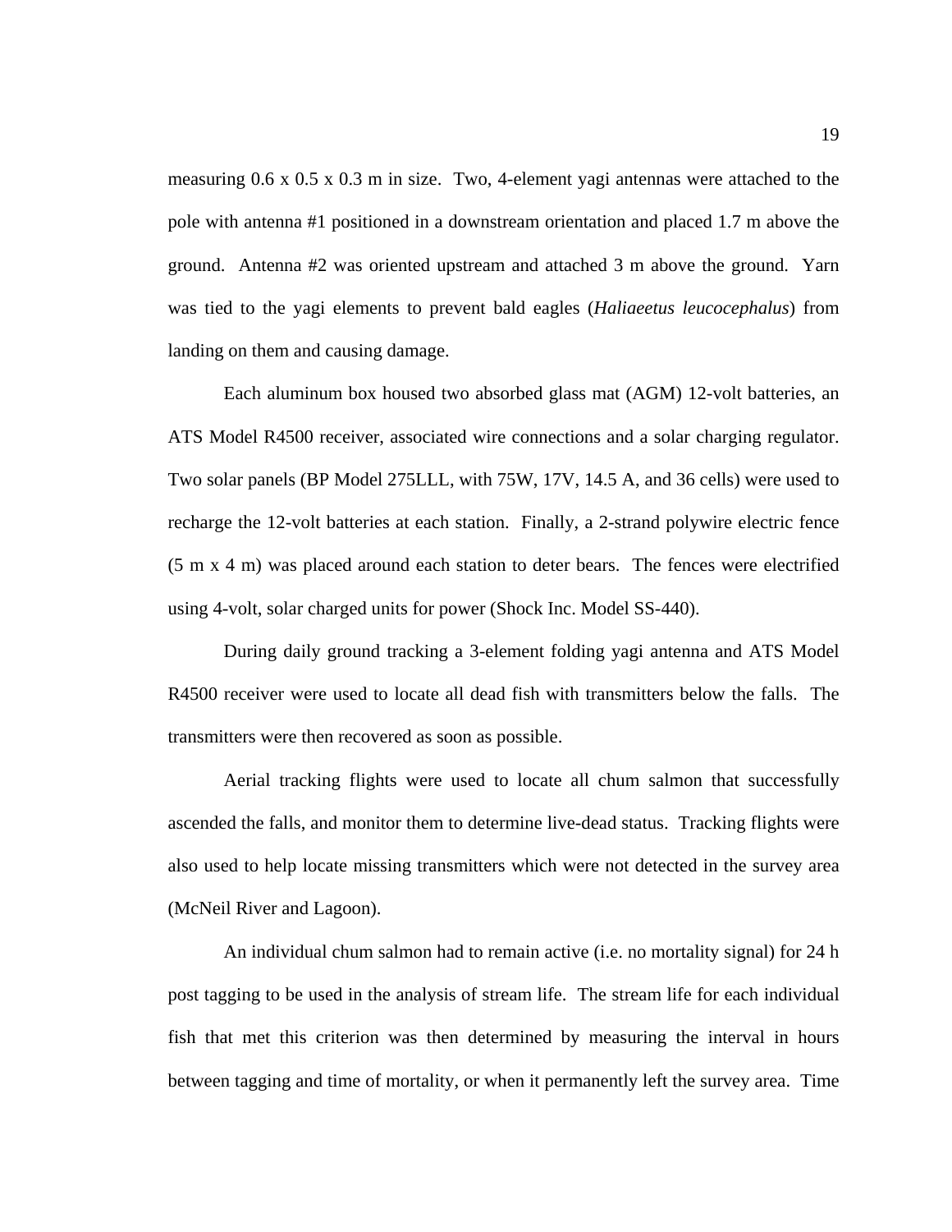measuring 0.6 x 0.5 x 0.3 m in size. Two, 4-element yagi antennas were attached to the pole with antenna #1 positioned in a downstream orientation and placed 1.7 m above the ground. Antenna #2 was oriented upstream and attached 3 m above the ground. Yarn was tied to the yagi elements to prevent bald eagles (*Haliaeetus leucocephalus*) from landing on them and causing damage.

Each aluminum box housed two absorbed glass mat (AGM) 12-volt batteries, an ATS Model R4500 receiver, associated wire connections and a solar charging regulator. Two solar panels (BP Model 275LLL, with 75W, 17V, 14.5 A, and 36 cells) were used to recharge the 12-volt batteries at each station. Finally, a 2-strand polywire electric fence (5 m x 4 m) was placed around each station to deter bears. The fences were electrified using 4-volt, solar charged units for power (Shock Inc. Model SS-440).

During daily ground tracking a 3-element folding yagi antenna and ATS Model R4500 receiver were used to locate all dead fish with transmitters below the falls. The transmitters were then recovered as soon as possible.

Aerial tracking flights were used to locate all chum salmon that successfully ascended the falls, and monitor them to determine live-dead status. Tracking flights were also used to help locate missing transmitters which were not detected in the survey area (McNeil River and Lagoon).

An individual chum salmon had to remain active (i.e. no mortality signal) for 24 h post tagging to be used in the analysis of stream life. The stream life for each individual fish that met this criterion was then determined by measuring the interval in hours between tagging and time of mortality, or when it permanently left the survey area. Time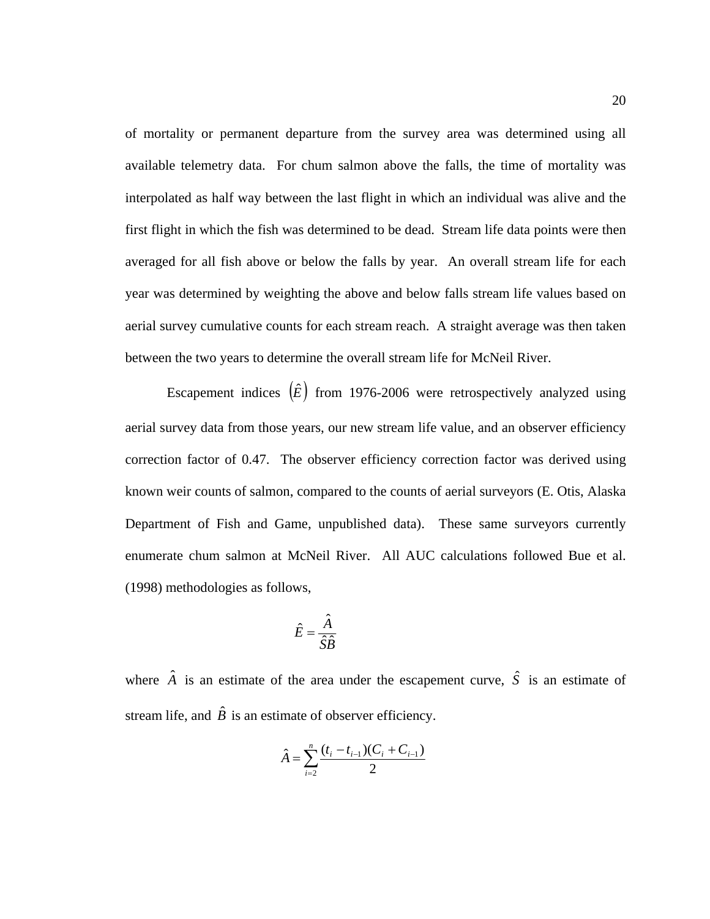of mortality or permanent departure from the survey area was determined using all available telemetry data. For chum salmon above the falls, the time of mortality was interpolated as half way between the last flight in which an individual was alive and the first flight in which the fish was determined to be dead. Stream life data points were then averaged for all fish above or below the falls by year. An overall stream life for each year was determined by weighting the above and below falls stream life values based on aerial survey cumulative counts for each stream reach. A straight average was then taken between the two years to determine the overall stream life for McNeil River.

Escapement indices $(\hat{E})$ from 1976-2006 were retrospectively analyzed using aerial survey data from those years, our new stream life value, and an observer efficiency correction factor of 0.47. The observer efficiency correction factor was derived using known weir counts of salmon, compared to the counts of aerial surveyors (E. Otis, Alaska Department of Fish and Game, unpublished data). These same surveyors currently enumerate chum salmon at McNeil River. All AUC calculations followed Bue et al. (1998) methodologies as follows,

$$\hat{E} = \frac{\hat{A}}{\hat{S}\hat{B}}$$

where $\hat{A}$ is an estimate of the area under the escapement curve, $\hat{S}$ is an estimate of stream life, and $\hat{B}$ is an estimate of observer efficiency.

$$\hat{A} = \sum_{i=2}^{n} \frac{(t_i - t_{i-1})(C_i + C_{i-1})}{2}$$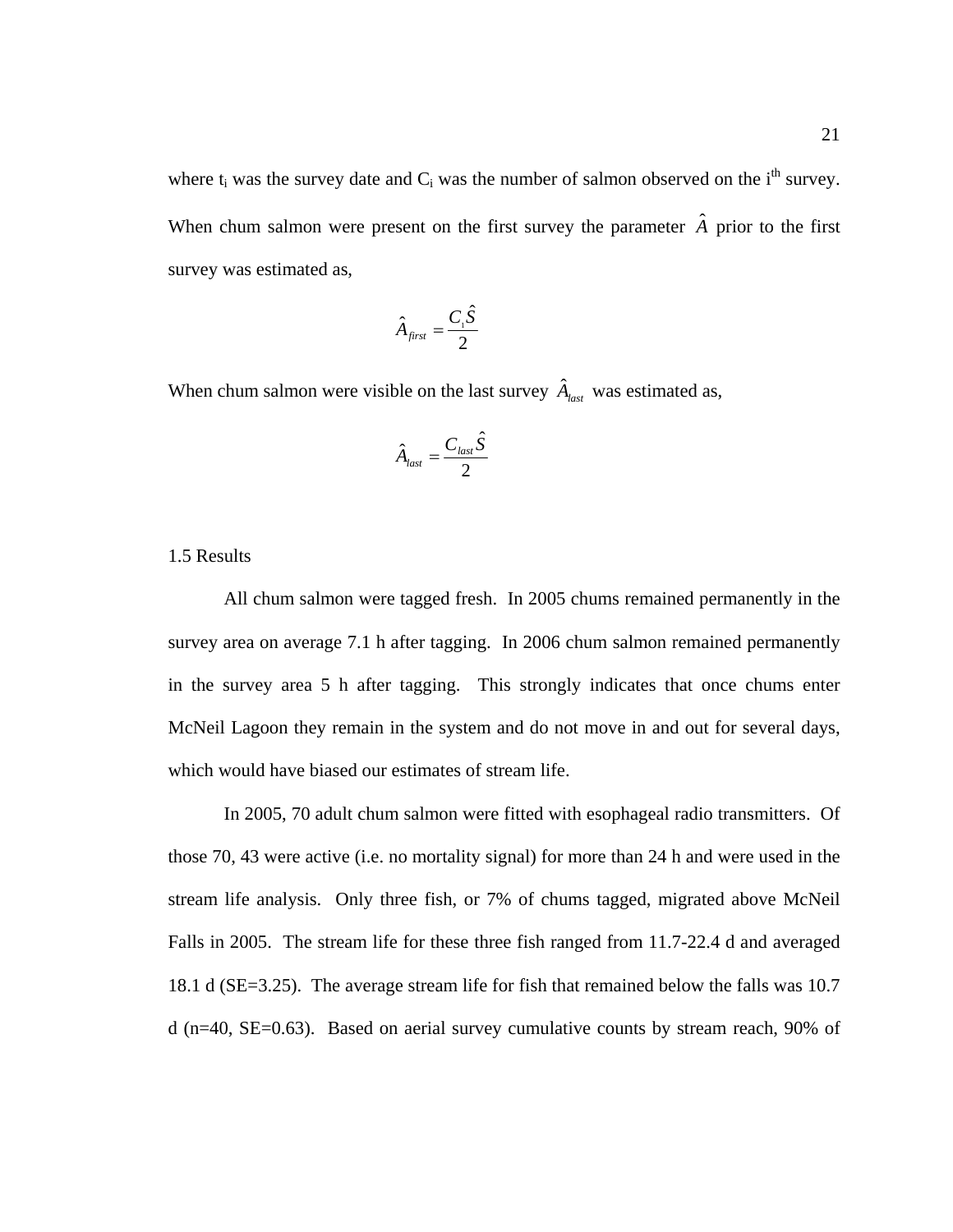where $t_i$ was the survey date and $C_i$ was the number of salmon observed on the $i^{th}$ survey. When chum salmon were present on the first survey the parameter $\hat{A}$ prior to the first survey was estimated as,

$$\hat{A}_{first} = \frac{C_1 \hat{S}}{2}$$

When chum salmon were visible on the last survey $\hat{A}_{last}$ was estimated as,

$$\hat{A}_{last} = \frac{C_{last} \hat{S}}{2}$$

## 1.5 Results

All chum salmon were tagged fresh. In 2005 chums remained permanently in the survey area on average 7.1 h after tagging. In 2006 chum salmon remained permanently in the survey area 5 h after tagging. This strongly indicates that once chums enter McNeil Lagoon they remain in the system and do not move in and out for several days, which would have biased our estimates of stream life.

In 2005, 70 adult chum salmon were fitted with esophageal radio transmitters. Of those 70, 43 were active (i.e. no mortality signal) for more than 24 h and were used in the stream life analysis. Only three fish, or 7% of chums tagged, migrated above McNeil Falls in 2005. The stream life for these three fish ranged from 11.7-22.4 d and averaged 18.1 d (SE=3.25). The average stream life for fish that remained below the falls was 10.7 d (n=40, SE=0.63). Based on aerial survey cumulative counts by stream reach, 90% of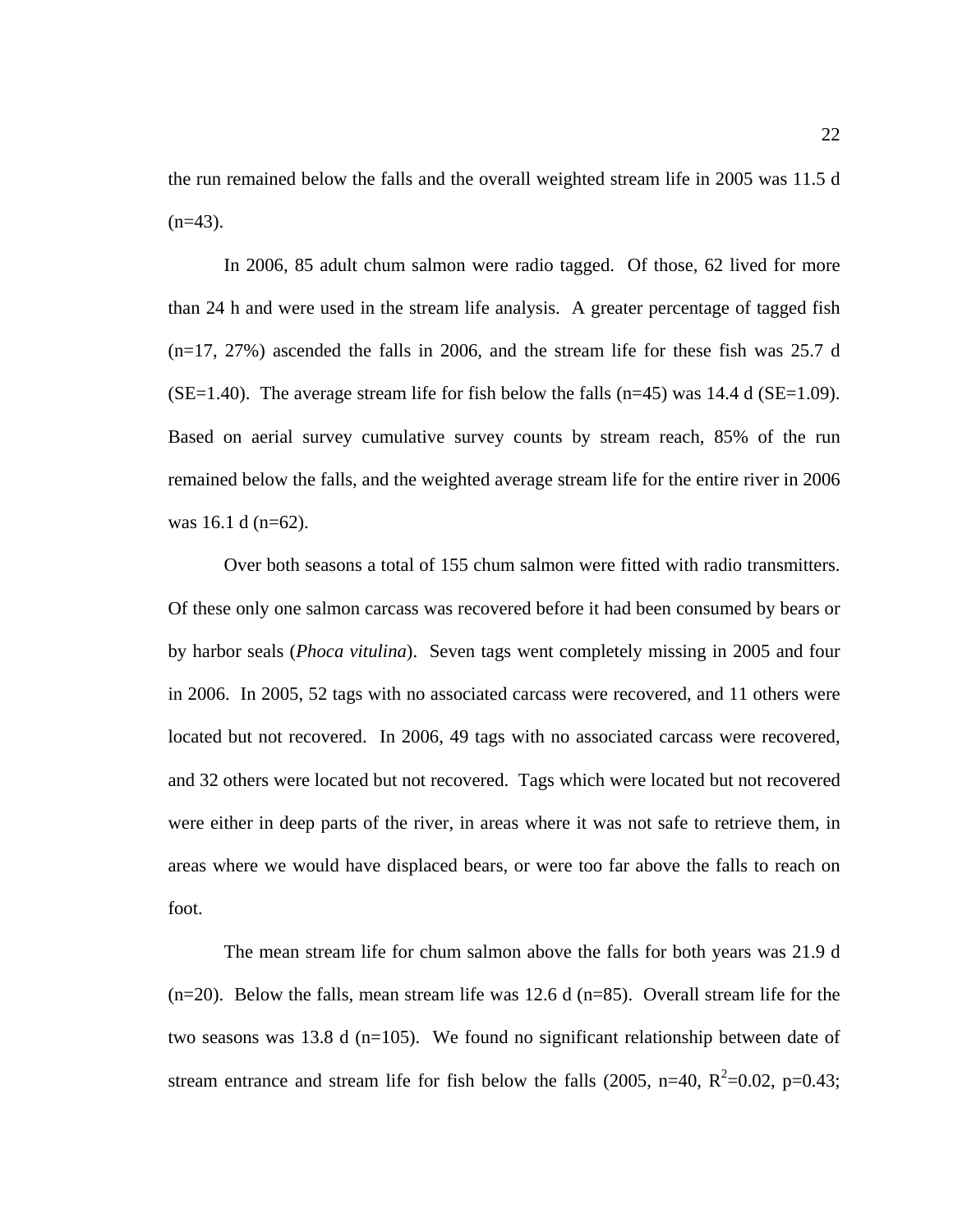the run remained below the falls and the overall weighted stream life in 2005 was 11.5 d (n=43).

In 2006, 85 adult chum salmon were radio tagged. Of those, 62 lived for more than 24 h and were used in the stream life analysis. A greater percentage of tagged fish (n=17, 27%) ascended the falls in 2006, and the stream life for these fish was 25.7 d (SE=1.40). The average stream life for fish below the falls (n=45) was 14.4 d (SE=1.09). Based on aerial survey cumulative survey counts by stream reach, 85% of the run remained below the falls, and the weighted average stream life for the entire river in 2006 was 16.1 d (n=62).

Over both seasons a total of 155 chum salmon were fitted with radio transmitters. Of these only one salmon carcass was recovered before it had been consumed by bears or by harbor seals (*Phoca vitulina*). Seven tags went completely missing in 2005 and four in 2006. In 2005, 52 tags with no associated carcass were recovered, and 11 others were located but not recovered. In 2006, 49 tags with no associated carcass were recovered, and 32 others were located but not recovered. Tags which were located but not recovered were either in deep parts of the river, in areas where it was not safe to retrieve them, in areas where we would have displaced bears, or were too far above the falls to reach on foot.

The mean stream life for chum salmon above the falls for both years was 21.9 d (n=20). Below the falls, mean stream life was 12.6 d (n=85). Overall stream life for the two seasons was 13.8 d (n=105). We found no significant relationship between date of stream entrance and stream life for fish below the falls (2005, n=40, $R^2$=0.02, p=0.43;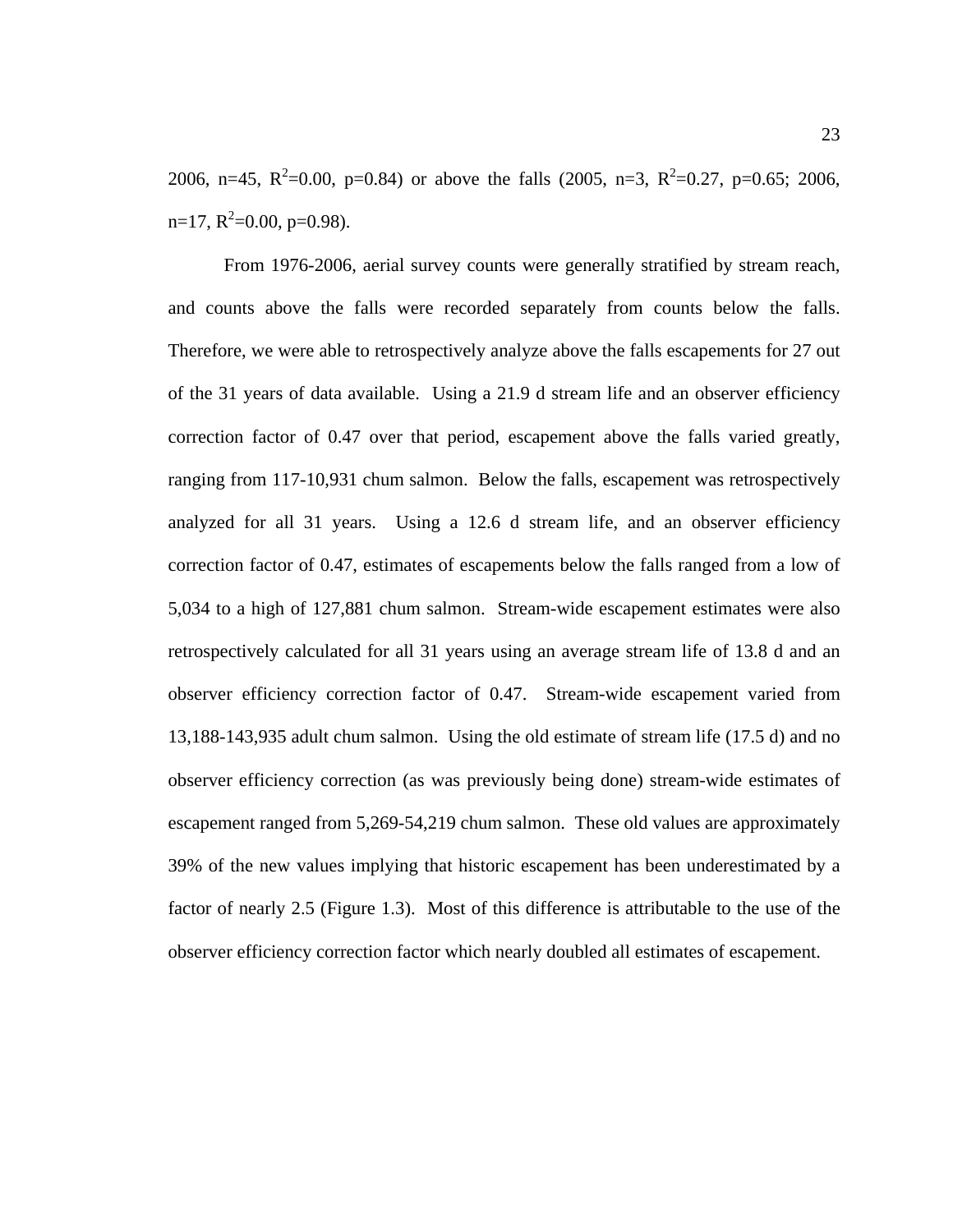2006, n=45, $R^2$=0.00, p=0.84) or above the falls (2005, n=3, $R^2$=0.27, p=0.65; 2006, n=17, $R^2$=0.00, p=0.98).

From 1976-2006, aerial survey counts were generally stratified by stream reach, and counts above the falls were recorded separately from counts below the falls. Therefore, we were able to retrospectively analyze above the falls escapements for 27 out of the 31 years of data available. Using a 21.9 d stream life and an observer efficiency correction factor of 0.47 over that period, escapement above the falls varied greatly, ranging from 117-10,931 chum salmon. Below the falls, escapement was retrospectively analyzed for all 31 years. Using a 12.6 d stream life, and an observer efficiency correction factor of 0.47, estimates of escapements below the falls ranged from a low of 5,034 to a high of 127,881 chum salmon. Stream-wide escapement estimates were also retrospectively calculated for all 31 years using an average stream life of 13.8 d and an observer efficiency correction factor of 0.47. Stream-wide escapement varied from 13,188-143,935 adult chum salmon. Using the old estimate of stream life (17.5 d) and no observer efficiency correction (as was previously being done) stream-wide estimates of escapement ranged from 5,269-54,219 chum salmon. These old values are approximately 39% of the new values implying that historic escapement has been underestimated by a factor of nearly 2.5 (Figure 1.3). Most of this difference is attributable to the use of the observer efficiency correction factor which nearly doubled all estimates of escapement.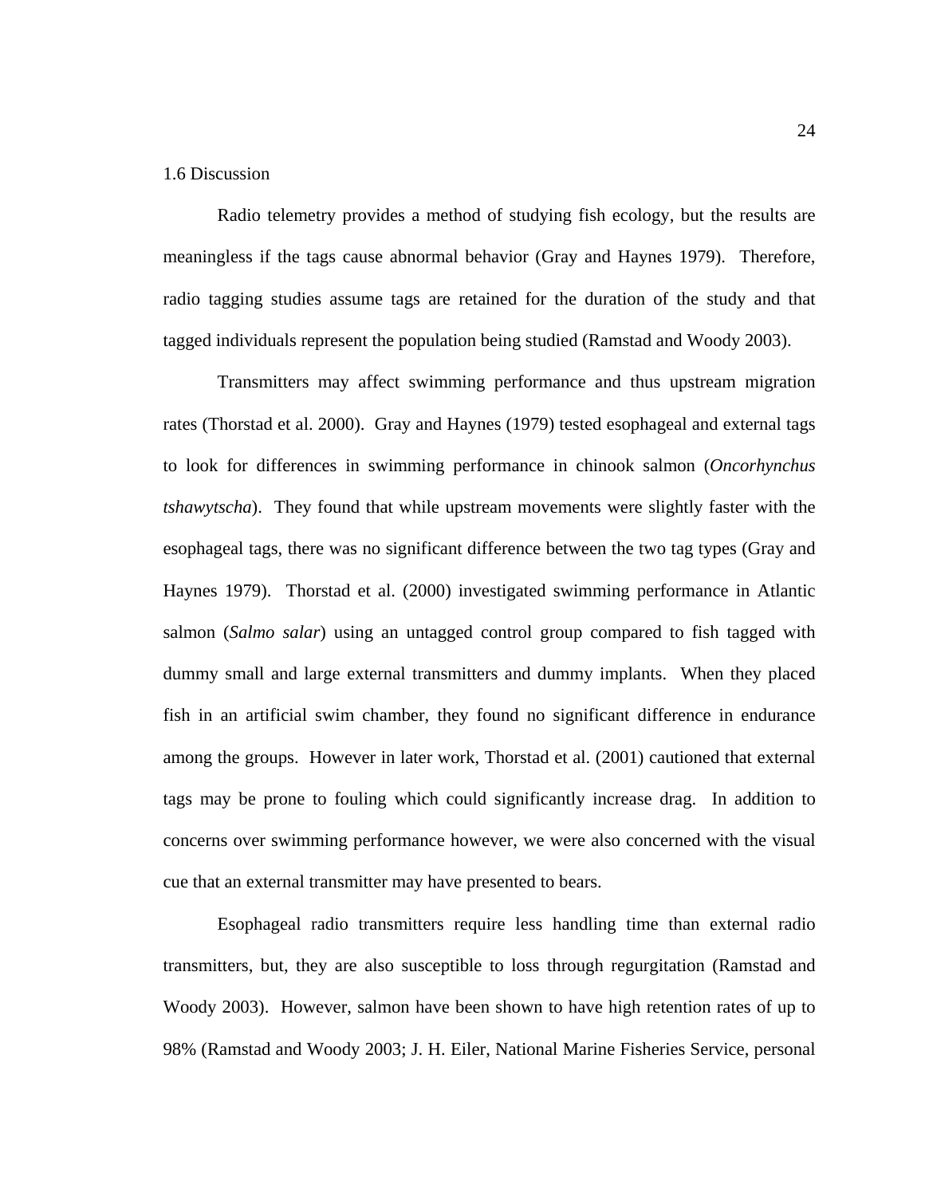## 1.6 Discussion

Radio telemetry provides a method of studying fish ecology, but the results are meaningless if the tags cause abnormal behavior (Gray and Haynes 1979). Therefore, radio tagging studies assume tags are retained for the duration of the study and that tagged individuals represent the population being studied (Ramstad and Woody 2003).

Transmitters may affect swimming performance and thus upstream migration rates (Thorstad et al. 2000). Gray and Haynes (1979) tested esophageal and external tags to look for differences in swimming performance in chinook salmon (*Oncorhynchus tshawytscha*). They found that while upstream movements were slightly faster with the esophageal tags, there was no significant difference between the two tag types (Gray and Haynes 1979). Thorstad et al. (2000) investigated swimming performance in Atlantic salmon (*Salmo salar*) using an untagged control group compared to fish tagged with dummy small and large external transmitters and dummy implants. When they placed fish in an artificial swim chamber, they found no significant difference in endurance among the groups. However in later work, Thorstad et al. (2001) cautioned that external tags may be prone to fouling which could significantly increase drag. In addition to concerns over swimming performance however, we were also concerned with the visual cue that an external transmitter may have presented to bears.

Esophageal radio transmitters require less handling time than external radio transmitters, but, they are also susceptible to loss through regurgitation (Ramstad and Woody 2003). However, salmon have been shown to have high retention rates of up to 98% (Ramstad and Woody 2003; J. H. Eiler, National Marine Fisheries Service, personal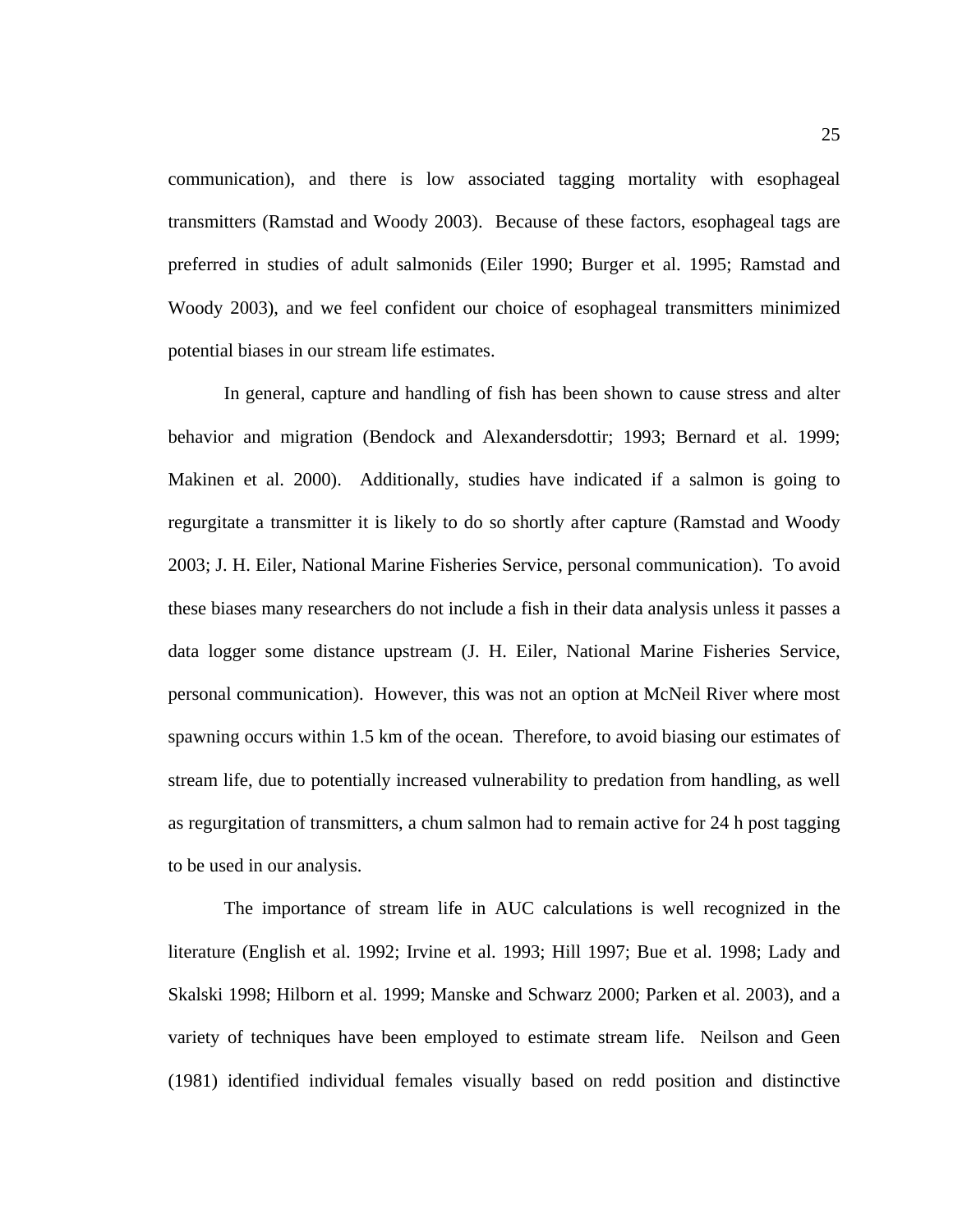communication), and there is low associated tagging mortality with esophageal transmitters (Ramstad and Woody 2003). Because of these factors, esophageal tags are preferred in studies of adult salmonids (Eiler 1990; Burger et al. 1995; Ramstad and Woody 2003), and we feel confident our choice of esophageal transmitters minimized potential biases in our stream life estimates.

In general, capture and handling of fish has been shown to cause stress and alter behavior and migration (Bendock and Alexandersdottir; 1993; Bernard et al. 1999; Makinen et al. 2000). Additionally, studies have indicated if a salmon is going to regurgitate a transmitter it is likely to do so shortly after capture (Ramstad and Woody 2003; J. H. Eiler, National Marine Fisheries Service, personal communication). To avoid these biases many researchers do not include a fish in their data analysis unless it passes a data logger some distance upstream (J. H. Eiler, National Marine Fisheries Service, personal communication). However, this was not an option at McNeil River where most spawning occurs within 1.5 km of the ocean. Therefore, to avoid biasing our estimates of stream life, due to potentially increased vulnerability to predation from handling, as well as regurgitation of transmitters, a chum salmon had to remain active for 24 h post tagging to be used in our analysis.

The importance of stream life in AUC calculations is well recognized in the literature (English et al. 1992; Irvine et al. 1993; Hill 1997; Bue et al. 1998; Lady and Skalski 1998; Hilborn et al. 1999; Manske and Schwarz 2000; Parken et al. 2003), and a variety of techniques have been employed to estimate stream life. Neilson and Geen (1981) identified individual females visually based on redd position and distinctive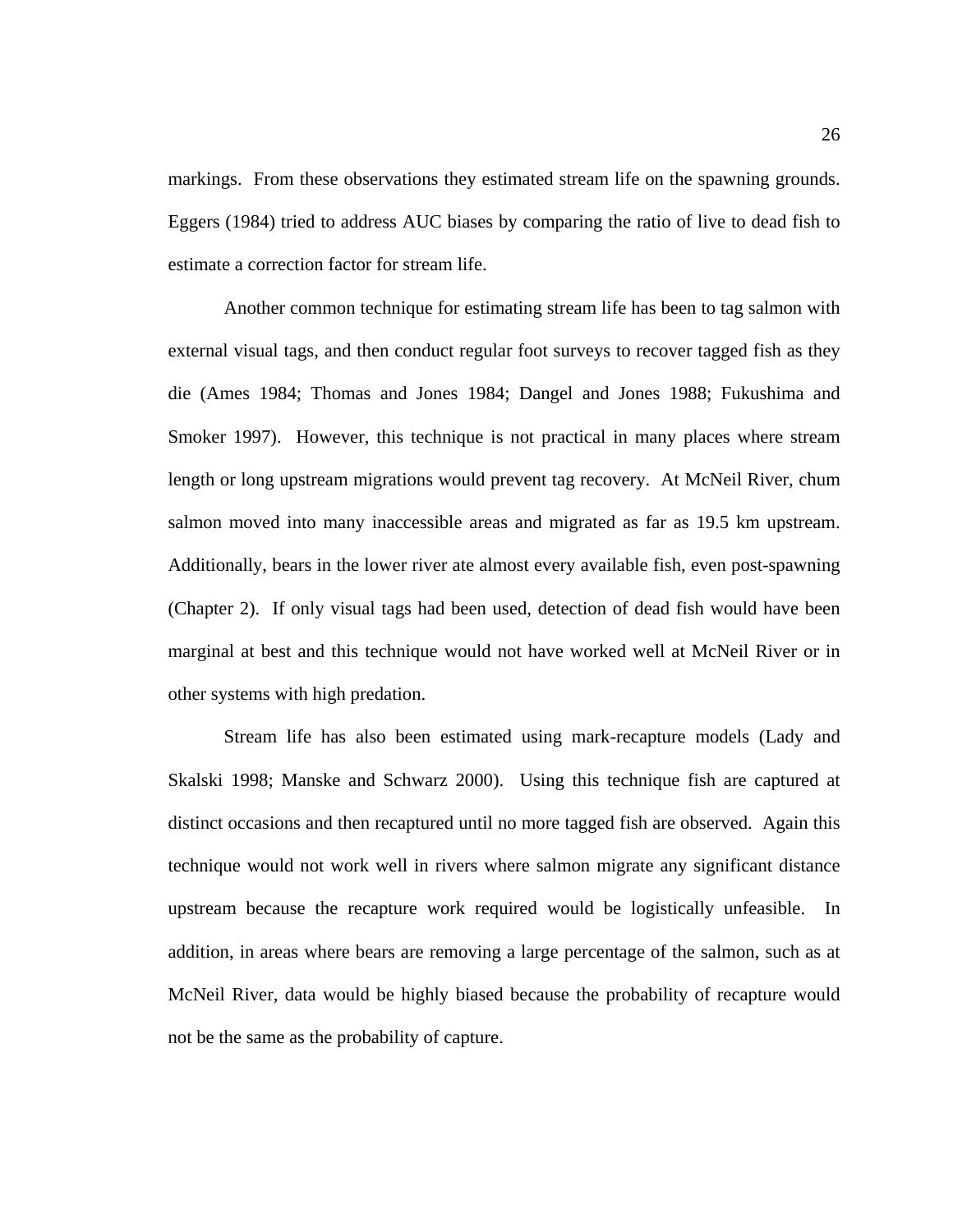markings. From these observations they estimated stream life on the spawning grounds. Eggers (1984) tried to address AUC biases by comparing the ratio of live to dead fish to estimate a correction factor for stream life.

Another common technique for estimating stream life has been to tag salmon with external visual tags, and then conduct regular foot surveys to recover tagged fish as they die (Ames 1984; Thomas and Jones 1984; Dangel and Jones 1988; Fukushima and Smoker 1997). However, this technique is not practical in many places where stream length or long upstream migrations would prevent tag recovery. At McNeil River, chum salmon moved into many inaccessible areas and migrated as far as 19.5 km upstream. Additionally, bears in the lower river ate almost every available fish, even post-spawning (Chapter 2). If only visual tags had been used, detection of dead fish would have been marginal at best and this technique would not have worked well at McNeil River or in other systems with high predation.

Stream life has also been estimated using mark-recapture models (Lady and Skalski 1998; Manske and Schwarz 2000). Using this technique fish are captured at distinct occasions and then recaptured until no more tagged fish are observed. Again this technique would not work well in rivers where salmon migrate any significant distance upstream because the recapture work required would be logistically unfeasible. In addition, in areas where bears are removing a large percentage of the salmon, such as at McNeil River, data would be highly biased because the probability of recapture would not be the same as the probability of capture.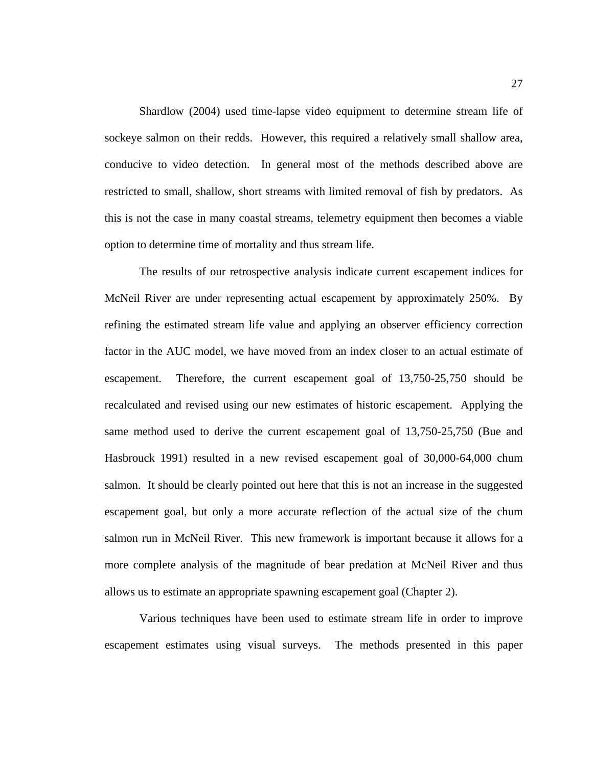Shardlow (2004) used time-lapse video equipment to determine stream life of sockeye salmon on their redds. However, this required a relatively small shallow area, conducive to video detection. In general most of the methods described above are restricted to small, shallow, short streams with limited removal of fish by predators. As this is not the case in many coastal streams, telemetry equipment then becomes a viable option to determine time of mortality and thus stream life.

The results of our retrospective analysis indicate current escapement indices for McNeil River are under representing actual escapement by approximately 250%. By refining the estimated stream life value and applying an observer efficiency correction factor in the AUC model, we have moved from an index closer to an actual estimate of escapement. Therefore, the current escapement goal of 13,750-25,750 should be recalculated and revised using our new estimates of historic escapement. Applying the same method used to derive the current escapement goal of 13,750-25,750 (Bue and Hasbrouck 1991) resulted in a new revised escapement goal of 30,000-64,000 chum salmon. It should be clearly pointed out here that this is not an increase in the suggested escapement goal, but only a more accurate reflection of the actual size of the chum salmon run in McNeil River. This new framework is important because it allows for a more complete analysis of the magnitude of bear predation at McNeil River and thus allows us to estimate an appropriate spawning escapement goal (Chapter 2).

Various techniques have been used to estimate stream life in order to improve escapement estimates using visual surveys. The methods presented in this paper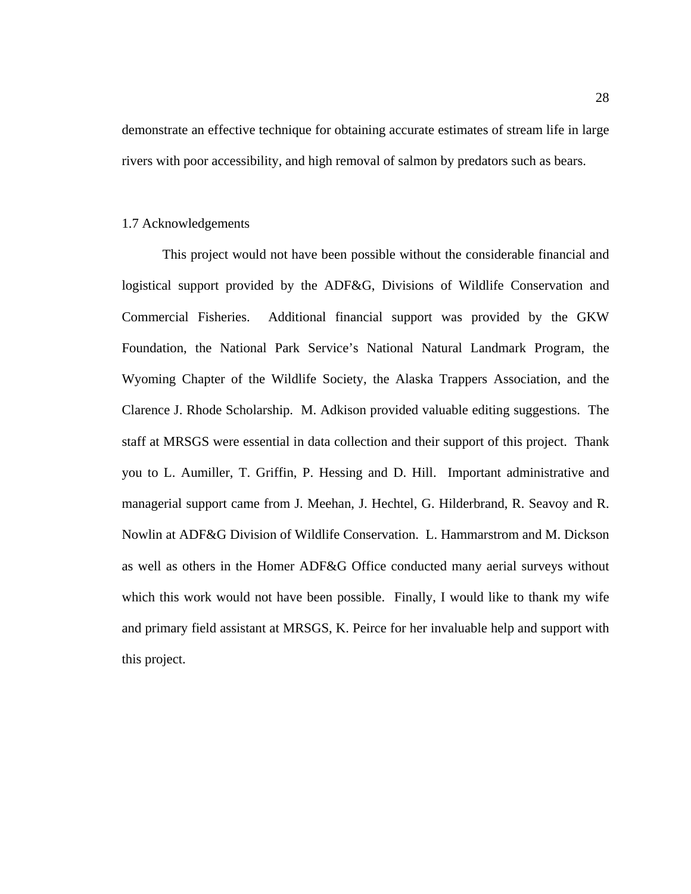demonstrate an effective technique for obtaining accurate estimates of stream life in large rivers with poor accessibility, and high removal of salmon by predators such as bears.

### 1.7 Acknowledgements

This project would not have been possible without the considerable financial and logistical support provided by the ADF&G, Divisions of Wildlife Conservation and Commercial Fisheries. Additional financial support was provided by the GKW Foundation, the National Park Service's National Natural Landmark Program, the Wyoming Chapter of the Wildlife Society, the Alaska Trappers Association, and the Clarence J. Rhode Scholarship. M. Adkison provided valuable editing suggestions. The staff at MRSGS were essential in data collection and their support of this project. Thank you to L. Aumiller, T. Griffin, P. Hessing and D. Hill. Important administrative and managerial support came from J. Meehan, J. Hechtel, G. Hilderbrand, R. Seavoy and R. Nowlin at ADF&G Division of Wildlife Conservation. L. Hammarstrom and M. Dickson as well as others in the Homer ADF&G Office conducted many aerial surveys without which this work would not have been possible. Finally, I would like to thank my wife and primary field assistant at MRSGS, K. Peirce for her invaluable help and support with this project.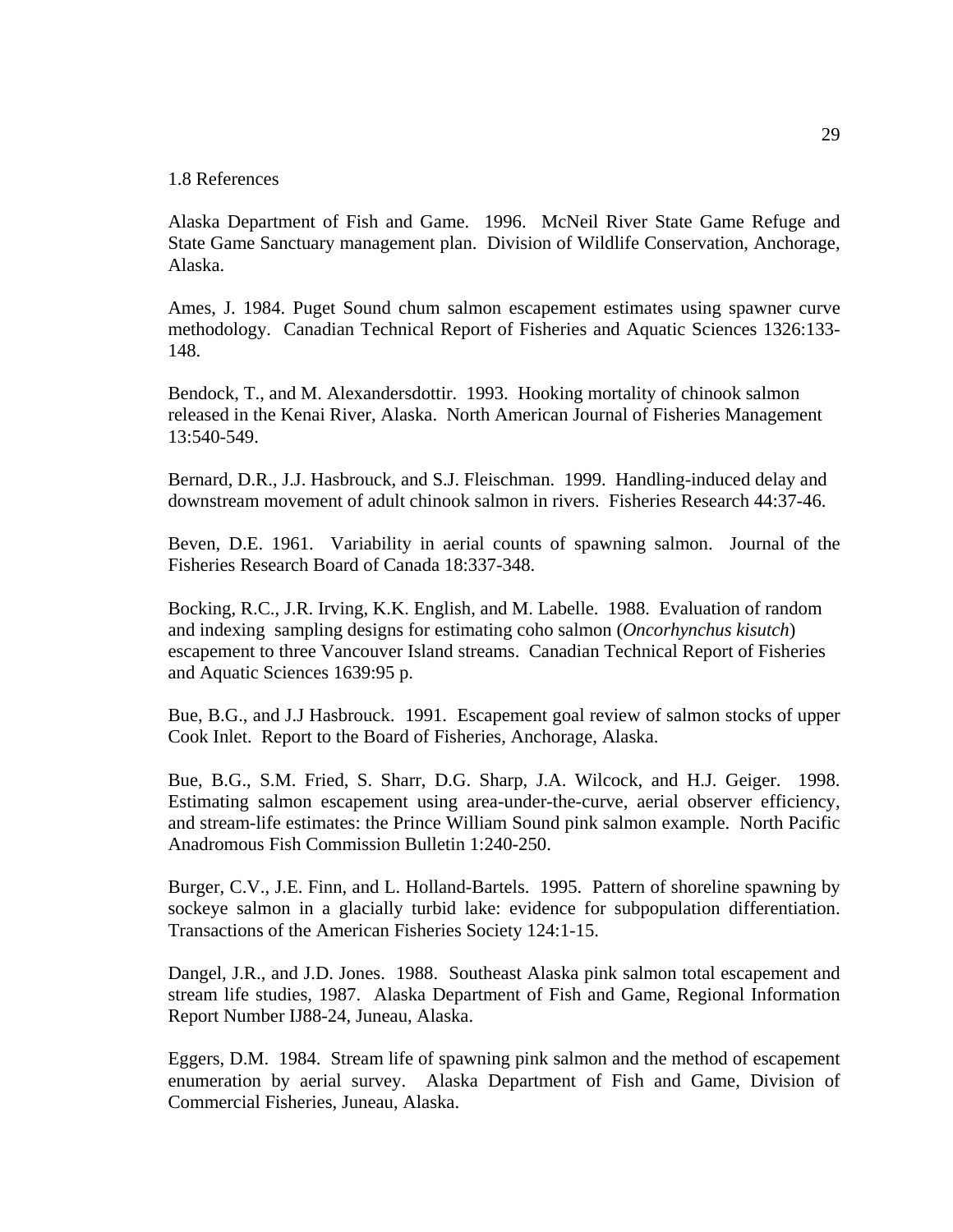## 1.8 References

Alaska Department of Fish and Game. 1996. McNeil River State Game Refuge and State Game Sanctuary management plan. Division of Wildlife Conservation, Anchorage, Alaska.

Ames, J. 1984. Puget Sound chum salmon escapement estimates using spawner curve methodology. Canadian Technical Report of Fisheries and Aquatic Sciences 1326:133-148.

Bendock, T., and M. Alexandersdottir. 1993. Hooking mortality of chinook salmon released in the Kenai River, Alaska. North American Journal of Fisheries Management 13:540-549.

Bernard, D.R., J.J. Hasbrouck, and S.J. Fleischman. 1999. Handling-induced delay and downstream movement of adult chinook salmon in rivers. Fisheries Research 44:37-46.

Beven, D.E. 1961. Variability in aerial counts of spawning salmon. Journal of the Fisheries Research Board of Canada 18:337-348.

Bocking, R.C., J.R. Irving, K.K. English, and M. Labelle. 1988. Evaluation of random and indexing sampling designs for estimating coho salmon (*Oncorhynchus kisutch*) escapement to three Vancouver Island streams. Canadian Technical Report of Fisheries and Aquatic Sciences 1639:95 p.

Bue, B.G., and J.J Hasbrouck. 1991. Escapement goal review of salmon stocks of upper Cook Inlet. Report to the Board of Fisheries, Anchorage, Alaska.

Bue, B.G., S.M. Fried, S. Sharr, D.G. Sharp, J.A. Wilcock, and H.J. Geiger. 1998. Estimating salmon escapement using area-under-the-curve, aerial observer efficiency, and stream-life estimates: the Prince William Sound pink salmon example. North Pacific Anadromous Fish Commission Bulletin 1:240-250.

Burger, C.V., J.E. Finn, and L. Holland-Bartels. 1995. Pattern of shoreline spawning by sockeye salmon in a glacially turbid lake: evidence for subpopulation differentiation. Transactions of the American Fisheries Society 124:1-15.

Dangel, J.R., and J.D. Jones. 1988. Southeast Alaska pink salmon total escapement and stream life studies, 1987. Alaska Department of Fish and Game, Regional Information Report Number IJ88-24, Juneau, Alaska.

Eggers, D.M. 1984. Stream life of spawning pink salmon and the method of escapement enumeration by aerial survey. Alaska Department of Fish and Game, Division of Commercial Fisheries, Juneau, Alaska.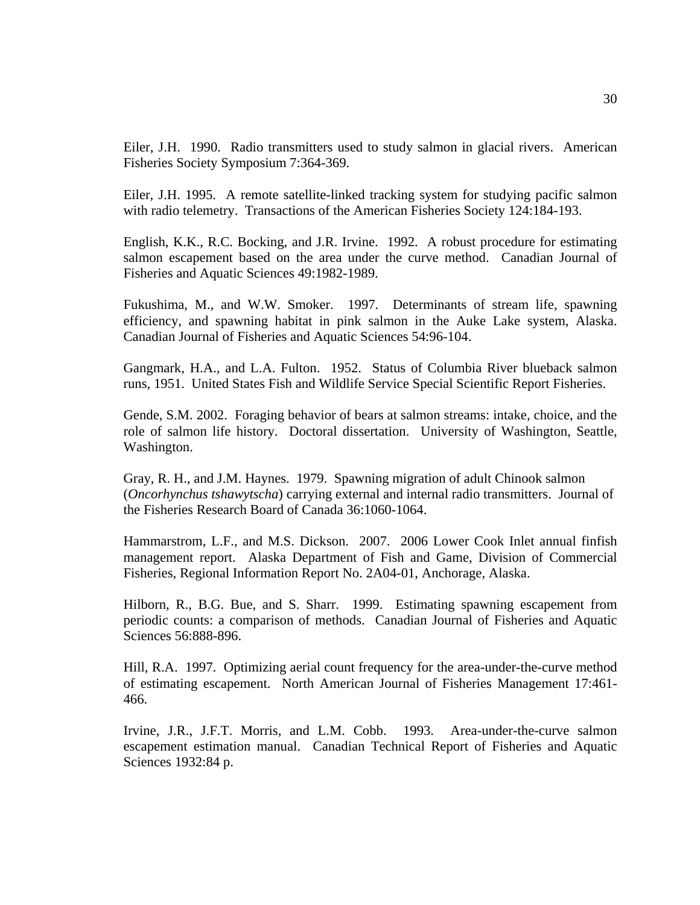Eiler, J.H. 1990. Radio transmitters used to study salmon in glacial rivers. American Fisheries Society Symposium 7:364-369.

Eiler, J.H. 1995. A remote satellite-linked tracking system for studying pacific salmon with radio telemetry. Transactions of the American Fisheries Society 124:184-193.

English, K.K., R.C. Bocking, and J.R. Irvine. 1992. A robust procedure for estimating salmon escapement based on the area under the curve method. Canadian Journal of Fisheries and Aquatic Sciences 49:1982-1989.

Fukushima, M., and W.W. Smoker. 1997. Determinants of stream life, spawning efficiency, and spawning habitat in pink salmon in the Auke Lake system, Alaska. Canadian Journal of Fisheries and Aquatic Sciences 54:96-104.

Gangmark, H.A., and L.A. Fulton. 1952. Status of Columbia River blueback salmon runs, 1951. United States Fish and Wildlife Service Special Scientific Report Fisheries.

Gende, S.M. 2002. Foraging behavior of bears at salmon streams: intake, choice, and the role of salmon life history. Doctoral dissertation. University of Washington, Seattle, Washington.

Gray, R. H., and J.M. Haynes. 1979. Spawning migration of adult Chinook salmon (*Oncorhynchus tshawytscha*) carrying external and internal radio transmitters. Journal of the Fisheries Research Board of Canada 36:1060-1064.

Hammarstrom, L.F., and M.S. Dickson. 2007. 2006 Lower Cook Inlet annual finfish management report. Alaska Department of Fish and Game, Division of Commercial Fisheries, Regional Information Report No. 2A04-01, Anchorage, Alaska.

Hilborn, R., B.G. Bue, and S. Sharr. 1999. Estimating spawning escapement from periodic counts: a comparison of methods. Canadian Journal of Fisheries and Aquatic Sciences 56:888-896.

Hill, R.A. 1997. Optimizing aerial count frequency for the area-under-the-curve method of estimating escapement. North American Journal of Fisheries Management 17:461-466.

Irvine, J.R., J.F.T. Morris, and L.M. Cobb. 1993. Area-under-the-curve salmon escapement estimation manual. Canadian Technical Report of Fisheries and Aquatic Sciences 1932:84 p.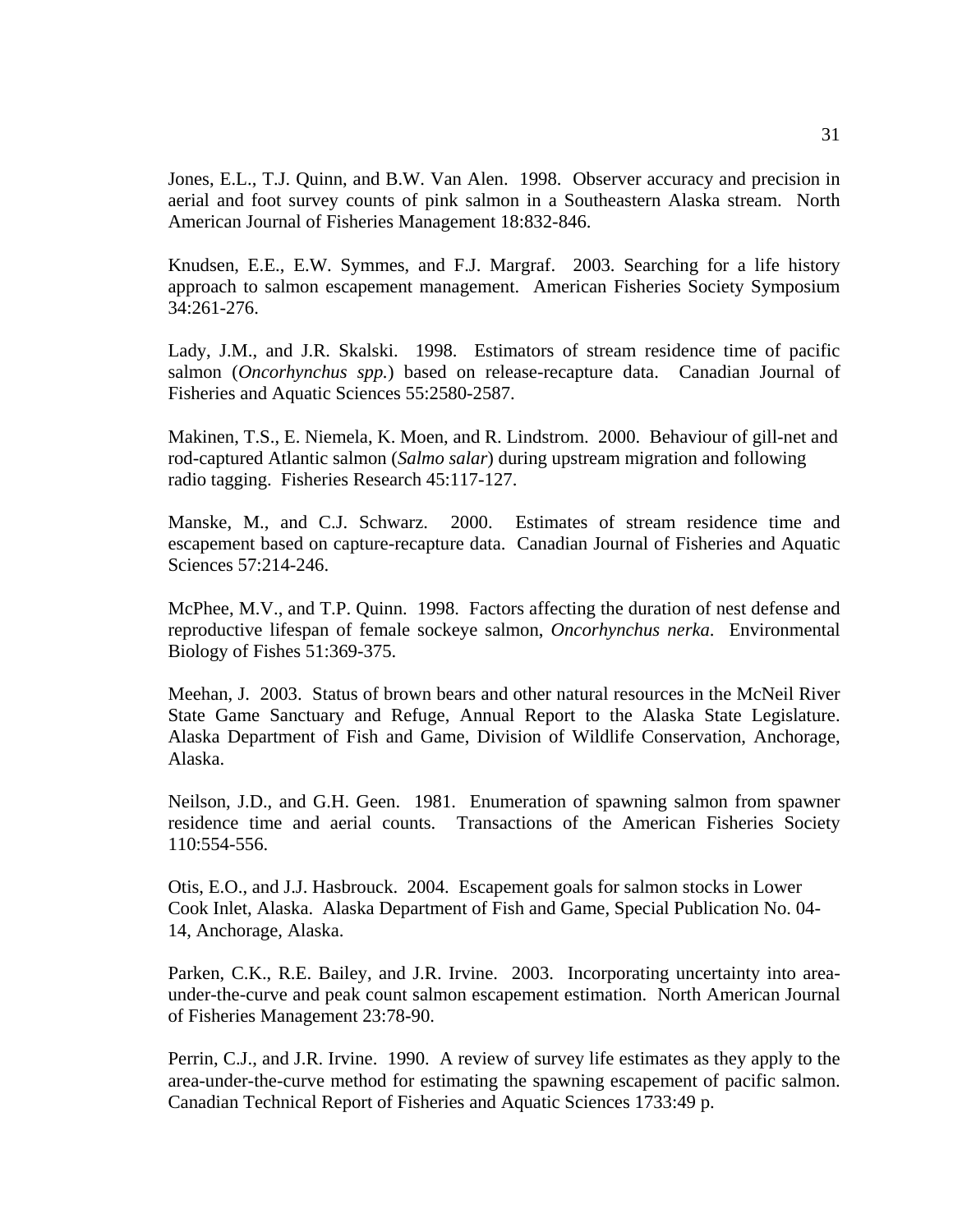Jones, E.L., T.J. Quinn, and B.W. Van Alen. 1998. Observer accuracy and precision in aerial and foot survey counts of pink salmon in a Southeastern Alaska stream. North American Journal of Fisheries Management 18:832-846.

Knudsen, E.E., E.W. Symmes, and F.J. Margraf. 2003. Searching for a life history approach to salmon escapement management. American Fisheries Society Symposium 34:261-276.

Lady, J.M., and J.R. Skalski. 1998. Estimators of stream residence time of pacific salmon (*Oncorhynchus spp.*) based on release-recapture data. Canadian Journal of Fisheries and Aquatic Sciences 55:2580-2587.

Makinen, T.S., E. Niemela, K. Moen, and R. Lindstrom. 2000. Behaviour of gill-net and rod-captured Atlantic salmon (*Salmo salar*) during upstream migration and following radio tagging. Fisheries Research 45:117-127.

Manske, M., and C.J. Schwarz. 2000. Estimates of stream residence time and escapement based on capture-recapture data. Canadian Journal of Fisheries and Aquatic Sciences 57:214-246.

McPhee, M.V., and T.P. Quinn. 1998. Factors affecting the duration of nest defense and reproductive lifespan of female sockeye salmon, *Oncorhynchus nerka*. Environmental Biology of Fishes 51:369-375.

Meehan, J. 2003. Status of brown bears and other natural resources in the McNeil River State Game Sanctuary and Refuge, Annual Report to the Alaska State Legislature. Alaska Department of Fish and Game, Division of Wildlife Conservation, Anchorage, Alaska.

Neilson, J.D., and G.H. Geen. 1981. Enumeration of spawning salmon from spawner residence time and aerial counts. Transactions of the American Fisheries Society 110:554-556.

Otis, E.O., and J.J. Hasbrouck. 2004. Escapement goals for salmon stocks in Lower Cook Inlet, Alaska. Alaska Department of Fish and Game, Special Publication No. 04-14, Anchorage, Alaska.

Parken, C.K., R.E. Bailey, and J.R. Irvine. 2003. Incorporating uncertainty into area-under-the-curve and peak count salmon escapement estimation. North American Journal of Fisheries Management 23:78-90.

Perrin, C.J., and J.R. Irvine. 1990. A review of survey life estimates as they apply to the area-under-the-curve method for estimating the spawning escapement of pacific salmon. Canadian Technical Report of Fisheries and Aquatic Sciences 1733:49 p.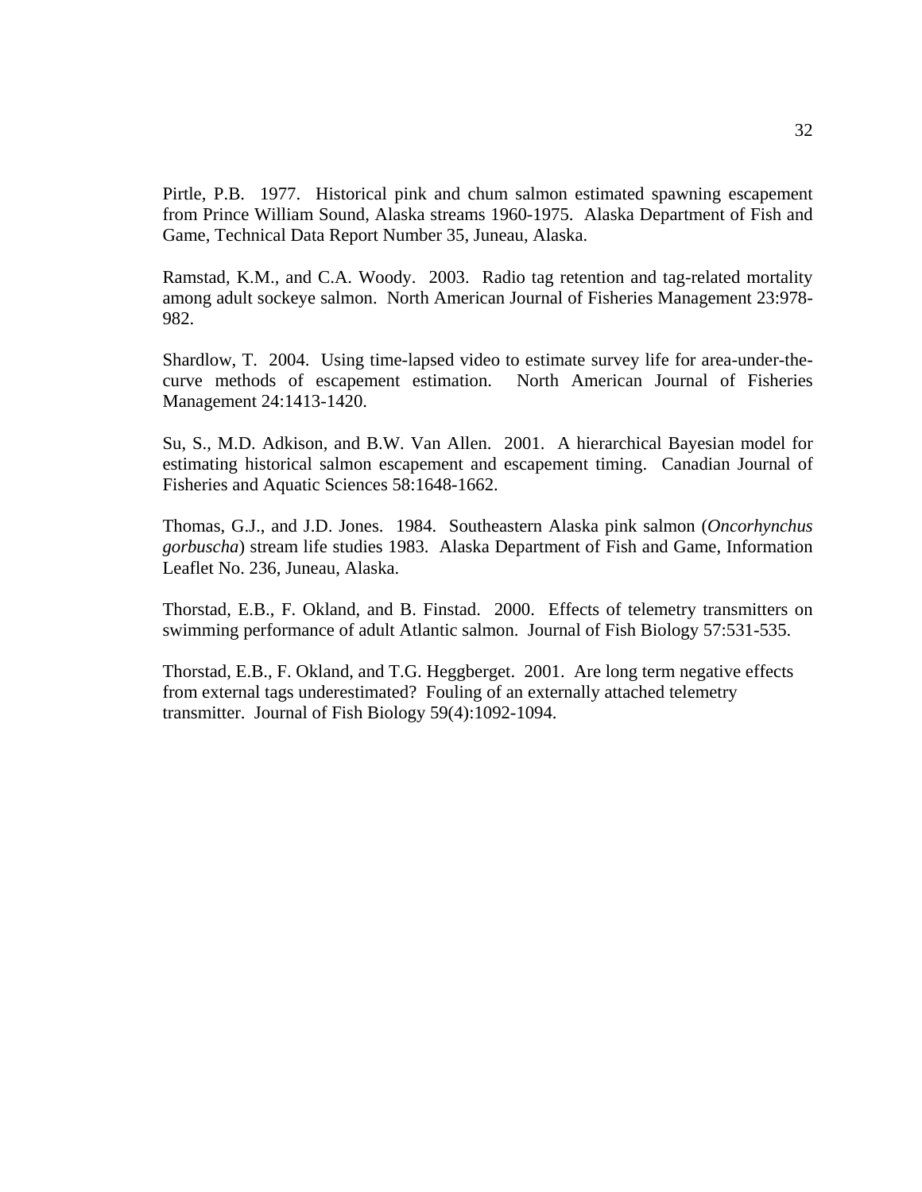Pirtle, P.B. 1977. Historical pink and chum salmon estimated spawning escapement from Prince William Sound, Alaska streams 1960-1975. Alaska Department of Fish and Game, Technical Data Report Number 35, Juneau, Alaska.

Ramstad, K.M., and C.A. Woody. 2003. Radio tag retention and tag-related mortality among adult sockeye salmon. North American Journal of Fisheries Management 23:978-982.

Shardlow, T. 2004. Using time-lapsed video to estimate survey life for area-under-the-curve methods of escapement estimation. North American Journal of Fisheries Management 24:1413-1420.

Su, S., M.D. Adkison, and B.W. Van Allen. 2001. A hierarchical Bayesian model for estimating historical salmon escapement and escapement timing. Canadian Journal of Fisheries and Aquatic Sciences 58:1648-1662.

Thomas, G.J., and J.D. Jones. 1984. Southeastern Alaska pink salmon (*Oncorhynchus gorbuscha*) stream life studies 1983. Alaska Department of Fish and Game, Information Leaflet No. 236, Juneau, Alaska.

Thorstad, E.B., F. Okland, and B. Finstad. 2000. Effects of telemetry transmitters on swimming performance of adult Atlantic salmon. Journal of Fish Biology 57:531-535.

Thorstad, E.B., F. Okland, and T.G. Heggberget. 2001. Are long term negative effects from external tags underestimated? Fouling of an externally attached telemetry transmitter. Journal of Fish Biology 59(4):1092-1094.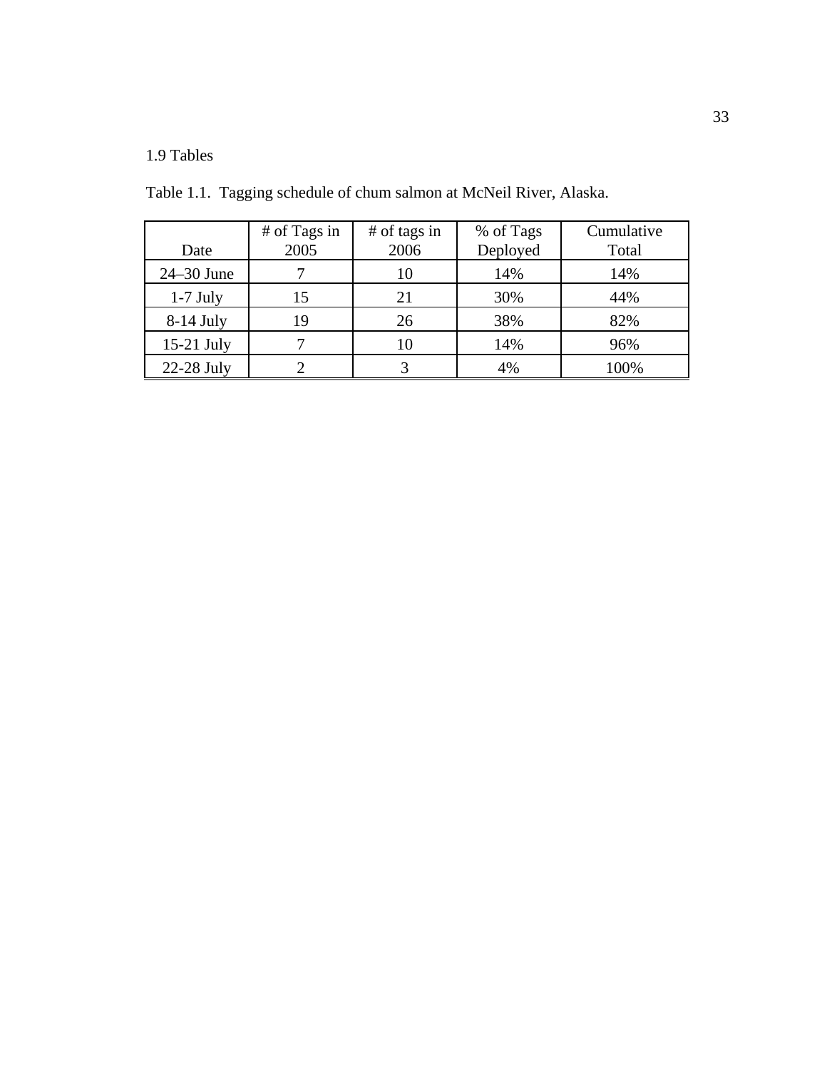## 1.9 Tables

Table 1.1. Tagging schedule of chum salmon at McNeil River, Alaska.

| Date | # of Tags in 2005 | # of tags in 2006 | % of Tags Deployed | Cumulative Total |
|---|---|---|---|---|
| 24–30 June | 7 | 10 | 14% | 14% |
| 1-7 July | 15 | 21 | 30% | 44% |
| 8-14 July | 19 | 26 | 38% | 82% |
| 15-21 July | 7 | 10 | 14% | 96% |
| 22-28 July | 2 | 3 | 4% | 100% |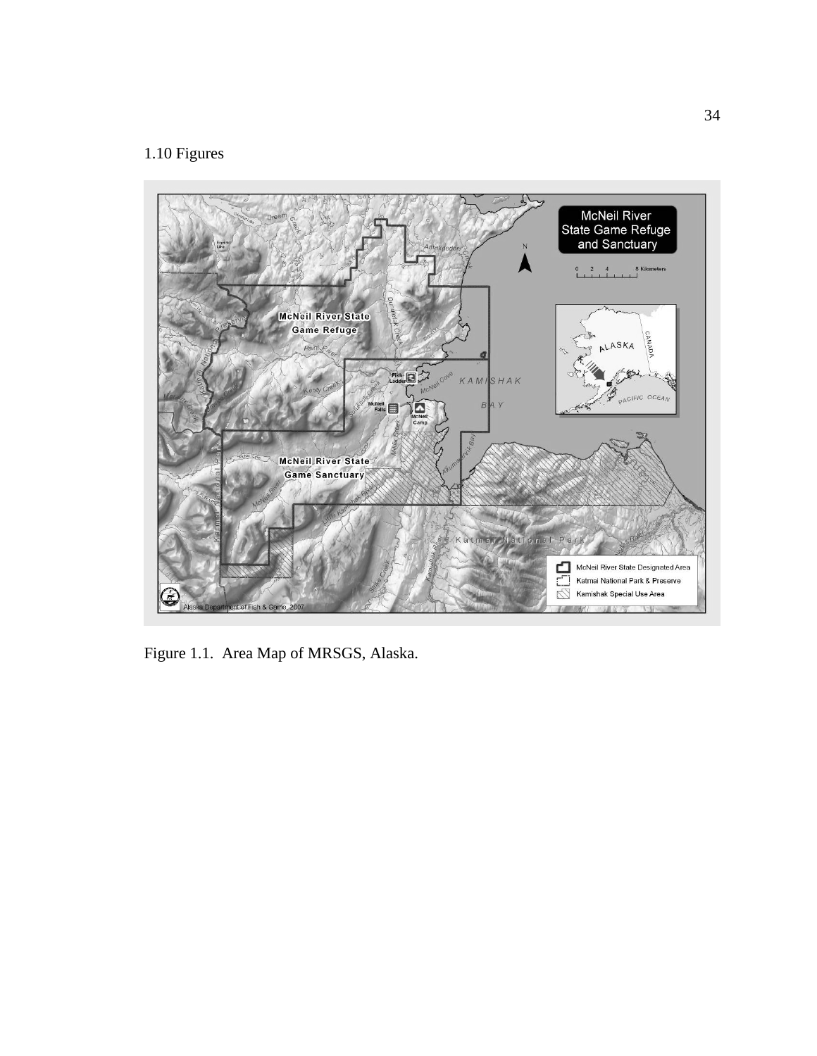## 1.10 Figures

McNeil River
State Game Refuge
and Sanctuary

0 2 4 8 Kilometers

N

ALASKA

CANADA

PACIFIC OCEAN

McNeil River State Game Refuge

McNeil River State Game Sanctuary

KAMISHAK BAY

Fish Ladder

McNeil Falls

McNeil Camp

Katmai National Park

McNeil River State Designated Area

Katmai National Park & Preserve

Kamishak Special Use Area

Alaska Department of Fish & Game, 2007

Figure 1.1. Area Map of MRSGS, Alaska.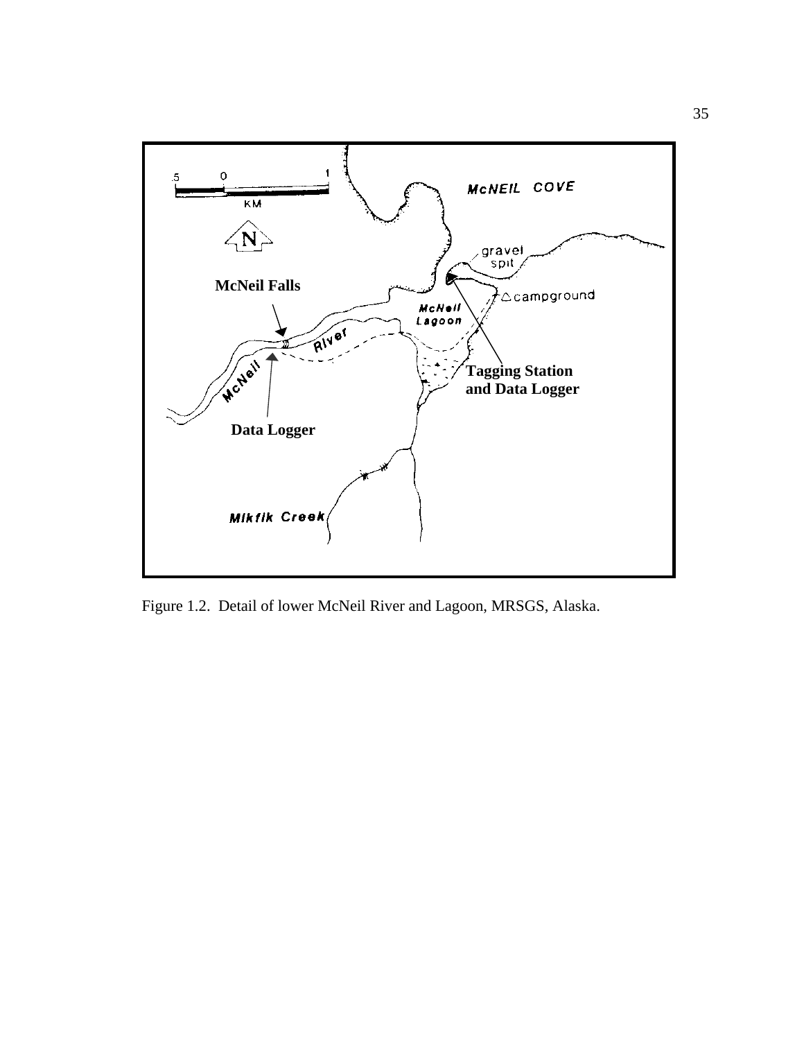.5 0 1

KM

N

McNEIL COVE

gravel spit

campground

McNeil Falls

McNeil Lagoon

McNeil River

Tagging Station and Data Logger

Data Logger

Mikfik Creek

Figure 1.2. Detail of lower McNeil River and Lagoon, MRSGS, Alaska.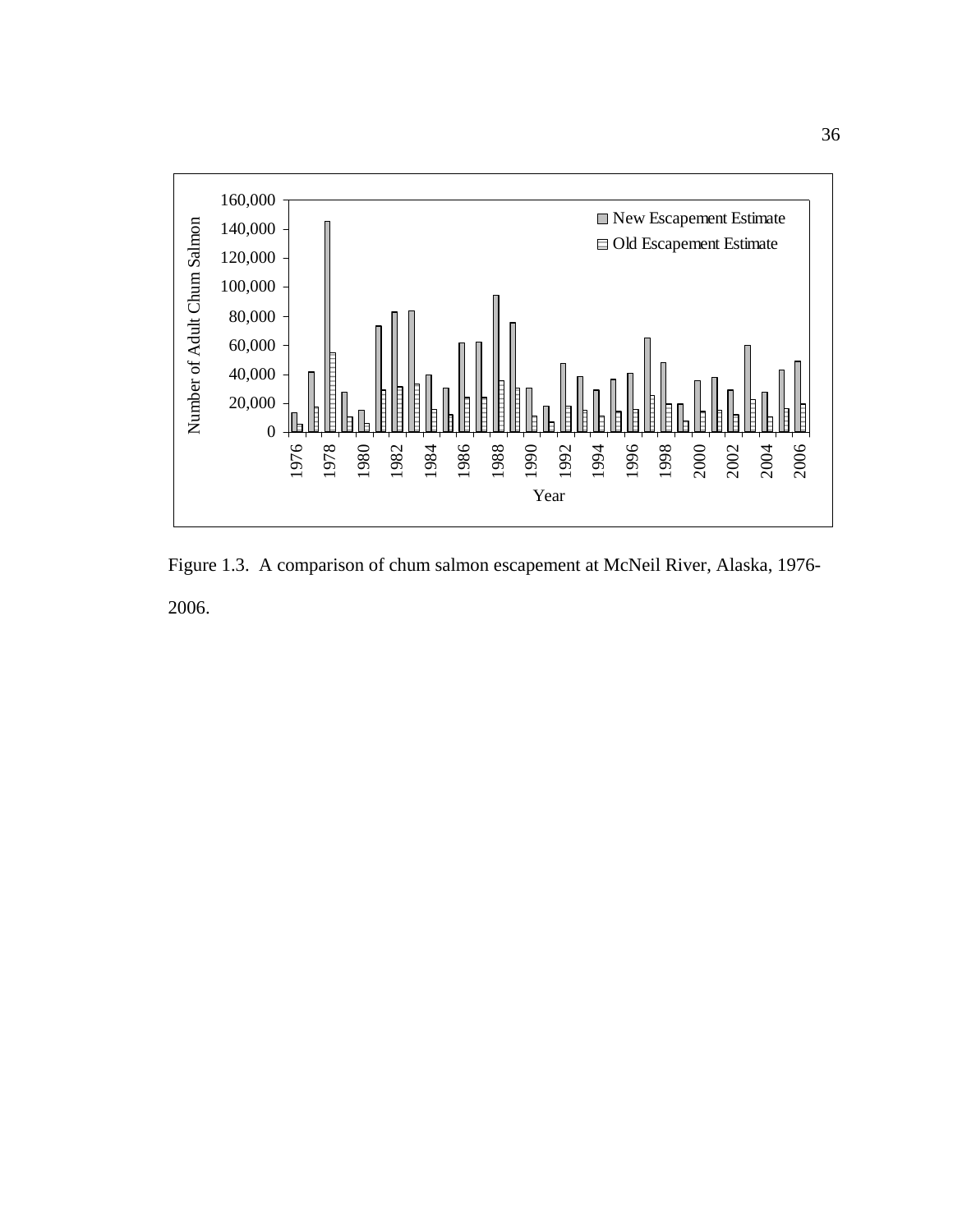160,000
140,000
120,000
100,000
80,000
60,000
40,000
20,000
0

Number of Adult Chum Salmon

New Escapement Estimate
Old Escapement Estimate

1976
1978
1980
1982
1984
1986
1988
1990
1992
1994
1996
1998
2000
2002
2004
2006

Year

Figure 1.3. A comparison of chum salmon escapement at McNeil River, Alaska, 1976-2006.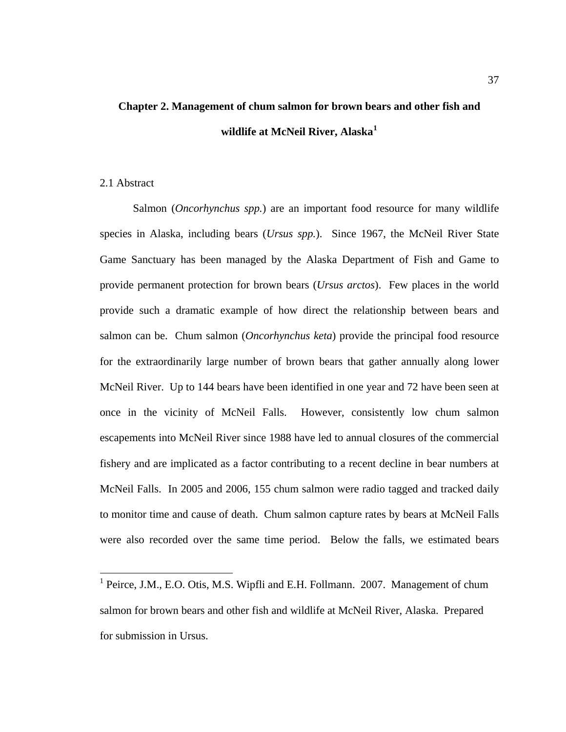# Chapter 2. Management of chum salmon for brown bears and other fish and wildlife at McNeil River, Alaska[1]

## 2.1 Abstract

Salmon (*Oncorhynchus spp.*) are an important food resource for many wildlife species in Alaska, including bears (*Ursus spp.*). Since 1967, the McNeil River State Game Sanctuary has been managed by the Alaska Department of Fish and Game to provide permanent protection for brown bears (*Ursus arctos*). Few places in the world provide such a dramatic example of how direct the relationship between bears and salmon can be. Chum salmon (*Oncorhynchus keta*) provide the principal food resource for the extraordinarily large number of brown bears that gather annually along lower McNeil River. Up to 144 bears have been identified in one year and 72 have been seen at once in the vicinity of McNeil Falls. However, consistently low chum salmon escapements into McNeil River since 1988 have led to annual closures of the commercial fishery and are implicated as a factor contributing to a recent decline in bear numbers at McNeil Falls. In 2005 and 2006, 155 chum salmon were radio tagged and tracked daily to monitor time and cause of death. Chum salmon capture rates by bears at McNeil Falls were also recorded over the same time period. Below the falls, we estimated bears

---

[1] Peirce, J.M., E.O. Otis, M.S. Wipfli and E.H. Follmann. 2007. Management of chum salmon for brown bears and other fish and wildlife at McNeil River, Alaska. Prepared for submission in Ursus.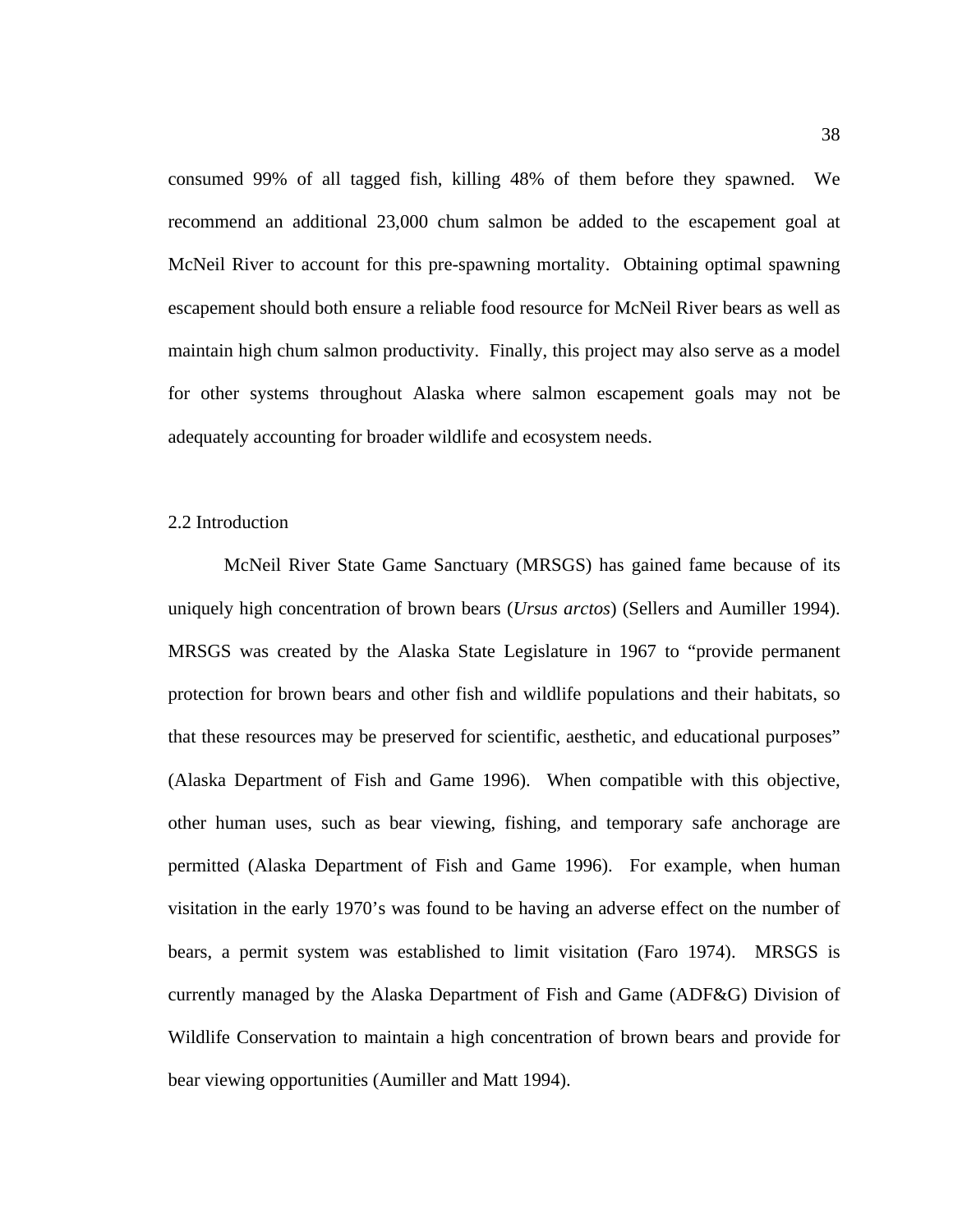consumed 99% of all tagged fish, killing 48% of them before they spawned. We recommend an additional 23,000 chum salmon be added to the escapement goal at McNeil River to account for this pre-spawning mortality. Obtaining optimal spawning escapement should both ensure a reliable food resource for McNeil River bears as well as maintain high chum salmon productivity. Finally, this project may also serve as a model for other systems throughout Alaska where salmon escapement goals may not be adequately accounting for broader wildlife and ecosystem needs.

## 2.2 Introduction

McNeil River State Game Sanctuary (MRSGS) has gained fame because of its uniquely high concentration of brown bears (*Ursus arctos*) (Sellers and Aumiller 1994). MRSGS was created by the Alaska State Legislature in 1967 to "provide permanent protection for brown bears and other fish and wildlife populations and their habitats, so that these resources may be preserved for scientific, aesthetic, and educational purposes" (Alaska Department of Fish and Game 1996). When compatible with this objective, other human uses, such as bear viewing, fishing, and temporary safe anchorage are permitted (Alaska Department of Fish and Game 1996). For example, when human visitation in the early 1970's was found to be having an adverse effect on the number of bears, a permit system was established to limit visitation (Faro 1974). MRSGS is currently managed by the Alaska Department of Fish and Game (ADF&G) Division of Wildlife Conservation to maintain a high concentration of brown bears and provide for bear viewing opportunities (Aumiller and Matt 1994).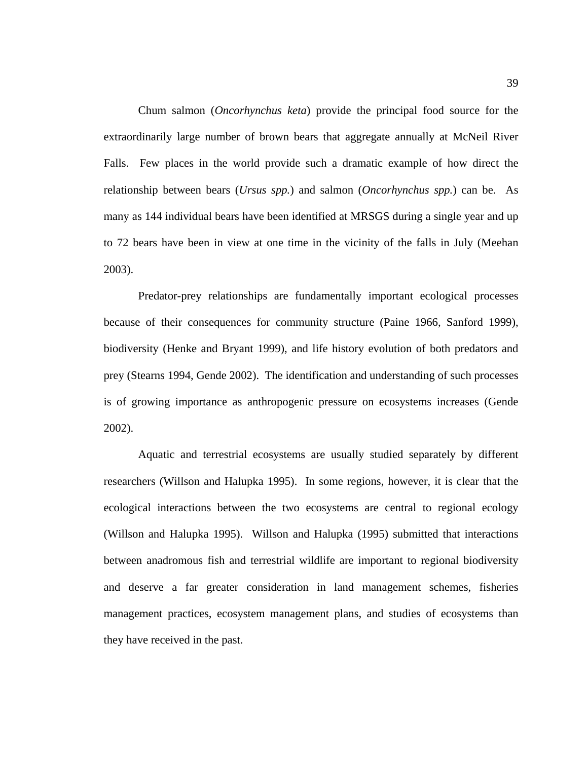Chum salmon (*Oncorhynchus keta*) provide the principal food source for the extraordinarily large number of brown bears that aggregate annually at McNeil River Falls. Few places in the world provide such a dramatic example of how direct the relationship between bears (*Ursus spp.*) and salmon (*Oncorhynchus spp.*) can be. As many as 144 individual bears have been identified at MRSGS during a single year and up to 72 bears have been in view at one time in the vicinity of the falls in July (Meehan 2003).

Predator-prey relationships are fundamentally important ecological processes because of their consequences for community structure (Paine 1966, Sanford 1999), biodiversity (Henke and Bryant 1999), and life history evolution of both predators and prey (Stearns 1994, Gende 2002). The identification and understanding of such processes is of growing importance as anthropogenic pressure on ecosystems increases (Gende 2002).

Aquatic and terrestrial ecosystems are usually studied separately by different researchers (Willson and Halupka 1995). In some regions, however, it is clear that the ecological interactions between the two ecosystems are central to regional ecology (Willson and Halupka 1995). Willson and Halupka (1995) submitted that interactions between anadromous fish and terrestrial wildlife are important to regional biodiversity and deserve a far greater consideration in land management schemes, fisheries management practices, ecosystem management plans, and studies of ecosystems than they have received in the past.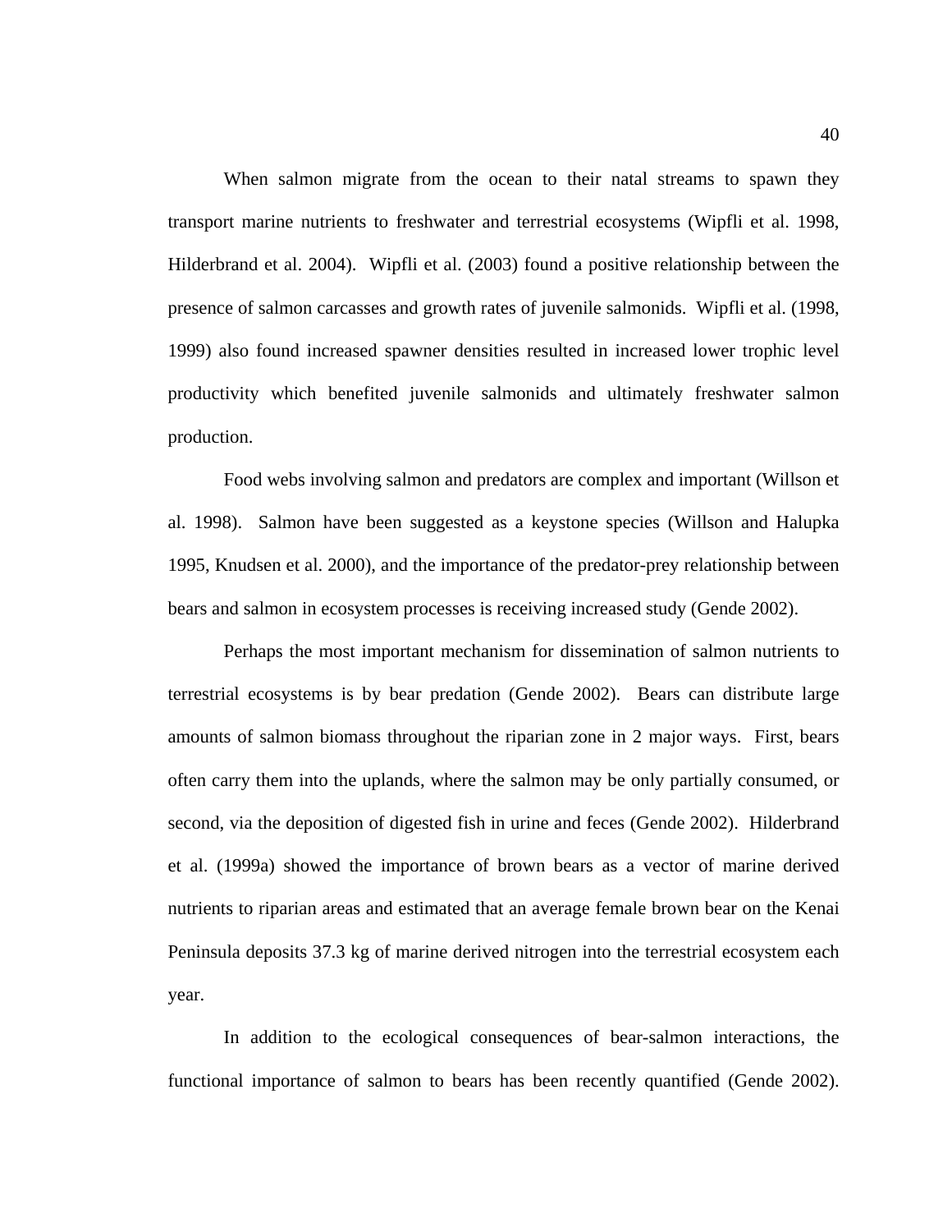When salmon migrate from the ocean to their natal streams to spawn they transport marine nutrients to freshwater and terrestrial ecosystems (Wipfli et al. 1998, Hilderbrand et al. 2004). Wipfli et al. (2003) found a positive relationship between the presence of salmon carcasses and growth rates of juvenile salmonids. Wipfli et al. (1998, 1999) also found increased spawner densities resulted in increased lower trophic level productivity which benefited juvenile salmonids and ultimately freshwater salmon production.

Food webs involving salmon and predators are complex and important (Willson et al. 1998). Salmon have been suggested as a keystone species (Willson and Halupka 1995, Knudsen et al. 2000), and the importance of the predator-prey relationship between bears and salmon in ecosystem processes is receiving increased study (Gende 2002).

Perhaps the most important mechanism for dissemination of salmon nutrients to terrestrial ecosystems is by bear predation (Gende 2002). Bears can distribute large amounts of salmon biomass throughout the riparian zone in 2 major ways. First, bears often carry them into the uplands, where the salmon may be only partially consumed, or second, via the deposition of digested fish in urine and feces (Gende 2002). Hilderbrand et al. (1999a) showed the importance of brown bears as a vector of marine derived nutrients to riparian areas and estimated that an average female brown bear on the Kenai Peninsula deposits 37.3 kg of marine derived nitrogen into the terrestrial ecosystem each year.

In addition to the ecological consequences of bear-salmon interactions, the functional importance of salmon to bears has been recently quantified (Gende 2002).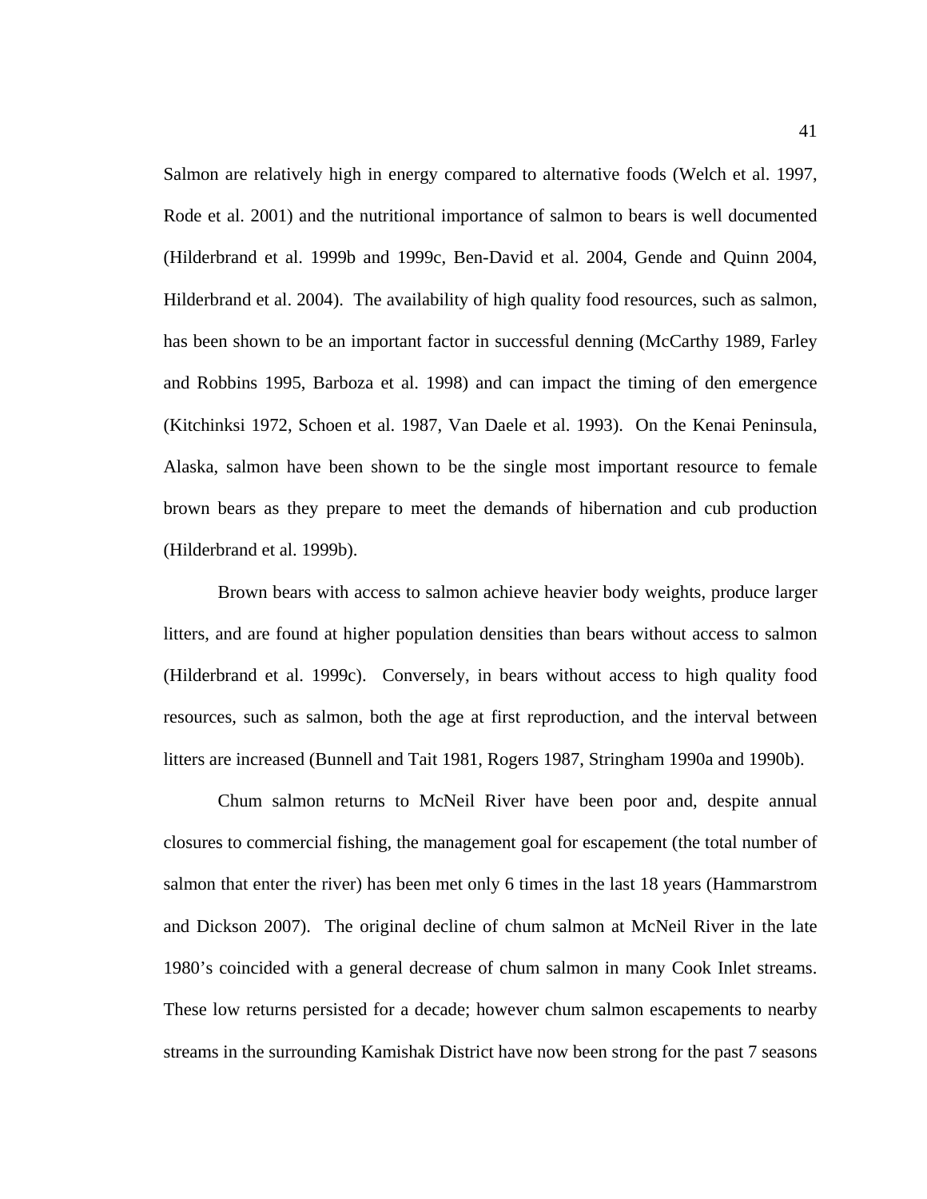Salmon are relatively high in energy compared to alternative foods (Welch et al. 1997, Rode et al. 2001) and the nutritional importance of salmon to bears is well documented (Hilderbrand et al. 1999b and 1999c, Ben-David et al. 2004, Gende and Quinn 2004, Hilderbrand et al. 2004). The availability of high quality food resources, such as salmon, has been shown to be an important factor in successful denning (McCarthy 1989, Farley and Robbins 1995, Barboza et al. 1998) and can impact the timing of den emergence (Kitchinksi 1972, Schoen et al. 1987, Van Daele et al. 1993). On the Kenai Peninsula, Alaska, salmon have been shown to be the single most important resource to female brown bears as they prepare to meet the demands of hibernation and cub production (Hilderbrand et al. 1999b).

Brown bears with access to salmon achieve heavier body weights, produce larger litters, and are found at higher population densities than bears without access to salmon (Hilderbrand et al. 1999c). Conversely, in bears without access to high quality food resources, such as salmon, both the age at first reproduction, and the interval between litters are increased (Bunnell and Tait 1981, Rogers 1987, Stringham 1990a and 1990b).

Chum salmon returns to McNeil River have been poor and, despite annual closures to commercial fishing, the management goal for escapement (the total number of salmon that enter the river) has been met only 6 times in the last 18 years (Hammarstrom and Dickson 2007). The original decline of chum salmon at McNeil River in the late 1980's coincided with a general decrease of chum salmon in many Cook Inlet streams. These low returns persisted for a decade; however chum salmon escapements to nearby streams in the surrounding Kamishak District have now been strong for the past 7 seasons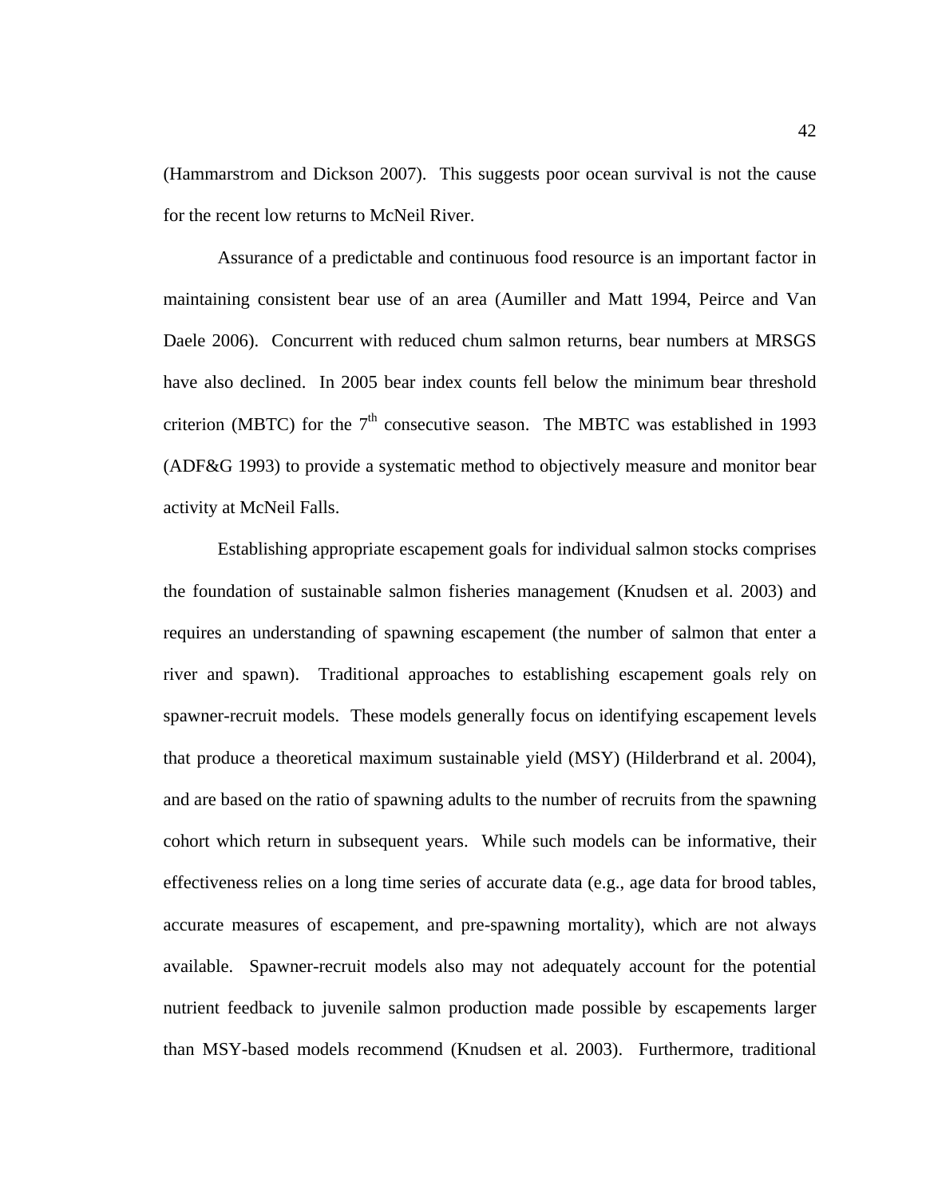(Hammarstrom and Dickson 2007). This suggests poor ocean survival is not the cause for the recent low returns to McNeil River.

Assurance of a predictable and continuous food resource is an important factor in maintaining consistent bear use of an area (Aumiller and Matt 1994, Peirce and Van Daele 2006). Concurrent with reduced chum salmon returns, bear numbers at MRSGS have also declined. In 2005 bear index counts fell below the minimum bear threshold criterion (MBTC) for the 7th consecutive season. The MBTC was established in 1993 (ADF&G 1993) to provide a systematic method to objectively measure and monitor bear activity at McNeil Falls.

Establishing appropriate escapement goals for individual salmon stocks comprises the foundation of sustainable salmon fisheries management (Knudsen et al. 2003) and requires an understanding of spawning escapement (the number of salmon that enter a river and spawn). Traditional approaches to establishing escapement goals rely on spawner-recruit models. These models generally focus on identifying escapement levels that produce a theoretical maximum sustainable yield (MSY) (Hilderbrand et al. 2004), and are based on the ratio of spawning adults to the number of recruits from the spawning cohort which return in subsequent years. While such models can be informative, their effectiveness relies on a long time series of accurate data (e.g., age data for brood tables, accurate measures of escapement, and pre-spawning mortality), which are not always available. Spawner-recruit models also may not adequately account for the potential nutrient feedback to juvenile salmon production made possible by escapements larger than MSY-based models recommend (Knudsen et al. 2003). Furthermore, traditional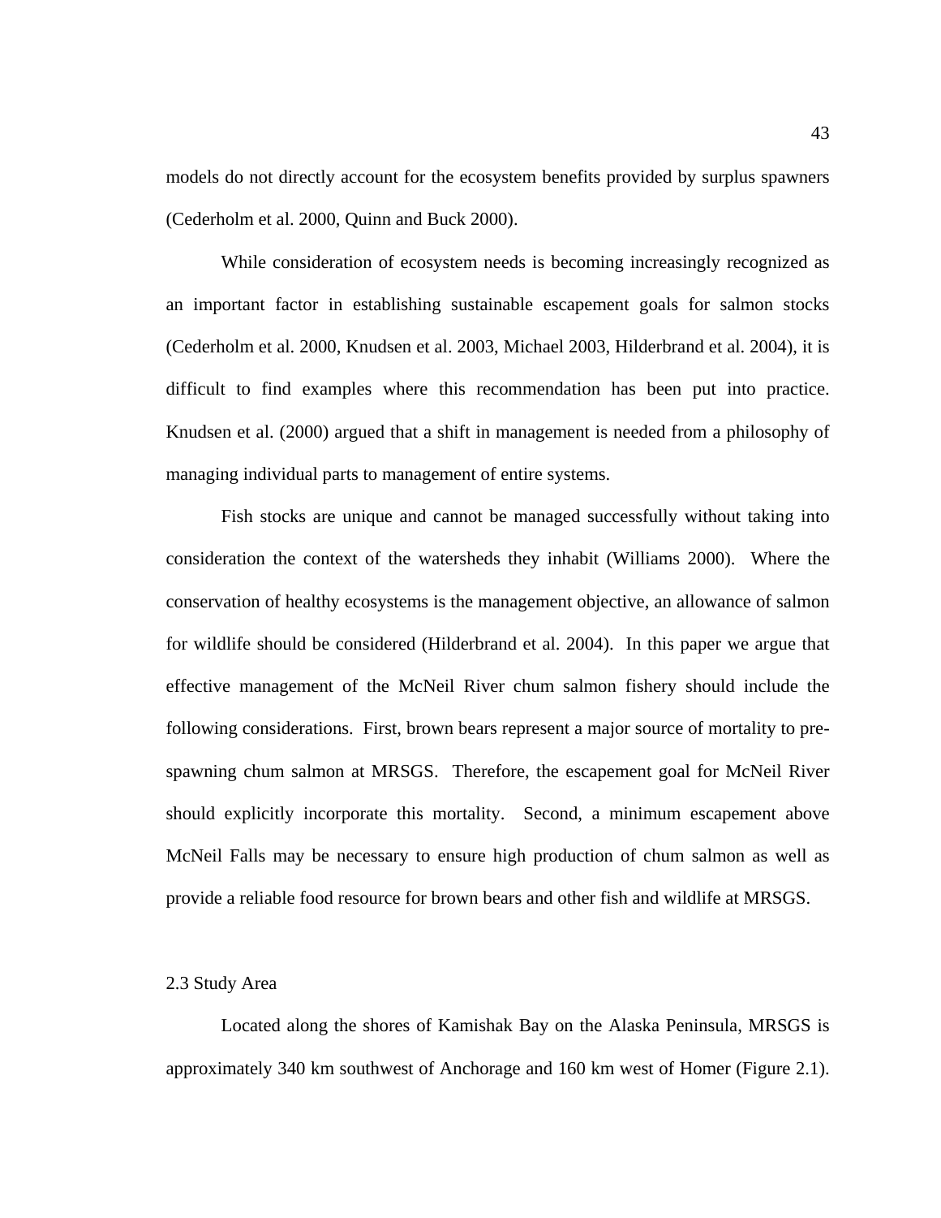models do not directly account for the ecosystem benefits provided by surplus spawners (Cederholm et al. 2000, Quinn and Buck 2000).

While consideration of ecosystem needs is becoming increasingly recognized as an important factor in establishing sustainable escapement goals for salmon stocks (Cederholm et al. 2000, Knudsen et al. 2003, Michael 2003, Hilderbrand et al. 2004), it is difficult to find examples where this recommendation has been put into practice. Knudsen et al. (2000) argued that a shift in management is needed from a philosophy of managing individual parts to management of entire systems.

Fish stocks are unique and cannot be managed successfully without taking into consideration the context of the watersheds they inhabit (Williams 2000). Where the conservation of healthy ecosystems is the management objective, an allowance of salmon for wildlife should be considered (Hilderbrand et al. 2004). In this paper we argue that effective management of the McNeil River chum salmon fishery should include the following considerations. First, brown bears represent a major source of mortality to pre-spawning chum salmon at MRSGS. Therefore, the escapement goal for McNeil River should explicitly incorporate this mortality. Second, a minimum escapement above McNeil Falls may be necessary to ensure high production of chum salmon as well as provide a reliable food resource for brown bears and other fish and wildlife at MRSGS.

## 2.3 Study Area

Located along the shores of Kamishak Bay on the Alaska Peninsula, MRSGS is approximately 340 km southwest of Anchorage and 160 km west of Homer (Figure 2.1).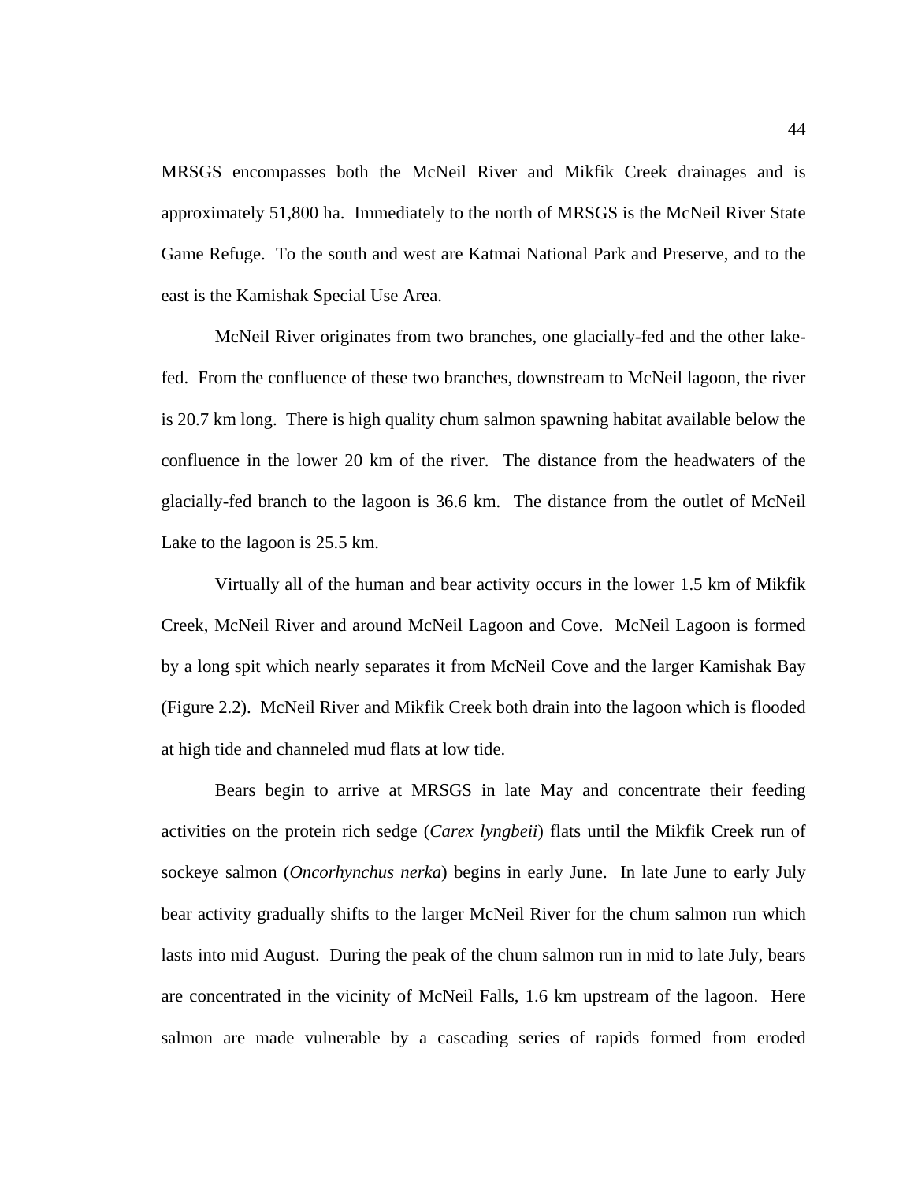MRSGS encompasses both the McNeil River and Mikfik Creek drainages and is approximately 51,800 ha. Immediately to the north of MRSGS is the McNeil River State Game Refuge. To the south and west are Katmai National Park and Preserve, and to the east is the Kamishak Special Use Area.

McNeil River originates from two branches, one glacially-fed and the other lake-fed. From the confluence of these two branches, downstream to McNeil lagoon, the river is 20.7 km long. There is high quality chum salmon spawning habitat available below the confluence in the lower 20 km of the river. The distance from the headwaters of the glacially-fed branch to the lagoon is 36.6 km. The distance from the outlet of McNeil Lake to the lagoon is 25.5 km.

Virtually all of the human and bear activity occurs in the lower 1.5 km of Mikfik Creek, McNeil River and around McNeil Lagoon and Cove. McNeil Lagoon is formed by a long spit which nearly separates it from McNeil Cove and the larger Kamishak Bay (Figure 2.2). McNeil River and Mikfik Creek both drain into the lagoon which is flooded at high tide and channeled mud flats at low tide.

Bears begin to arrive at MRSGS in late May and concentrate their feeding activities on the protein rich sedge (*Carex lyngbeii*) flats until the Mikfik Creek run of sockeye salmon (*Oncorhynchus nerka*) begins in early June. In late June to early July bear activity gradually shifts to the larger McNeil River for the chum salmon run which lasts into mid August. During the peak of the chum salmon run in mid to late July, bears are concentrated in the vicinity of McNeil Falls, 1.6 km upstream of the lagoon. Here salmon are made vulnerable by a cascading series of rapids formed from eroded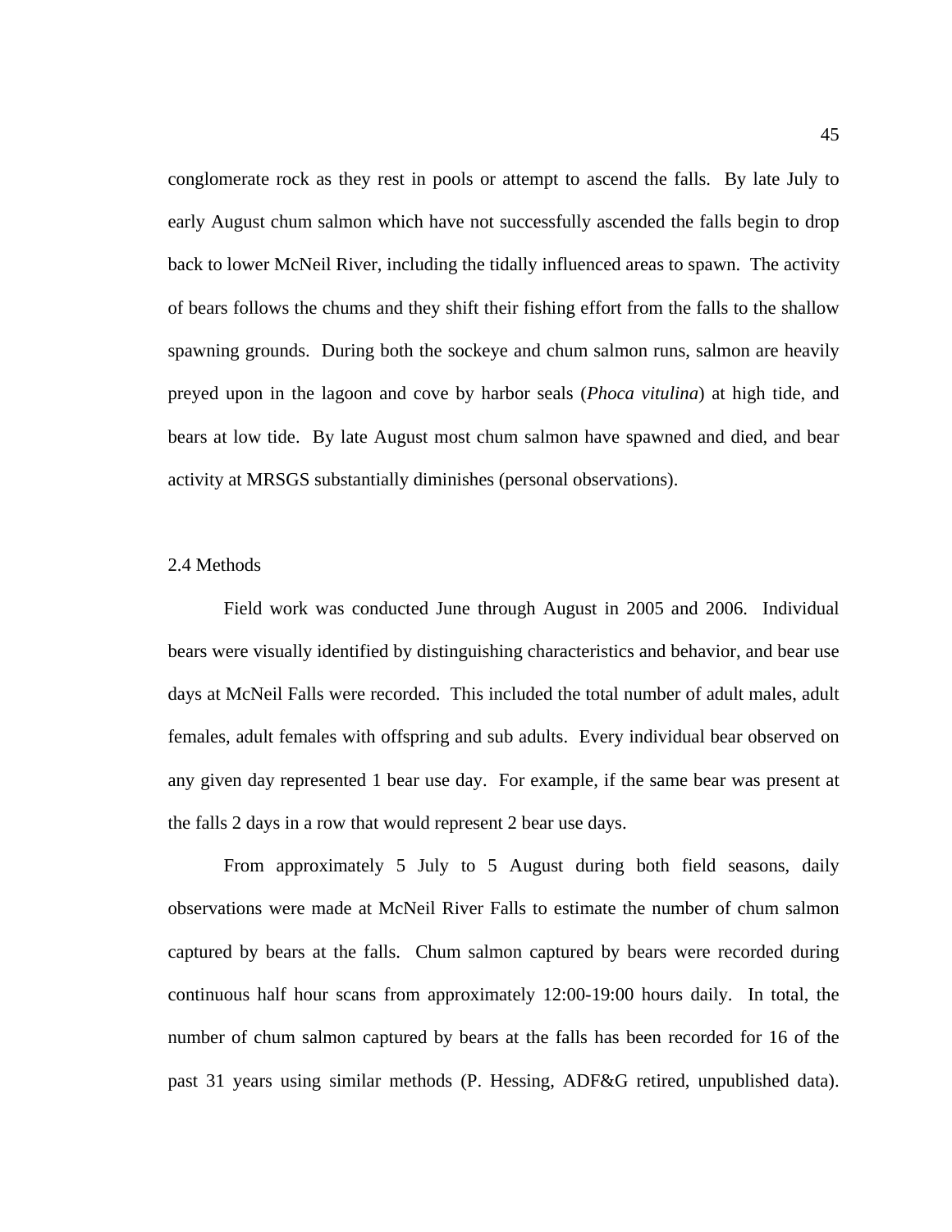conglomerate rock as they rest in pools or attempt to ascend the falls. By late July to early August chum salmon which have not successfully ascended the falls begin to drop back to lower McNeil River, including the tidally influenced areas to spawn. The activity of bears follows the chums and they shift their fishing effort from the falls to the shallow spawning grounds. During both the sockeye and chum salmon runs, salmon are heavily preyed upon in the lagoon and cove by harbor seals (*Phoca vitulina*) at high tide, and bears at low tide. By late August most chum salmon have spawned and died, and bear activity at MRSGS substantially diminishes (personal observations).

## 2.4 Methods

Field work was conducted June through August in 2005 and 2006. Individual bears were visually identified by distinguishing characteristics and behavior, and bear use days at McNeil Falls were recorded. This included the total number of adult males, adult females, adult females with offspring and sub adults. Every individual bear observed on any given day represented 1 bear use day. For example, if the same bear was present at the falls 2 days in a row that would represent 2 bear use days.

From approximately 5 July to 5 August during both field seasons, daily observations were made at McNeil River Falls to estimate the number of chum salmon captured by bears at the falls. Chum salmon captured by bears were recorded during continuous half hour scans from approximately 12:00-19:00 hours daily. In total, the number of chum salmon captured by bears at the falls has been recorded for 16 of the past 31 years using similar methods (P. Hessing, ADF&G retired, unpublished data).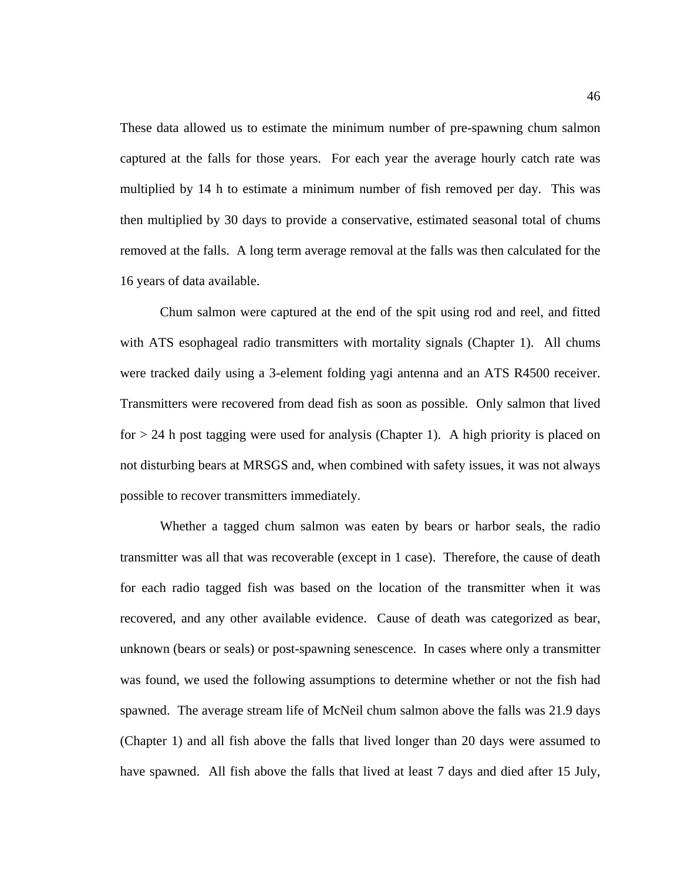These data allowed us to estimate the minimum number of pre-spawning chum salmon captured at the falls for those years. For each year the average hourly catch rate was multiplied by 14 h to estimate a minimum number of fish removed per day. This was then multiplied by 30 days to provide a conservative, estimated seasonal total of chums removed at the falls. A long term average removal at the falls was then calculated for the 16 years of data available.

Chum salmon were captured at the end of the spit using rod and reel, and fitted with ATS esophageal radio transmitters with mortality signals (Chapter 1). All chums were tracked daily using a 3-element folding yagi antenna and an ATS R4500 receiver. Transmitters were recovered from dead fish as soon as possible. Only salmon that lived for > 24 h post tagging were used for analysis (Chapter 1). A high priority is placed on not disturbing bears at MRSGS and, when combined with safety issues, it was not always possible to recover transmitters immediately.

Whether a tagged chum salmon was eaten by bears or harbor seals, the radio transmitter was all that was recoverable (except in 1 case). Therefore, the cause of death for each radio tagged fish was based on the location of the transmitter when it was recovered, and any other available evidence. Cause of death was categorized as bear, unknown (bears or seals) or post-spawning senescence. In cases where only a transmitter was found, we used the following assumptions to determine whether or not the fish had spawned. The average stream life of McNeil chum salmon above the falls was 21.9 days (Chapter 1) and all fish above the falls that lived longer than 20 days were assumed to have spawned. All fish above the falls that lived at least 7 days and died after 15 July,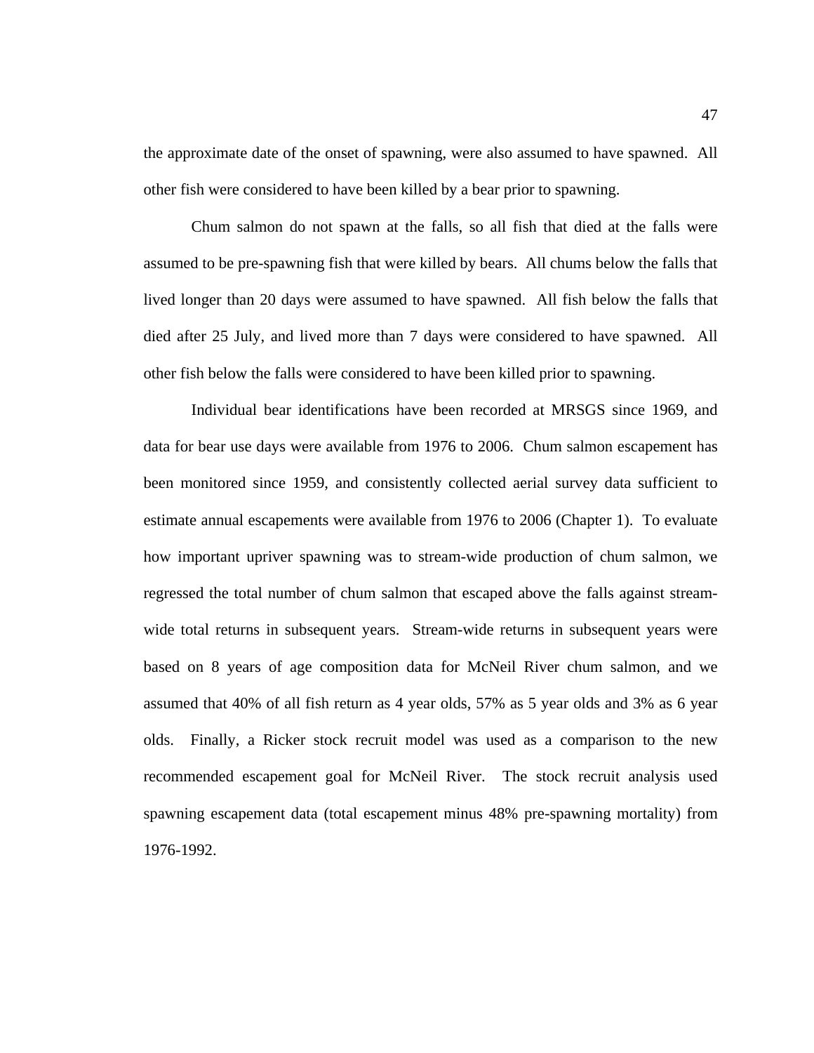the approximate date of the onset of spawning, were also assumed to have spawned. All other fish were considered to have been killed by a bear prior to spawning.

Chum salmon do not spawn at the falls, so all fish that died at the falls were assumed to be pre-spawning fish that were killed by bears. All chums below the falls that lived longer than 20 days were assumed to have spawned. All fish below the falls that died after 25 July, and lived more than 7 days were considered to have spawned. All other fish below the falls were considered to have been killed prior to spawning.

Individual bear identifications have been recorded at MRSGS since 1969, and data for bear use days were available from 1976 to 2006. Chum salmon escapement has been monitored since 1959, and consistently collected aerial survey data sufficient to estimate annual escapements were available from 1976 to 2006 (Chapter 1). To evaluate how important upriver spawning was to stream-wide production of chum salmon, we regressed the total number of chum salmon that escaped above the falls against stream-wide total returns in subsequent years. Stream-wide returns in subsequent years were based on 8 years of age composition data for McNeil River chum salmon, and we assumed that 40% of all fish return as 4 year olds, 57% as 5 year olds and 3% as 6 year olds. Finally, a Ricker stock recruit model was used as a comparison to the new recommended escapement goal for McNeil River. The stock recruit analysis used spawning escapement data (total escapement minus 48% pre-spawning mortality) from 1976-1992.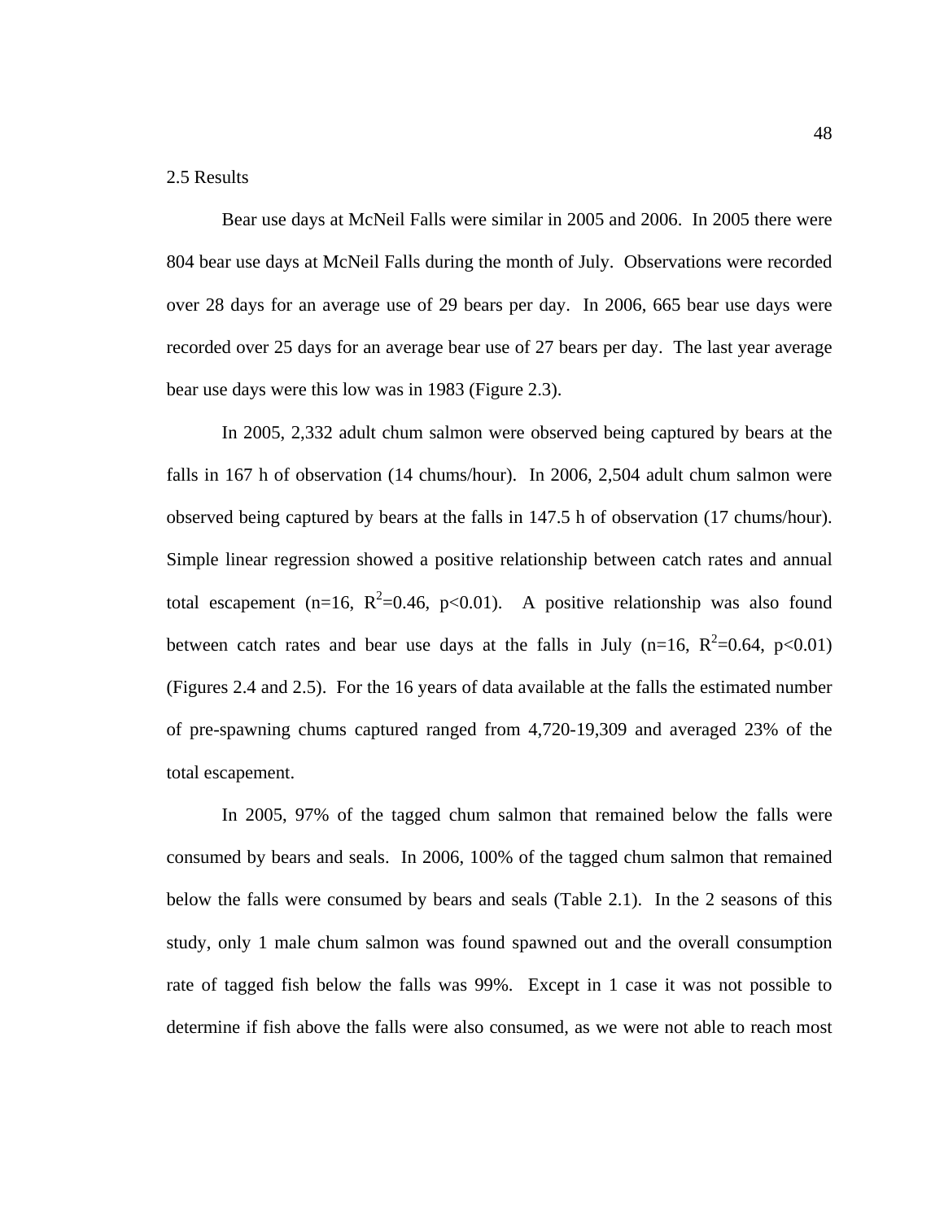## 2.5 Results

Bear use days at McNeil Falls were similar in 2005 and 2006. In 2005 there were 804 bear use days at McNeil Falls during the month of July. Observations were recorded over 28 days for an average use of 29 bears per day. In 2006, 665 bear use days were recorded over 25 days for an average bear use of 27 bears per day. The last year average bear use days were this low was in 1983 (Figure 2.3).

In 2005, 2,332 adult chum salmon were observed being captured by bears at the falls in 167 h of observation (14 chums/hour). In 2006, 2,504 adult chum salmon were observed being captured by bears at the falls in 147.5 h of observation (17 chums/hour). Simple linear regression showed a positive relationship between catch rates and annual total escapement ($n=16$, $R^2=0.46$, $p<0.01$). A positive relationship was also found between catch rates and bear use days at the falls in July ($n=16$, $R^2=0.64$, $p<0.01$) (Figures 2.4 and 2.5). For the 16 years of data available at the falls the estimated number of pre-spawning chums captured ranged from 4,720-19,309 and averaged 23% of the total escapement.

In 2005, 97% of the tagged chum salmon that remained below the falls were consumed by bears and seals. In 2006, 100% of the tagged chum salmon that remained below the falls were consumed by bears and seals (Table 2.1). In the 2 seasons of this study, only 1 male chum salmon was found spawned out and the overall consumption rate of tagged fish below the falls was 99%. Except in 1 case it was not possible to determine if fish above the falls were also consumed, as we were not able to reach most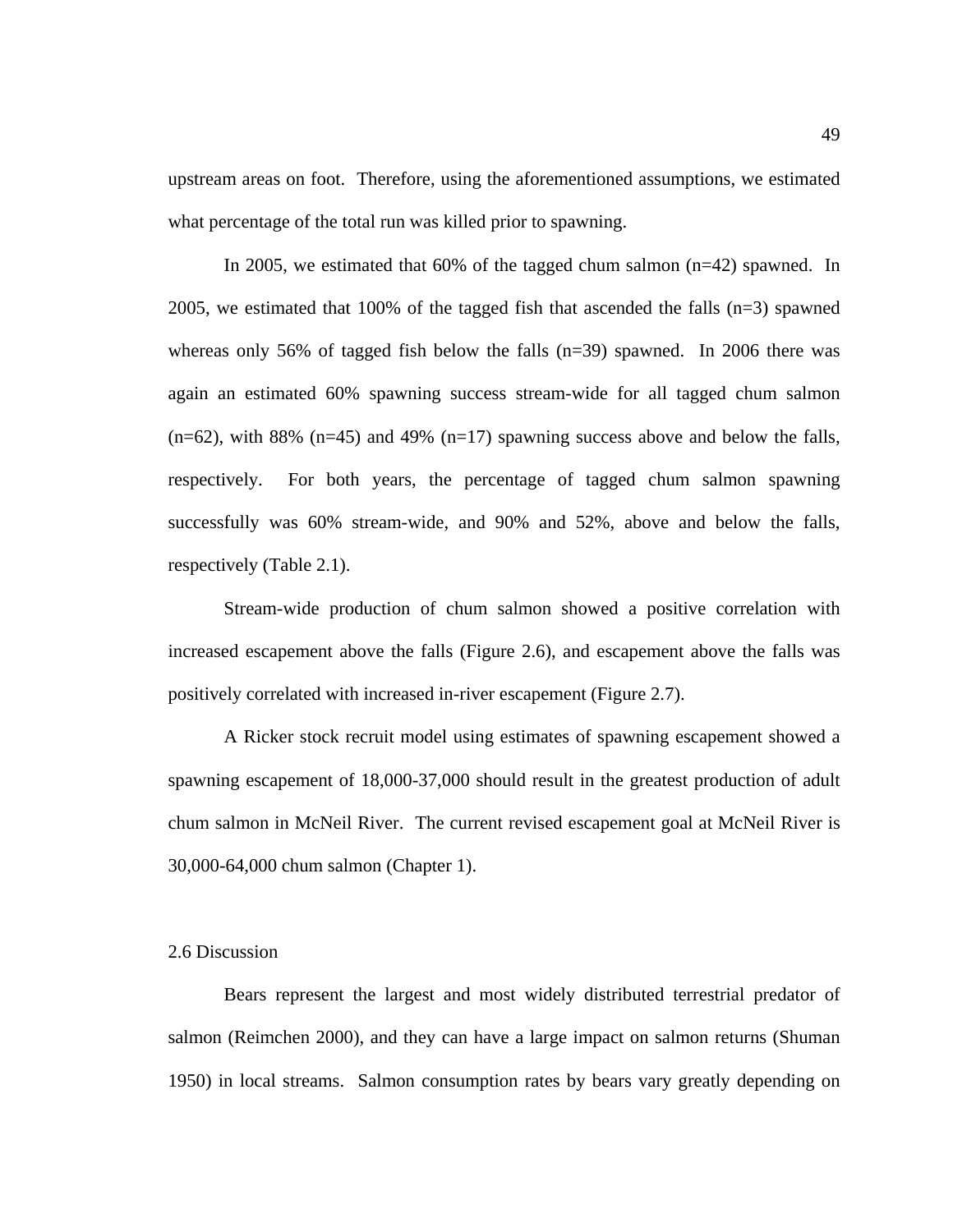upstream areas on foot. Therefore, using the aforementioned assumptions, we estimated what percentage of the total run was killed prior to spawning.

In 2005, we estimated that 60% of the tagged chum salmon (n=42) spawned. In 2005, we estimated that 100% of the tagged fish that ascended the falls (n=3) spawned whereas only 56% of tagged fish below the falls (n=39) spawned. In 2006 there was again an estimated 60% spawning success stream-wide for all tagged chum salmon (n=62), with 88% (n=45) and 49% (n=17) spawning success above and below the falls, respectively. For both years, the percentage of tagged chum salmon spawning successfully was 60% stream-wide, and 90% and 52%, above and below the falls, respectively (Table 2.1).

Stream-wide production of chum salmon showed a positive correlation with increased escapement above the falls (Figure 2.6), and escapement above the falls was positively correlated with increased in-river escapement (Figure 2.7).

A Ricker stock recruit model using estimates of spawning escapement showed a spawning escapement of 18,000-37,000 should result in the greatest production of adult chum salmon in McNeil River. The current revised escapement goal at McNeil River is 30,000-64,000 chum salmon (Chapter 1).

## 2.6 Discussion

Bears represent the largest and most widely distributed terrestrial predator of salmon (Reimchen 2000), and they can have a large impact on salmon returns (Shuman 1950) in local streams. Salmon consumption rates by bears vary greatly depending on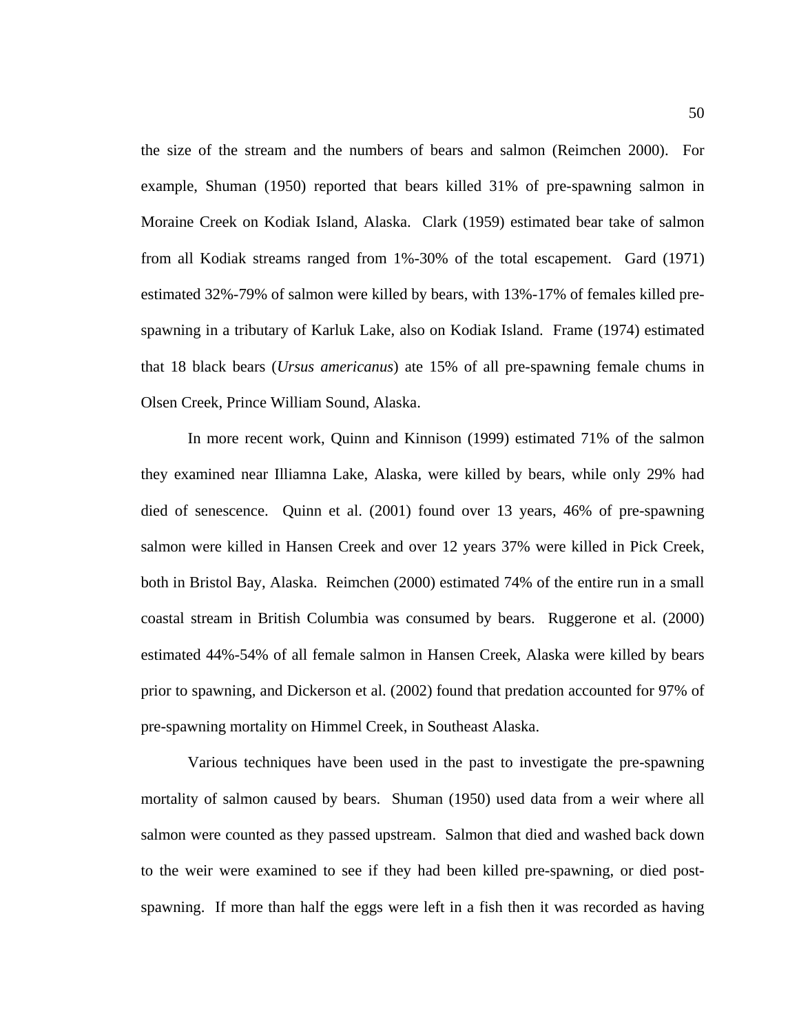the size of the stream and the numbers of bears and salmon (Reimchen 2000). For example, Shuman (1950) reported that bears killed 31% of pre-spawning salmon in Moraine Creek on Kodiak Island, Alaska. Clark (1959) estimated bear take of salmon from all Kodiak streams ranged from 1%-30% of the total escapement. Gard (1971) estimated 32%-79% of salmon were killed by bears, with 13%-17% of females killed pre-spawning in a tributary of Karluk Lake, also on Kodiak Island. Frame (1974) estimated that 18 black bears (*Ursus americanus*) ate 15% of all pre-spawning female chums in Olsen Creek, Prince William Sound, Alaska.

In more recent work, Quinn and Kinnison (1999) estimated 71% of the salmon they examined near Illiamna Lake, Alaska, were killed by bears, while only 29% had died of senescence. Quinn et al. (2001) found over 13 years, 46% of pre-spawning salmon were killed in Hansen Creek and over 12 years 37% were killed in Pick Creek, both in Bristol Bay, Alaska. Reimchen (2000) estimated 74% of the entire run in a small coastal stream in British Columbia was consumed by bears. Ruggerone et al. (2000) estimated 44%-54% of all female salmon in Hansen Creek, Alaska were killed by bears prior to spawning, and Dickerson et al. (2002) found that predation accounted for 97% of pre-spawning mortality on Himmel Creek, in Southeast Alaska.

Various techniques have been used in the past to investigate the pre-spawning mortality of salmon caused by bears. Shuman (1950) used data from a weir where all salmon were counted as they passed upstream. Salmon that died and washed back down to the weir were examined to see if they had been killed pre-spawning, or died post-spawning. If more than half the eggs were left in a fish then it was recorded as having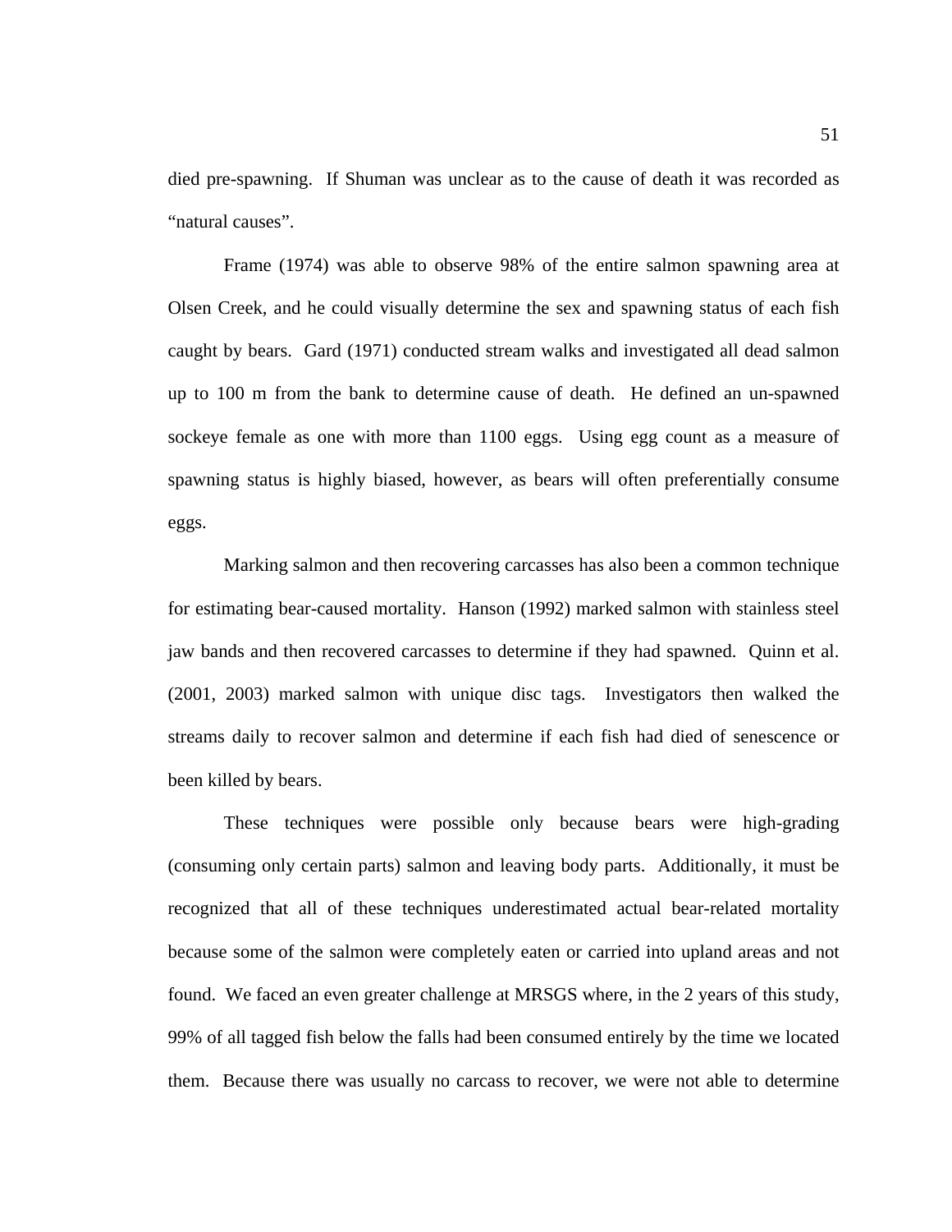died pre-spawning. If Shuman was unclear as to the cause of death it was recorded as "natural causes".

Frame (1974) was able to observe 98% of the entire salmon spawning area at Olsen Creek, and he could visually determine the sex and spawning status of each fish caught by bears. Gard (1971) conducted stream walks and investigated all dead salmon up to 100 m from the bank to determine cause of death. He defined an un-spawned sockeye female as one with more than 1100 eggs. Using egg count as a measure of spawning status is highly biased, however, as bears will often preferentially consume eggs.

Marking salmon and then recovering carcasses has also been a common technique for estimating bear-caused mortality. Hanson (1992) marked salmon with stainless steel jaw bands and then recovered carcasses to determine if they had spawned. Quinn et al. (2001, 2003) marked salmon with unique disc tags. Investigators then walked the streams daily to recover salmon and determine if each fish had died of senescence or been killed by bears.

These techniques were possible only because bears were high-grading (consuming only certain parts) salmon and leaving body parts. Additionally, it must be recognized that all of these techniques underestimated actual bear-related mortality because some of the salmon were completely eaten or carried into upland areas and not found. We faced an even greater challenge at MRSGS where, in the 2 years of this study, 99% of all tagged fish below the falls had been consumed entirely by the time we located them. Because there was usually no carcass to recover, we were not able to determine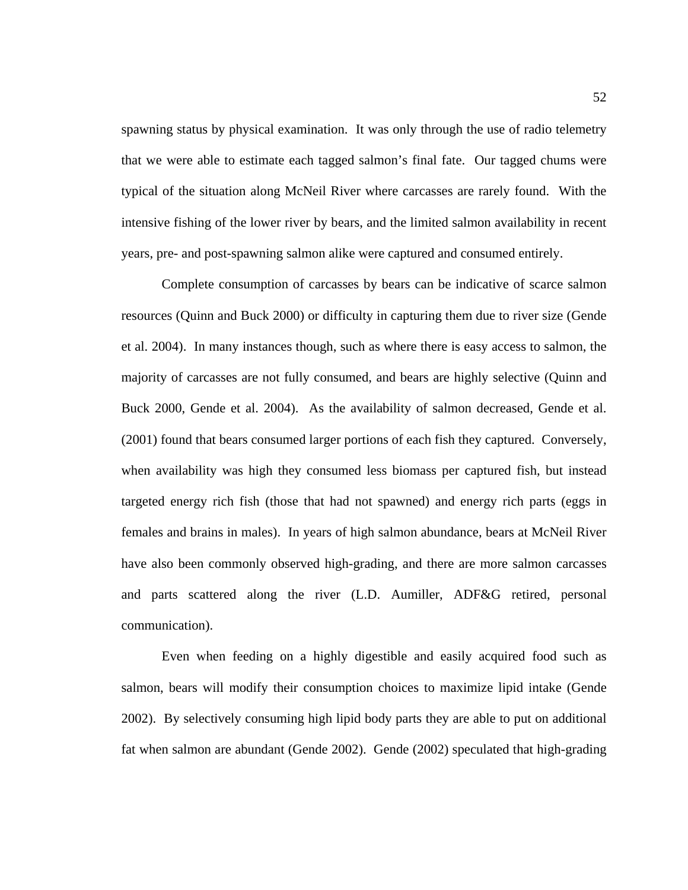spawning status by physical examination. It was only through the use of radio telemetry that we were able to estimate each tagged salmon's final fate. Our tagged chums were typical of the situation along McNeil River where carcasses are rarely found. With the intensive fishing of the lower river by bears, and the limited salmon availability in recent years, pre- and post-spawning salmon alike were captured and consumed entirely.

Complete consumption of carcasses by bears can be indicative of scarce salmon resources (Quinn and Buck 2000) or difficulty in capturing them due to river size (Gende et al. 2004). In many instances though, such as where there is easy access to salmon, the majority of carcasses are not fully consumed, and bears are highly selective (Quinn and Buck 2000, Gende et al. 2004). As the availability of salmon decreased, Gende et al. (2001) found that bears consumed larger portions of each fish they captured. Conversely, when availability was high they consumed less biomass per captured fish, but instead targeted energy rich fish (those that had not spawned) and energy rich parts (eggs in females and brains in males). In years of high salmon abundance, bears at McNeil River have also been commonly observed high-grading, and there are more salmon carcasses and parts scattered along the river (L.D. Aumiller, ADF&G retired, personal communication).

Even when feeding on a highly digestible and easily acquired food such as salmon, bears will modify their consumption choices to maximize lipid intake (Gende 2002). By selectively consuming high lipid body parts they are able to put on additional fat when salmon are abundant (Gende 2002). Gende (2002) speculated that high-grading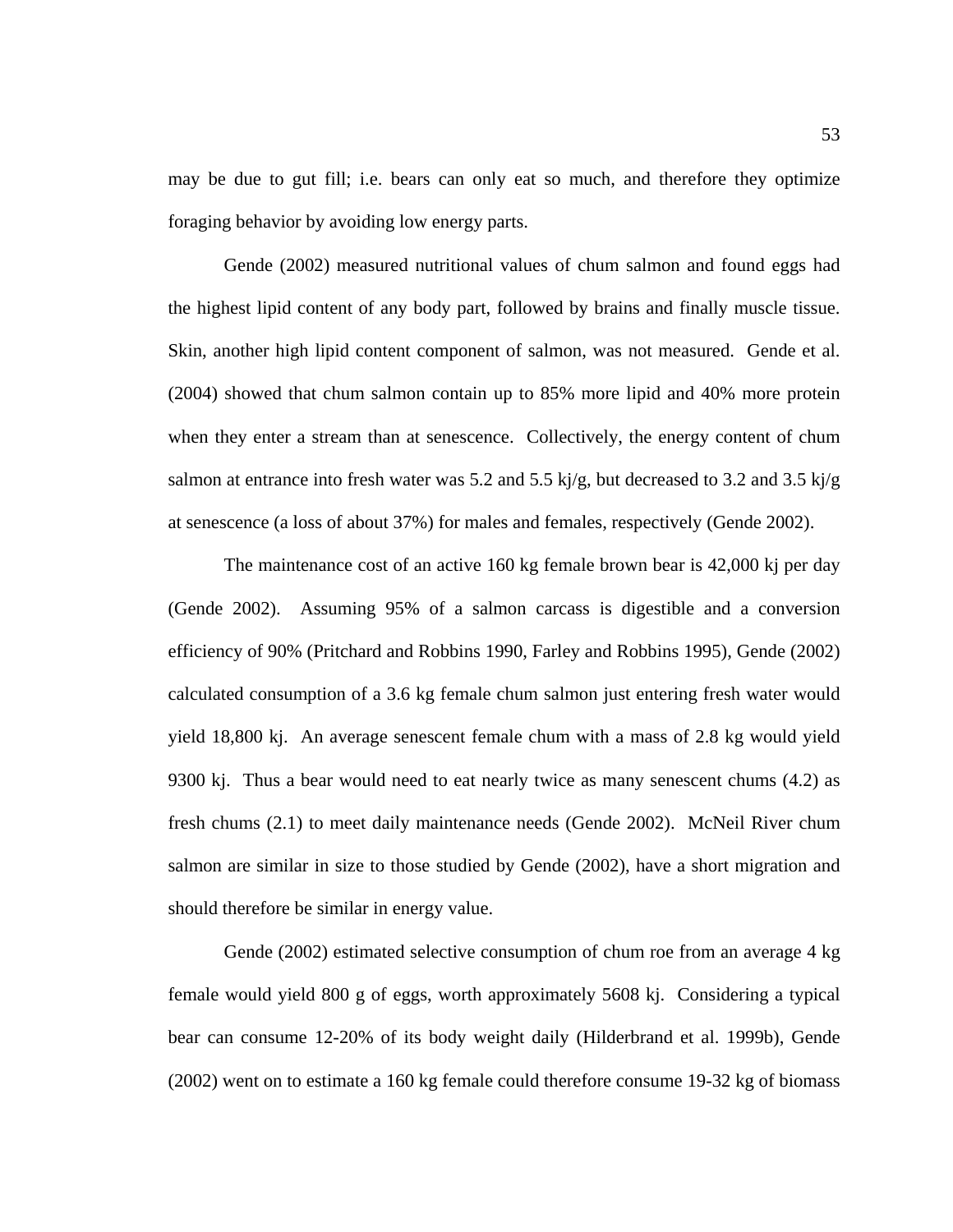may be due to gut fill; i.e. bears can only eat so much, and therefore they optimize foraging behavior by avoiding low energy parts.

Gende (2002) measured nutritional values of chum salmon and found eggs had the highest lipid content of any body part, followed by brains and finally muscle tissue. Skin, another high lipid content component of salmon, was not measured. Gende et al. (2004) showed that chum salmon contain up to 85% more lipid and 40% more protein when they enter a stream than at senescence. Collectively, the energy content of chum salmon at entrance into fresh water was 5.2 and 5.5 kj/g, but decreased to 3.2 and 3.5 kj/g at senescence (a loss of about 37%) for males and females, respectively (Gende 2002).

The maintenance cost of an active 160 kg female brown bear is 42,000 kj per day (Gende 2002). Assuming 95% of a salmon carcass is digestible and a conversion efficiency of 90% (Pritchard and Robbins 1990, Farley and Robbins 1995), Gende (2002) calculated consumption of a 3.6 kg female chum salmon just entering fresh water would yield 18,800 kj. An average senescent female chum with a mass of 2.8 kg would yield 9300 kj. Thus a bear would need to eat nearly twice as many senescent chums (4.2) as fresh chums (2.1) to meet daily maintenance needs (Gende 2002). McNeil River chum salmon are similar in size to those studied by Gende (2002), have a short migration and should therefore be similar in energy value.

Gende (2002) estimated selective consumption of chum roe from an average 4 kg female would yield 800 g of eggs, worth approximately 5608 kj. Considering a typical bear can consume 12-20% of its body weight daily (Hilderbrand et al. 1999b), Gende (2002) went on to estimate a 160 kg female could therefore consume 19-32 kg of biomass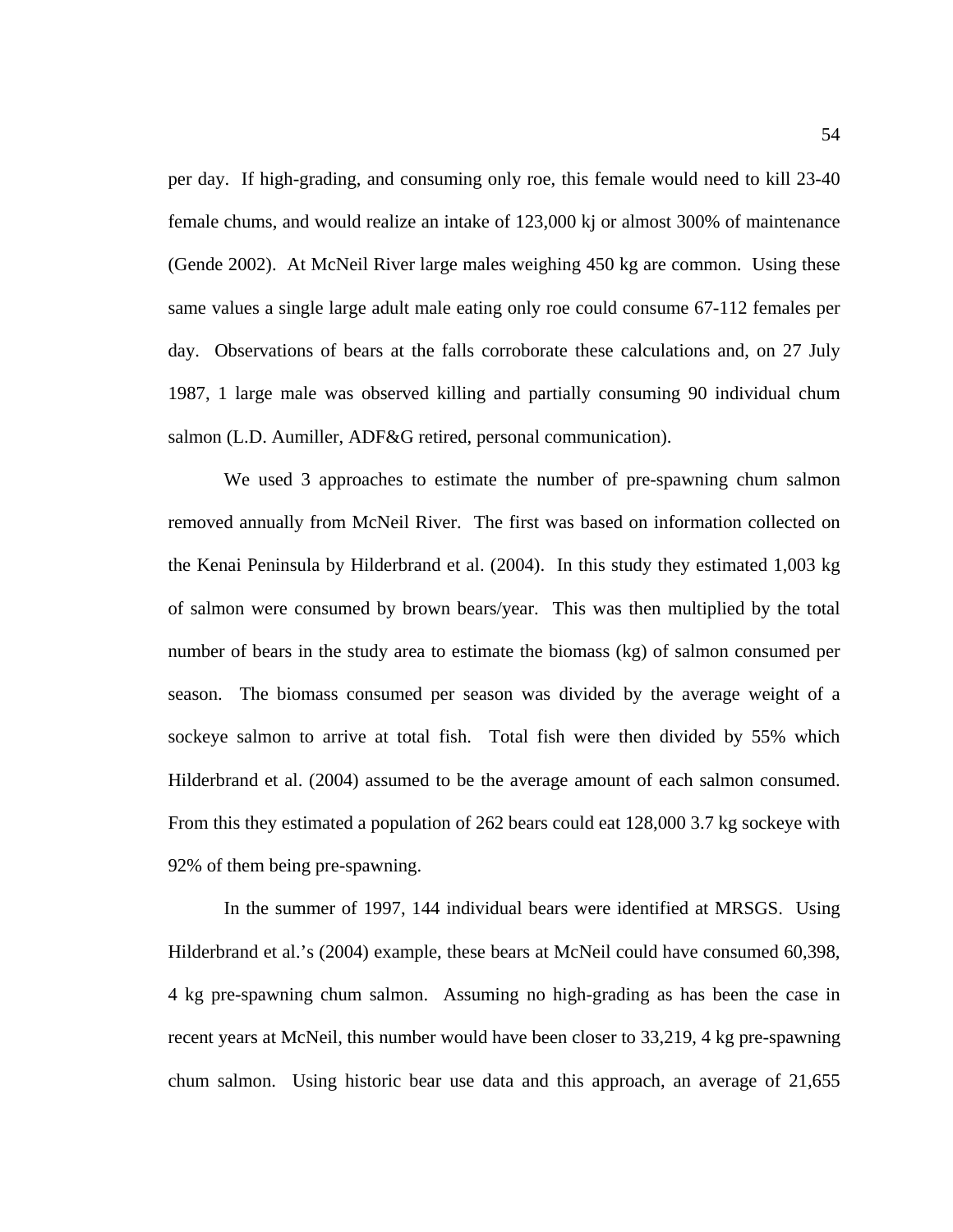per day. If high-grading, and consuming only roe, this female would need to kill 23-40 female chums, and would realize an intake of 123,000 kj or almost 300% of maintenance (Gende 2002). At McNeil River large males weighing 450 kg are common. Using these same values a single large adult male eating only roe could consume 67-112 females per day. Observations of bears at the falls corroborate these calculations and, on 27 July 1987, 1 large male was observed killing and partially consuming 90 individual chum salmon (L.D. Aumiller, ADF&G retired, personal communication).

We used 3 approaches to estimate the number of pre-spawning chum salmon removed annually from McNeil River. The first was based on information collected on the Kenai Peninsula by Hilderbrand et al. (2004). In this study they estimated 1,003 kg of salmon were consumed by brown bears/year. This was then multiplied by the total number of bears in the study area to estimate the biomass (kg) of salmon consumed per season. The biomass consumed per season was divided by the average weight of a sockeye salmon to arrive at total fish. Total fish were then divided by 55% which Hilderbrand et al. (2004) assumed to be the average amount of each salmon consumed. From this they estimated a population of 262 bears could eat 128,000 3.7 kg sockeye with 92% of them being pre-spawning.

In the summer of 1997, 144 individual bears were identified at MRSGS. Using Hilderbrand et al.'s (2004) example, these bears at McNeil could have consumed 60,398, 4 kg pre-spawning chum salmon. Assuming no high-grading as has been the case in recent years at McNeil, this number would have been closer to 33,219, 4 kg pre-spawning chum salmon. Using historic bear use data and this approach, an average of 21,655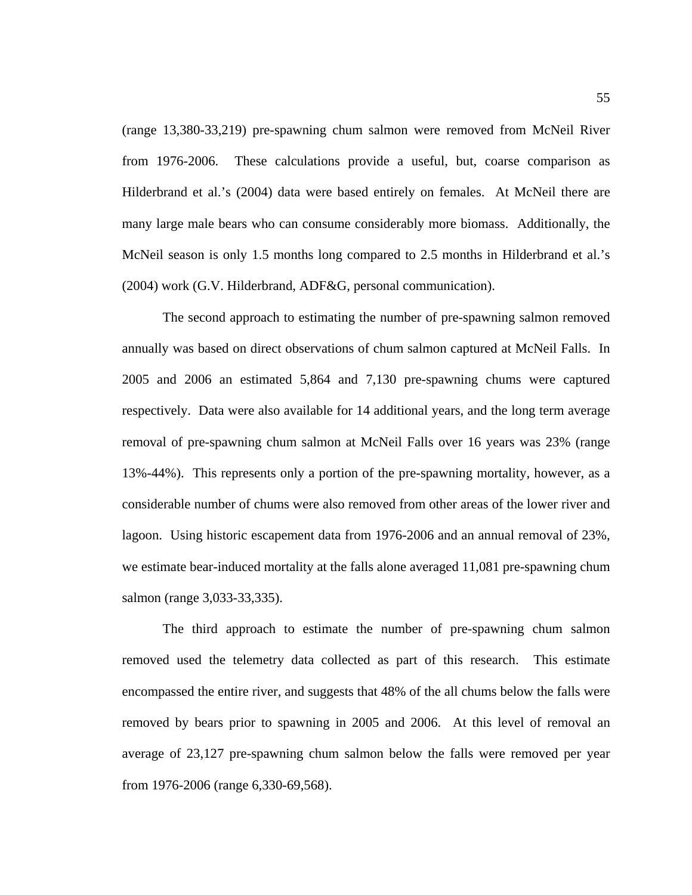(range 13,380-33,219) pre-spawning chum salmon were removed from McNeil River from 1976-2006. These calculations provide a useful, but, coarse comparison as Hilderbrand et al.'s (2004) data were based entirely on females. At McNeil there are many large male bears who can consume considerably more biomass. Additionally, the McNeil season is only 1.5 months long compared to 2.5 months in Hilderbrand et al.'s (2004) work (G.V. Hilderbrand, ADF&G, personal communication).

The second approach to estimating the number of pre-spawning salmon removed annually was based on direct observations of chum salmon captured at McNeil Falls. In 2005 and 2006 an estimated 5,864 and 7,130 pre-spawning chums were captured respectively. Data were also available for 14 additional years, and the long term average removal of pre-spawning chum salmon at McNeil Falls over 16 years was 23% (range 13%-44%). This represents only a portion of the pre-spawning mortality, however, as a considerable number of chums were also removed from other areas of the lower river and lagoon. Using historic escapement data from 1976-2006 and an annual removal of 23%, we estimate bear-induced mortality at the falls alone averaged 11,081 pre-spawning chum salmon (range 3,033-33,335).

The third approach to estimate the number of pre-spawning chum salmon removed used the telemetry data collected as part of this research. This estimate encompassed the entire river, and suggests that 48% of the all chums below the falls were removed by bears prior to spawning in 2005 and 2006. At this level of removal an average of 23,127 pre-spawning chum salmon below the falls were removed per year from 1976-2006 (range 6,330-69,568).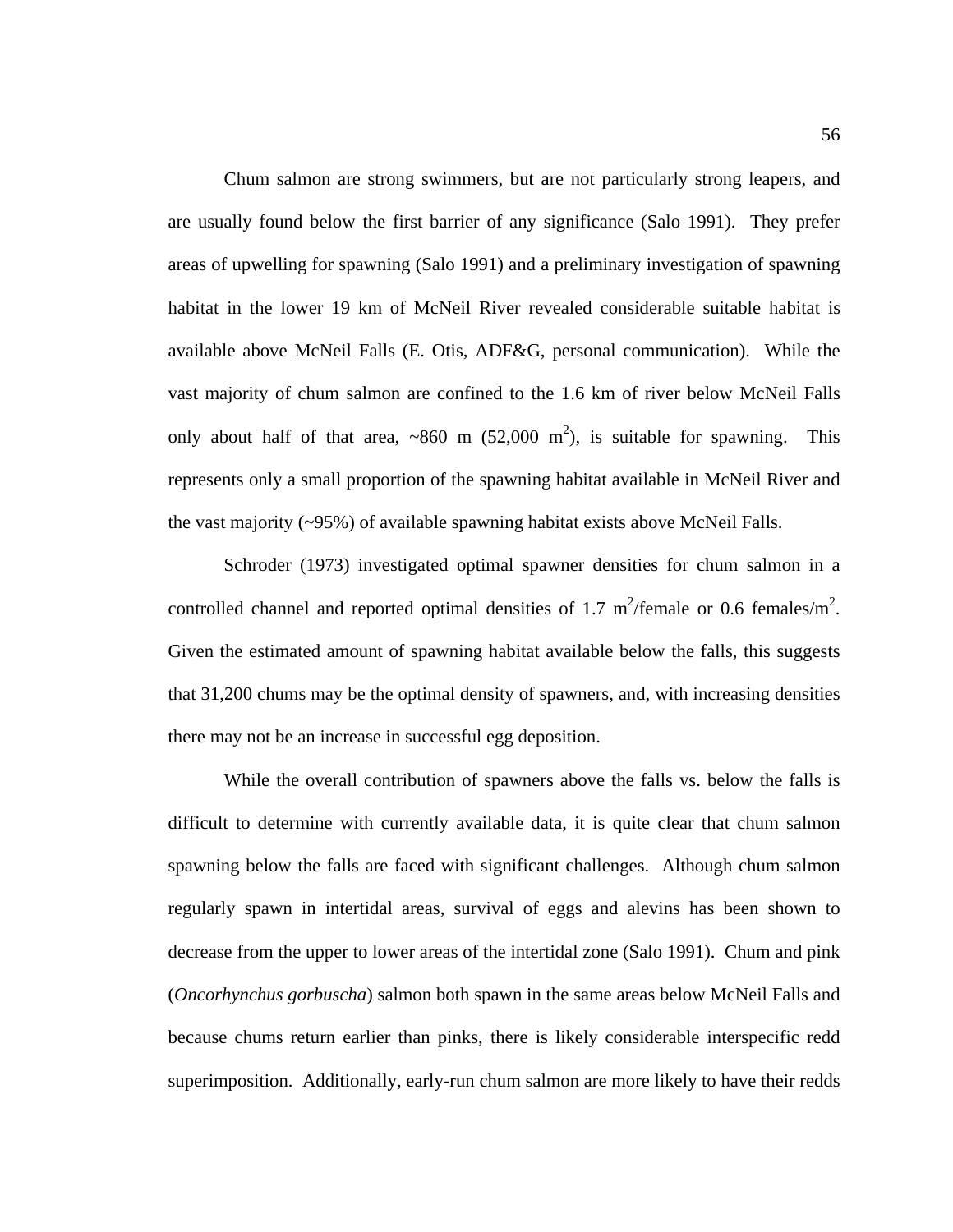Chum salmon are strong swimmers, but are not particularly strong leapers, and are usually found below the first barrier of any significance (Salo 1991). They prefer areas of upwelling for spawning (Salo 1991) and a preliminary investigation of spawning habitat in the lower 19 km of McNeil River revealed considerable suitable habitat is available above McNeil Falls (E. Otis, ADF&G, personal communication). While the vast majority of chum salmon are confined to the 1.6 km of river below McNeil Falls only about half of that area, ~860 m (52,000 $m^2$), is suitable for spawning. This represents only a small proportion of the spawning habitat available in McNeil River and the vast majority (~95%) of available spawning habitat exists above McNeil Falls.

Schroder (1973) investigated optimal spawner densities for chum salmon in a controlled channel and reported optimal densities of 1.7 $m^2$/female or 0.6 females/$m^2$. Given the estimated amount of spawning habitat available below the falls, this suggests that 31,200 chums may be the optimal density of spawners, and, with increasing densities there may not be an increase in successful egg deposition.

While the overall contribution of spawners above the falls vs. below the falls is difficult to determine with currently available data, it is quite clear that chum salmon spawning below the falls are faced with significant challenges. Although chum salmon regularly spawn in intertidal areas, survival of eggs and alevins has been shown to decrease from the upper to lower areas of the intertidal zone (Salo 1991). Chum and pink (*Oncorhynchus gorbuscha*) salmon both spawn in the same areas below McNeil Falls and because chums return earlier than pinks, there is likely considerable interspecific redd superimposition. Additionally, early-run chum salmon are more likely to have their redds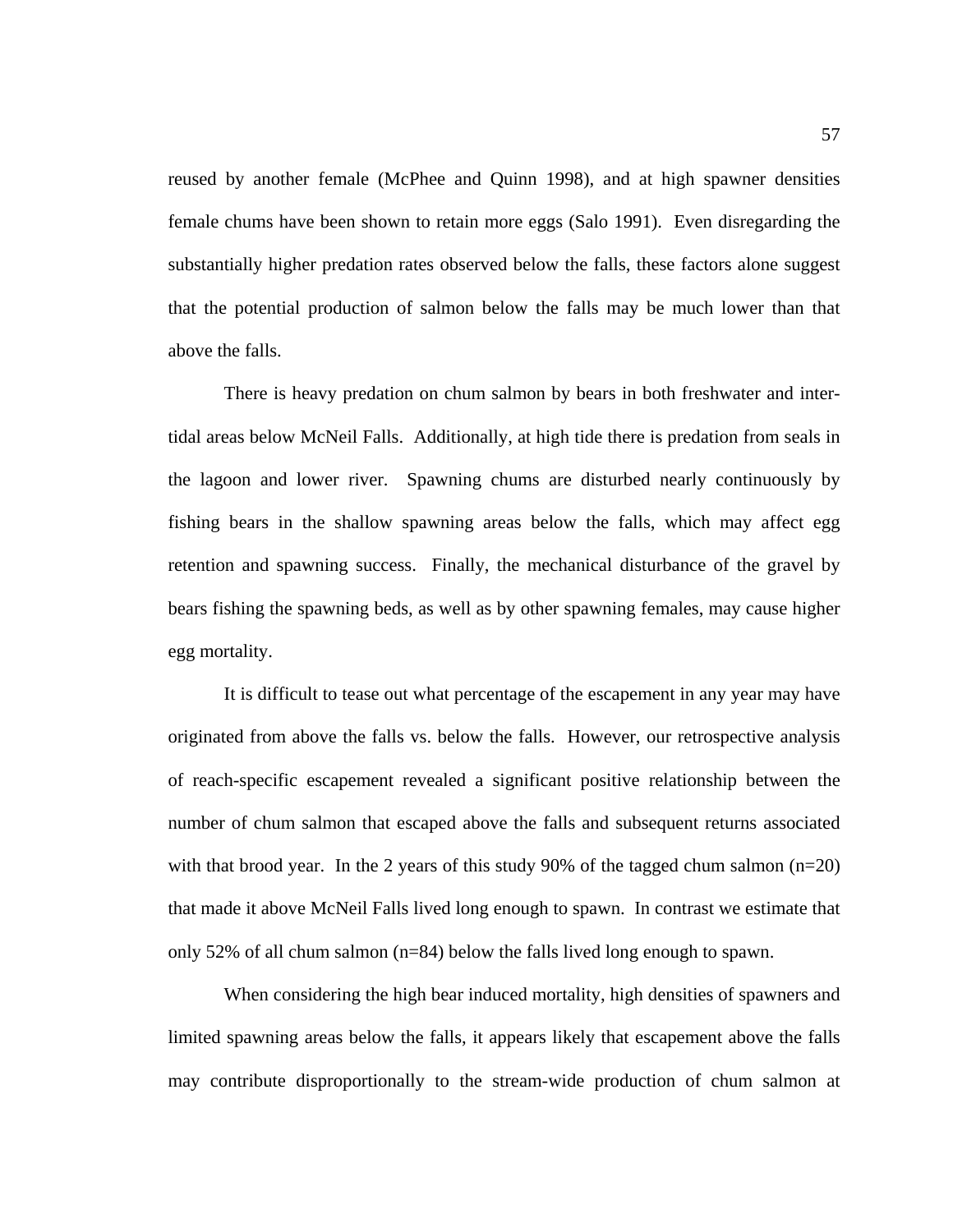reused by another female (McPhee and Quinn 1998), and at high spawner densities female chums have been shown to retain more eggs (Salo 1991). Even disregarding the substantially higher predation rates observed below the falls, these factors alone suggest that the potential production of salmon below the falls may be much lower than that above the falls.

There is heavy predation on chum salmon by bears in both freshwater and inter-tidal areas below McNeil Falls. Additionally, at high tide there is predation from seals in the lagoon and lower river. Spawning chums are disturbed nearly continuously by fishing bears in the shallow spawning areas below the falls, which may affect egg retention and spawning success. Finally, the mechanical disturbance of the gravel by bears fishing the spawning beds, as well as by other spawning females, may cause higher egg mortality.

It is difficult to tease out what percentage of the escapement in any year may have originated from above the falls vs. below the falls. However, our retrospective analysis of reach-specific escapement revealed a significant positive relationship between the number of chum salmon that escaped above the falls and subsequent returns associated with that brood year. In the 2 years of this study 90% of the tagged chum salmon (n=20) that made it above McNeil Falls lived long enough to spawn. In contrast we estimate that only 52% of all chum salmon (n=84) below the falls lived long enough to spawn.

When considering the high bear induced mortality, high densities of spawners and limited spawning areas below the falls, it appears likely that escapement above the falls may contribute disproportionally to the stream-wide production of chum salmon at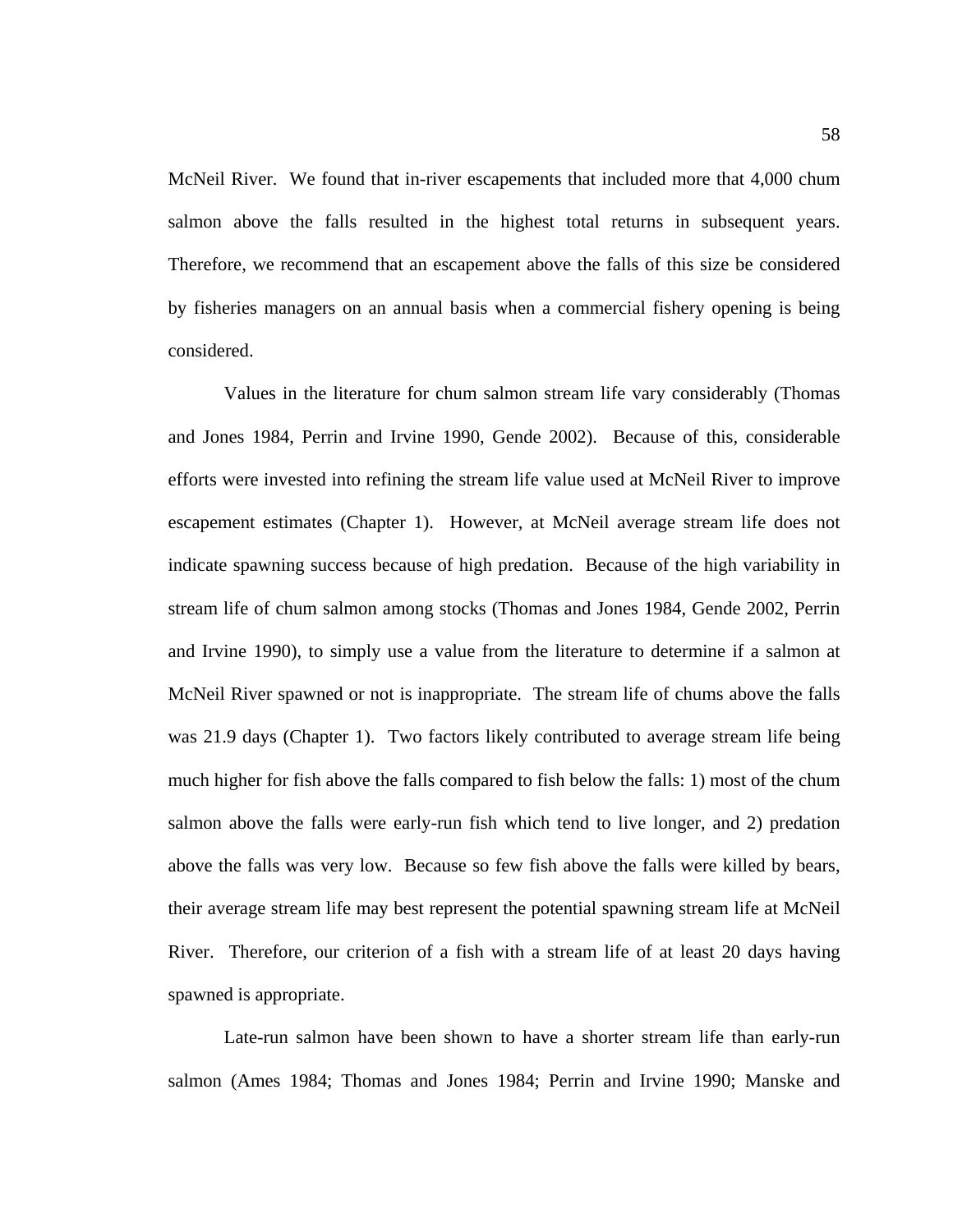McNeil River. We found that in-river escapements that included more that 4,000 chum salmon above the falls resulted in the highest total returns in subsequent years. Therefore, we recommend that an escapement above the falls of this size be considered by fisheries managers on an annual basis when a commercial fishery opening is being considered.

Values in the literature for chum salmon stream life vary considerably (Thomas and Jones 1984, Perrin and Irvine 1990, Gende 2002). Because of this, considerable efforts were invested into refining the stream life value used at McNeil River to improve escapement estimates (Chapter 1). However, at McNeil average stream life does not indicate spawning success because of high predation. Because of the high variability in stream life of chum salmon among stocks (Thomas and Jones 1984, Gende 2002, Perrin and Irvine 1990), to simply use a value from the literature to determine if a salmon at McNeil River spawned or not is inappropriate. The stream life of chums above the falls was 21.9 days (Chapter 1). Two factors likely contributed to average stream life being much higher for fish above the falls compared to fish below the falls: 1) most of the chum salmon above the falls were early-run fish which tend to live longer, and 2) predation above the falls was very low. Because so few fish above the falls were killed by bears, their average stream life may best represent the potential spawning stream life at McNeil River. Therefore, our criterion of a fish with a stream life of at least 20 days having spawned is appropriate.

Late-run salmon have been shown to have a shorter stream life than early-run salmon (Ames 1984; Thomas and Jones 1984; Perrin and Irvine 1990; Manske and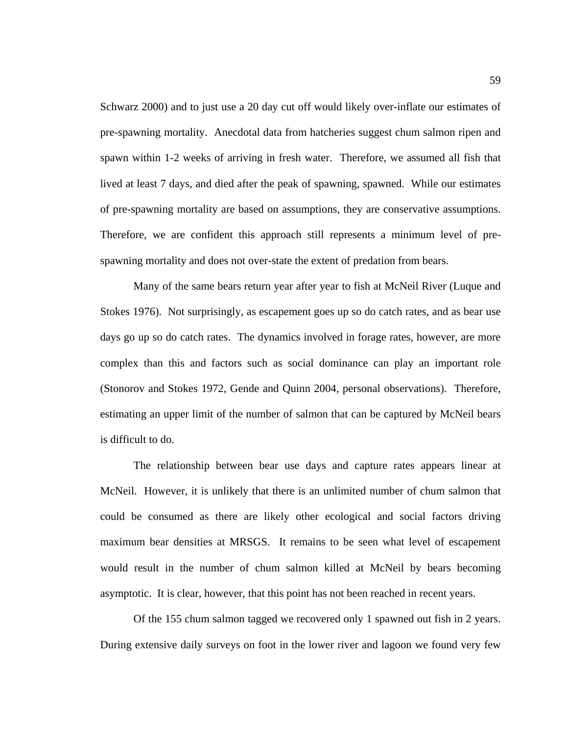Schwarz 2000) and to just use a 20 day cut off would likely over-inflate our estimates of pre-spawning mortality. Anecdotal data from hatcheries suggest chum salmon ripen and spawn within 1-2 weeks of arriving in fresh water. Therefore, we assumed all fish that lived at least 7 days, and died after the peak of spawning, spawned. While our estimates of pre-spawning mortality are based on assumptions, they are conservative assumptions. Therefore, we are confident this approach still represents a minimum level of pre-spawning mortality and does not over-state the extent of predation from bears.

Many of the same bears return year after year to fish at McNeil River (Luque and Stokes 1976). Not surprisingly, as escapement goes up so do catch rates, and as bear use days go up so do catch rates. The dynamics involved in forage rates, however, are more complex than this and factors such as social dominance can play an important role (Stonorov and Stokes 1972, Gende and Quinn 2004, personal observations). Therefore, estimating an upper limit of the number of salmon that can be captured by McNeil bears is difficult to do.

The relationship between bear use days and capture rates appears linear at McNeil. However, it is unlikely that there is an unlimited number of chum salmon that could be consumed as there are likely other ecological and social factors driving maximum bear densities at MRSGS. It remains to be seen what level of escapement would result in the number of chum salmon killed at McNeil by bears becoming asymptotic. It is clear, however, that this point has not been reached in recent years.

Of the 155 chum salmon tagged we recovered only 1 spawned out fish in 2 years. During extensive daily surveys on foot in the lower river and lagoon we found very few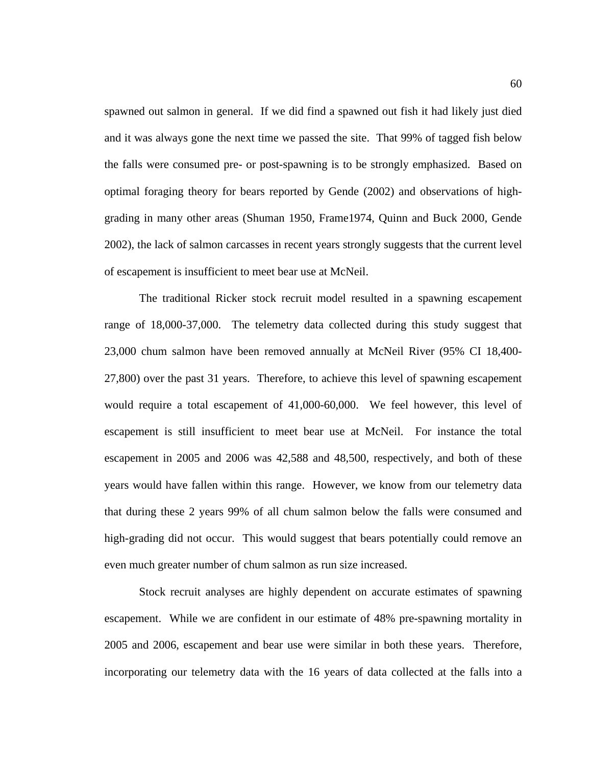spawned out salmon in general. If we did find a spawned out fish it had likely just died and it was always gone the next time we passed the site. That 99% of tagged fish below the falls were consumed pre- or post-spawning is to be strongly emphasized. Based on optimal foraging theory for bears reported by Gende (2002) and observations of high-grading in many other areas (Shuman 1950, Frame1974, Quinn and Buck 2000, Gende 2002), the lack of salmon carcasses in recent years strongly suggests that the current level of escapement is insufficient to meet bear use at McNeil.

The traditional Ricker stock recruit model resulted in a spawning escapement range of 18,000-37,000. The telemetry data collected during this study suggest that 23,000 chum salmon have been removed annually at McNeil River (95% CI 18,400-27,800) over the past 31 years. Therefore, to achieve this level of spawning escapement would require a total escapement of 41,000-60,000. We feel however, this level of escapement is still insufficient to meet bear use at McNeil. For instance the total escapement in 2005 and 2006 was 42,588 and 48,500, respectively, and both of these years would have fallen within this range. However, we know from our telemetry data that during these 2 years 99% of all chum salmon below the falls were consumed and high-grading did not occur. This would suggest that bears potentially could remove an even much greater number of chum salmon as run size increased.

Stock recruit analyses are highly dependent on accurate estimates of spawning escapement. While we are confident in our estimate of 48% pre-spawning mortality in 2005 and 2006, escapement and bear use were similar in both these years. Therefore, incorporating our telemetry data with the 16 years of data collected at the falls into a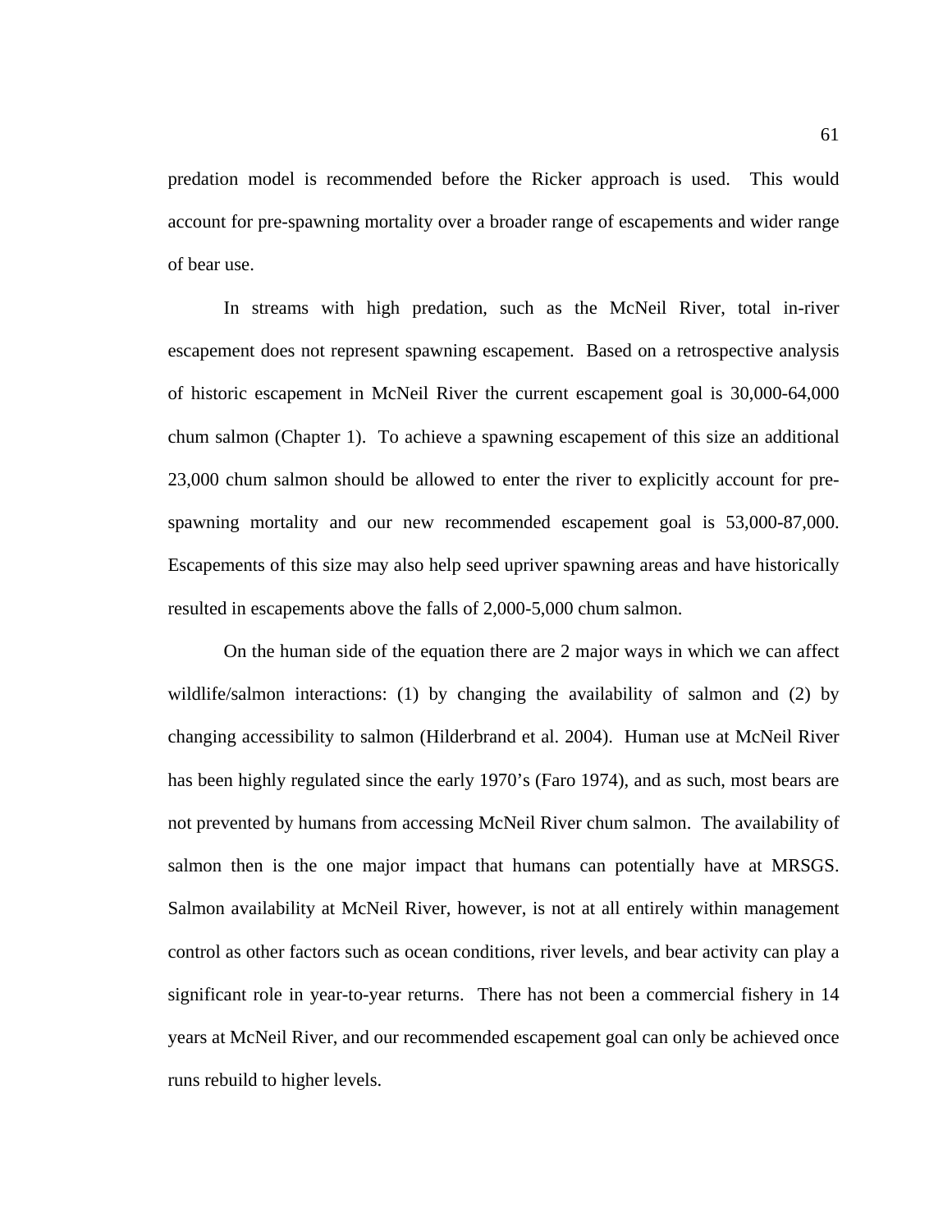predation model is recommended before the Ricker approach is used. This would account for pre-spawning mortality over a broader range of escapements and wider range of bear use.

In streams with high predation, such as the McNeil River, total in-river escapement does not represent spawning escapement. Based on a retrospective analysis of historic escapement in McNeil River the current escapement goal is 30,000-64,000 chum salmon (Chapter 1). To achieve a spawning escapement of this size an additional 23,000 chum salmon should be allowed to enter the river to explicitly account for pre-spawning mortality and our new recommended escapement goal is 53,000-87,000. Escapements of this size may also help seed upriver spawning areas and have historically resulted in escapements above the falls of 2,000-5,000 chum salmon.

On the human side of the equation there are 2 major ways in which we can affect wildlife/salmon interactions: (1) by changing the availability of salmon and (2) by changing accessibility to salmon (Hilderbrand et al. 2004). Human use at McNeil River has been highly regulated since the early 1970's (Faro 1974), and as such, most bears are not prevented by humans from accessing McNeil River chum salmon. The availability of salmon then is the one major impact that humans can potentially have at MRSGS. Salmon availability at McNeil River, however, is not at all entirely within management control as other factors such as ocean conditions, river levels, and bear activity can play a significant role in year-to-year returns. There has not been a commercial fishery in 14 years at McNeil River, and our recommended escapement goal can only be achieved once runs rebuild to higher levels.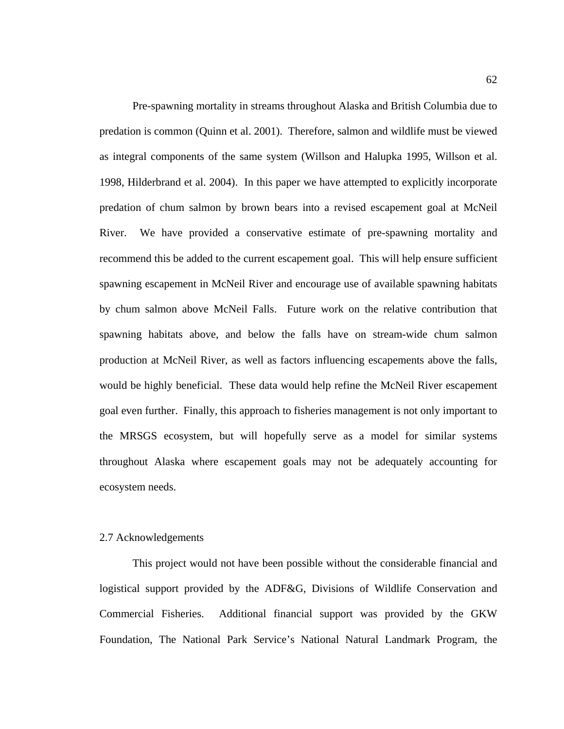Pre-spawning mortality in streams throughout Alaska and British Columbia due to predation is common (Quinn et al. 2001). Therefore, salmon and wildlife must be viewed as integral components of the same system (Willson and Halupka 1995, Willson et al. 1998, Hilderbrand et al. 2004). In this paper we have attempted to explicitly incorporate predation of chum salmon by brown bears into a revised escapement goal at McNeil River. We have provided a conservative estimate of pre-spawning mortality and recommend this be added to the current escapement goal. This will help ensure sufficient spawning escapement in McNeil River and encourage use of available spawning habitats by chum salmon above McNeil Falls. Future work on the relative contribution that spawning habitats above, and below the falls have on stream-wide chum salmon production at McNeil River, as well as factors influencing escapements above the falls, would be highly beneficial. These data would help refine the McNeil River escapement goal even further. Finally, this approach to fisheries management is not only important to the MRSGS ecosystem, but will hopefully serve as a model for similar systems throughout Alaska where escapement goals may not be adequately accounting for ecosystem needs.

## 2.7 Acknowledgements

This project would not have been possible without the considerable financial and logistical support provided by the ADF&G, Divisions of Wildlife Conservation and Commercial Fisheries. Additional financial support was provided by the GKW Foundation, The National Park Service's National Natural Landmark Program, the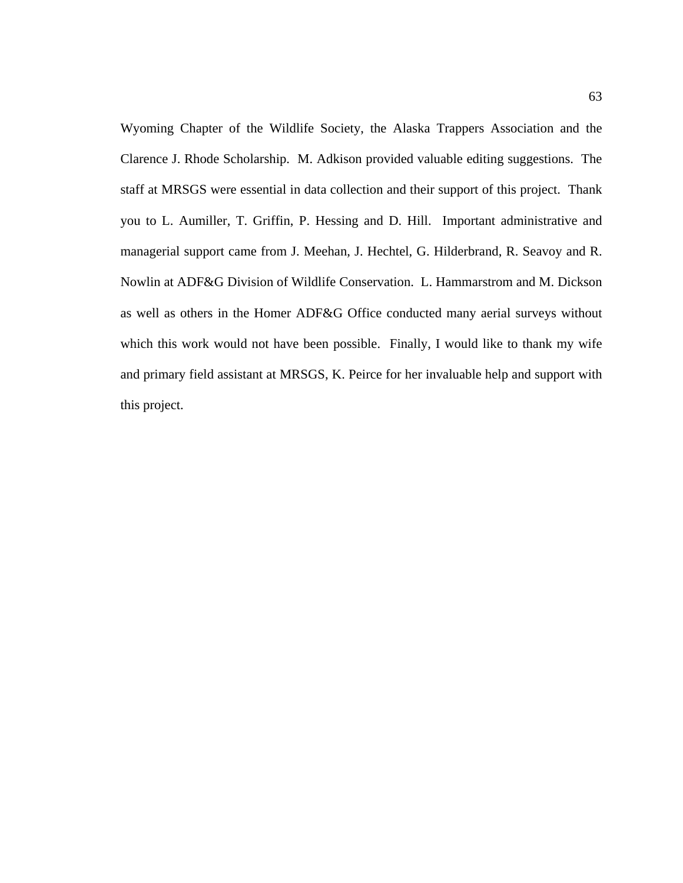Wyoming Chapter of the Wildlife Society, the Alaska Trappers Association and the Clarence J. Rhode Scholarship. M. Adkison provided valuable editing suggestions. The staff at MRSGS were essential in data collection and their support of this project. Thank you to L. Aumiller, T. Griffin, P. Hessing and D. Hill. Important administrative and managerial support came from J. Meehan, J. Hechtel, G. Hilderbrand, R. Seavoy and R. Nowlin at ADF&G Division of Wildlife Conservation. L. Hammarstrom and M. Dickson as well as others in the Homer ADF&G Office conducted many aerial surveys without which this work would not have been possible. Finally, I would like to thank my wife and primary field assistant at MRSGS, K. Peirce for her invaluable help and support with this project.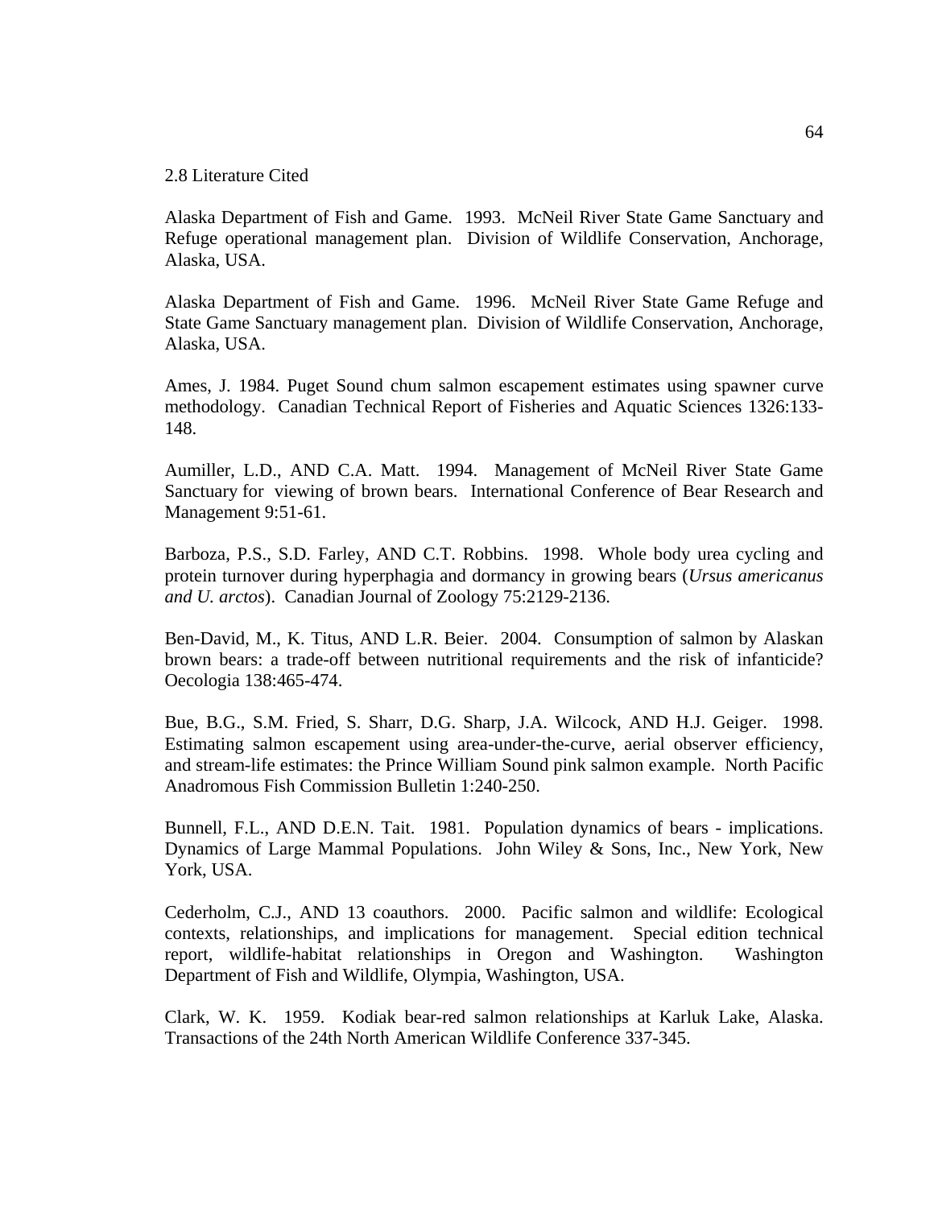## 2.8 Literature Cited

Alaska Department of Fish and Game. 1993. McNeil River State Game Sanctuary and Refuge operational management plan. Division of Wildlife Conservation, Anchorage, Alaska, USA.

Alaska Department of Fish and Game. 1996. McNeil River State Game Refuge and State Game Sanctuary management plan. Division of Wildlife Conservation, Anchorage, Alaska, USA.

Ames, J. 1984. Puget Sound chum salmon escapement estimates using spawner curve methodology. Canadian Technical Report of Fisheries and Aquatic Sciences 1326:133-148.

Aumiller, L.D., AND C.A. Matt. 1994. Management of McNeil River State Game Sanctuary for viewing of brown bears. International Conference of Bear Research and Management 9:51-61.

Barboza, P.S., S.D. Farley, AND C.T. Robbins. 1998. Whole body urea cycling and protein turnover during hyperphagia and dormancy in growing bears (*Ursus americanus and U. arctos*). Canadian Journal of Zoology 75:2129-2136.

Ben-David, M., K. Titus, AND L.R. Beier. 2004. Consumption of salmon by Alaskan brown bears: a trade-off between nutritional requirements and the risk of infanticide? Oecologia 138:465-474.

Bue, B.G., S.M. Fried, S. Sharr, D.G. Sharp, J.A. Wilcock, AND H.J. Geiger. 1998. Estimating salmon escapement using area-under-the-curve, aerial observer efficiency, and stream-life estimates: the Prince William Sound pink salmon example. North Pacific Anadromous Fish Commission Bulletin 1:240-250.

Bunnell, F.L., AND D.E.N. Tait. 1981. Population dynamics of bears - implications. Dynamics of Large Mammal Populations. John Wiley & Sons, Inc., New York, New York, USA.

Cederholm, C.J., AND 13 coauthors. 2000. Pacific salmon and wildlife: Ecological contexts, relationships, and implications for management. Special edition technical report, wildlife-habitat relationships in Oregon and Washington. Washington Department of Fish and Wildlife, Olympia, Washington, USA.

Clark, W. K. 1959. Kodiak bear-red salmon relationships at Karluk Lake, Alaska. Transactions of the 24th North American Wildlife Conference 337-345.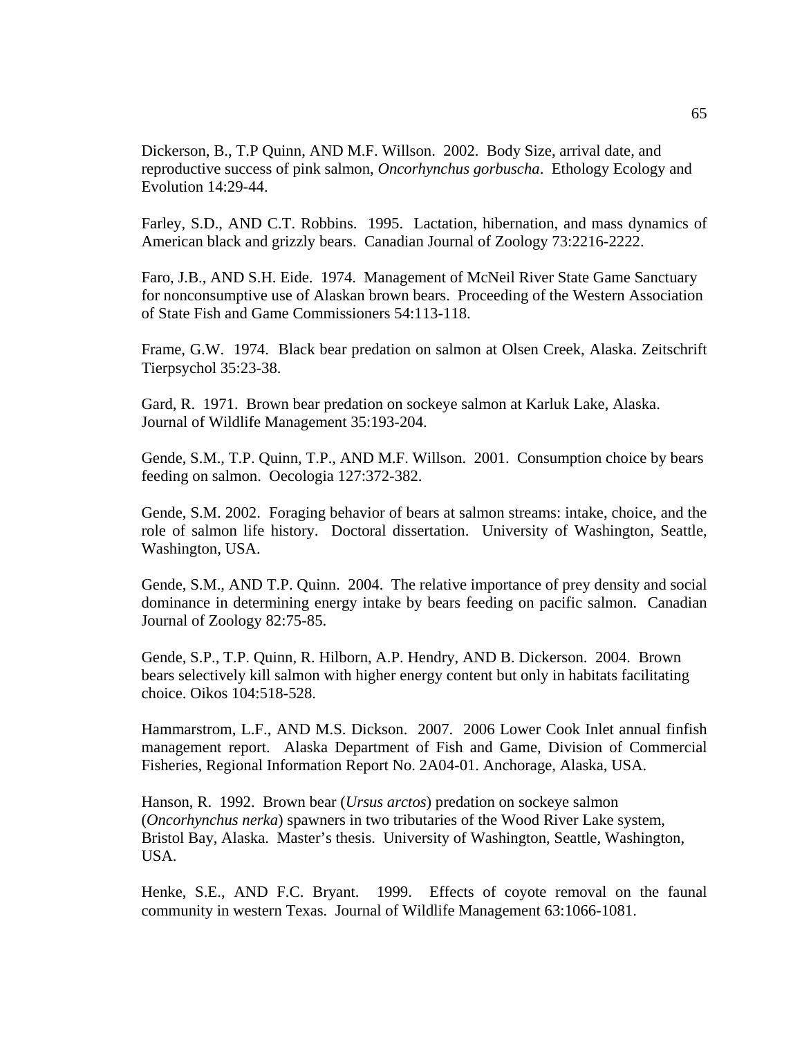Dickerson, B., T.P Quinn, AND M.F. Willson. 2002. Body Size, arrival date, and reproductive success of pink salmon, *Oncorhynchus gorbuscha*. Ethology Ecology and Evolution 14:29-44.

Farley, S.D., AND C.T. Robbins. 1995. Lactation, hibernation, and mass dynamics of American black and grizzly bears. Canadian Journal of Zoology 73:2216-2222.

Faro, J.B., AND S.H. Eide. 1974. Management of McNeil River State Game Sanctuary for nonconsumptive use of Alaskan brown bears. Proceeding of the Western Association of State Fish and Game Commissioners 54:113-118.

Frame, G.W. 1974. Black bear predation on salmon at Olsen Creek, Alaska. Zeitschrift Tierpsychol 35:23-38.

Gard, R. 1971. Brown bear predation on sockeye salmon at Karluk Lake, Alaska. Journal of Wildlife Management 35:193-204.

Gende, S.M., T.P. Quinn, T.P., AND M.F. Willson. 2001. Consumption choice by bears feeding on salmon. Oecologia 127:372-382.

Gende, S.M. 2002. Foraging behavior of bears at salmon streams: intake, choice, and the role of salmon life history. Doctoral dissertation. University of Washington, Seattle, Washington, USA.

Gende, S.M., AND T.P. Quinn. 2004. The relative importance of prey density and social dominance in determining energy intake by bears feeding on pacific salmon. Canadian Journal of Zoology 82:75-85.

Gende, S.P., T.P. Quinn, R. Hilborn, A.P. Hendry, AND B. Dickerson. 2004. Brown bears selectively kill salmon with higher energy content but only in habitats facilitating choice. Oikos 104:518-528.

Hammarstrom, L.F., AND M.S. Dickson. 2007. 2006 Lower Cook Inlet annual finfish management report. Alaska Department of Fish and Game, Division of Commercial Fisheries, Regional Information Report No. 2A04-01. Anchorage, Alaska, USA.

Hanson, R. 1992. Brown bear (*Ursus arctos*) predation on sockeye salmon (*Oncorhynchus nerka*) spawners in two tributaries of the Wood River Lake system, Bristol Bay, Alaska. Master's thesis. University of Washington, Seattle, Washington, USA.

Henke, S.E., AND F.C. Bryant. 1999. Effects of coyote removal on the faunal community in western Texas. Journal of Wildlife Management 63:1066-1081.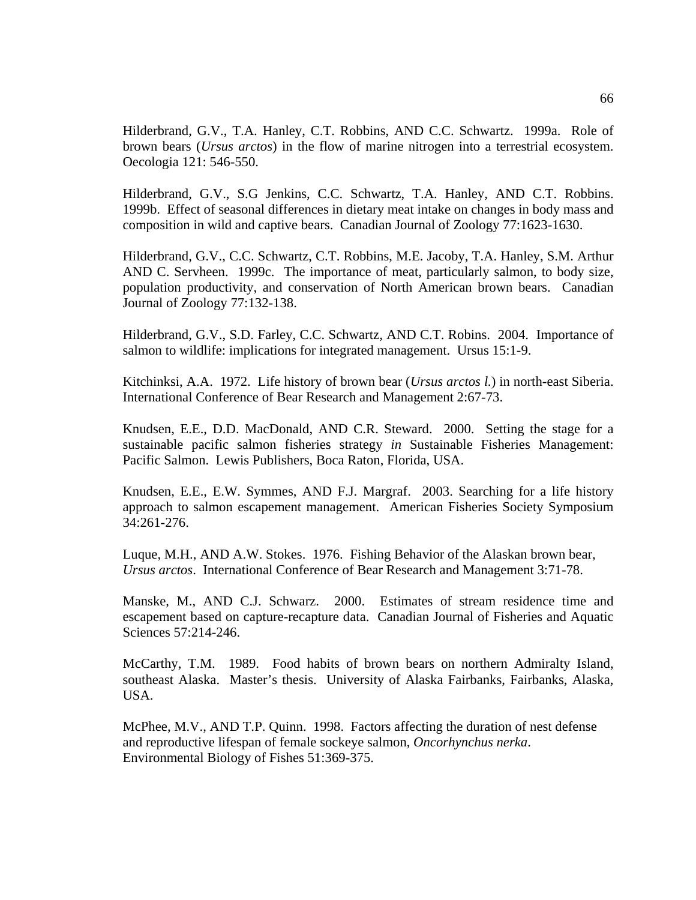Hilderbrand, G.V., T.A. Hanley, C.T. Robbins, AND C.C. Schwartz. 1999a. Role of brown bears (*Ursus arctos*) in the flow of marine nitrogen into a terrestrial ecosystem. Oecologia 121: 546-550.

Hilderbrand, G.V., S.G Jenkins, C.C. Schwartz, T.A. Hanley, AND C.T. Robbins. 1999b. Effect of seasonal differences in dietary meat intake on changes in body mass and composition in wild and captive bears. Canadian Journal of Zoology 77:1623-1630.

Hilderbrand, G.V., C.C. Schwartz, C.T. Robbins, M.E. Jacoby, T.A. Hanley, S.M. Arthur AND C. Servheen. 1999c. The importance of meat, particularly salmon, to body size, population productivity, and conservation of North American brown bears. Canadian Journal of Zoology 77:132-138.

Hilderbrand, G.V., S.D. Farley, C.C. Schwartz, AND C.T. Robins. 2004. Importance of salmon to wildlife: implications for integrated management. Ursus 15:1-9.

Kitchinksi, A.A. 1972. Life history of brown bear (*Ursus arctos l.*) in north-east Siberia. International Conference of Bear Research and Management 2:67-73.

Knudsen, E.E., D.D. MacDonald, AND C.R. Steward. 2000. Setting the stage for a sustainable pacific salmon fisheries strategy *in* Sustainable Fisheries Management: Pacific Salmon. Lewis Publishers, Boca Raton, Florida, USA.

Knudsen, E.E., E.W. Symmes, AND F.J. Margraf. 2003. Searching for a life history approach to salmon escapement management. American Fisheries Society Symposium 34:261-276.

Luque, M.H., AND A.W. Stokes. 1976. Fishing Behavior of the Alaskan brown bear, *Ursus arctos*. International Conference of Bear Research and Management 3:71-78.

Manske, M., AND C.J. Schwarz. 2000. Estimates of stream residence time and escapement based on capture-recapture data. Canadian Journal of Fisheries and Aquatic Sciences 57:214-246.

McCarthy, T.M. 1989. Food habits of brown bears on northern Admiralty Island, southeast Alaska. Master's thesis. University of Alaska Fairbanks, Fairbanks, Alaska, USA.

McPhee, M.V., AND T.P. Quinn. 1998. Factors affecting the duration of nest defense and reproductive lifespan of female sockeye salmon, *Oncorhynchus nerka*. Environmental Biology of Fishes 51:369-375.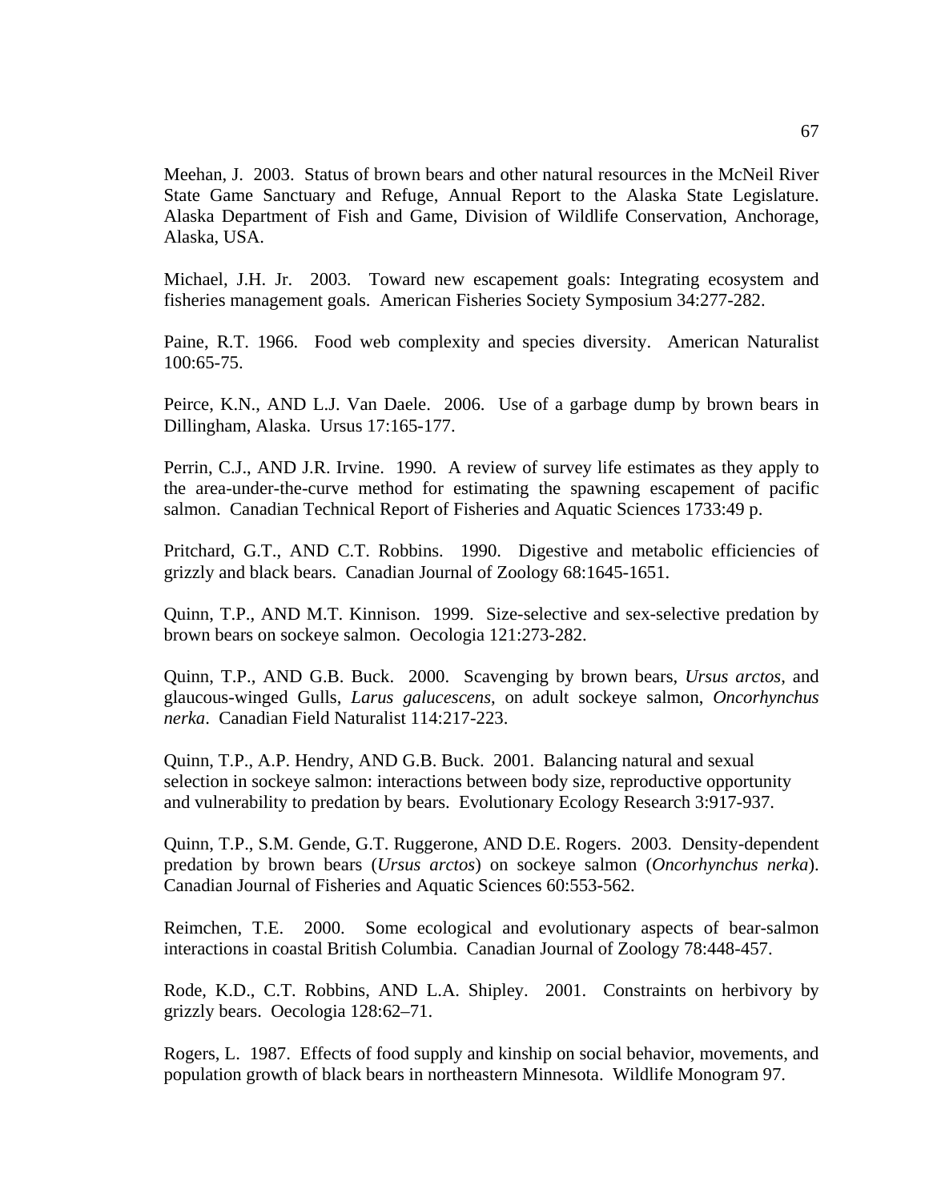Meehan, J. 2003. Status of brown bears and other natural resources in the McNeil River State Game Sanctuary and Refuge, Annual Report to the Alaska State Legislature. Alaska Department of Fish and Game, Division of Wildlife Conservation, Anchorage, Alaska, USA.

Michael, J.H. Jr. 2003. Toward new escapement goals: Integrating ecosystem and fisheries management goals. American Fisheries Society Symposium 34:277-282.

Paine, R.T. 1966. Food web complexity and species diversity. American Naturalist 100:65-75.

Peirce, K.N., AND L.J. Van Daele. 2006. Use of a garbage dump by brown bears in Dillingham, Alaska. Ursus 17:165-177.

Perrin, C.J., AND J.R. Irvine. 1990. A review of survey life estimates as they apply to the area-under-the-curve method for estimating the spawning escapement of pacific salmon. Canadian Technical Report of Fisheries and Aquatic Sciences 1733:49 p.

Pritchard, G.T., AND C.T. Robbins. 1990. Digestive and metabolic efficiencies of grizzly and black bears. Canadian Journal of Zoology 68:1645-1651.

Quinn, T.P., AND M.T. Kinnison. 1999. Size-selective and sex-selective predation by brown bears on sockeye salmon. Oecologia 121:273-282.

Quinn, T.P., AND G.B. Buck. 2000. Scavenging by brown bears, *Ursus arctos*, and glaucous-winged Gulls, *Larus galucescens*, on adult sockeye salmon, *Oncorhynchus nerka*. Canadian Field Naturalist 114:217-223.

Quinn, T.P., A.P. Hendry, AND G.B. Buck. 2001. Balancing natural and sexual selection in sockeye salmon: interactions between body size, reproductive opportunity and vulnerability to predation by bears. Evolutionary Ecology Research 3:917-937.

Quinn, T.P., S.M. Gende, G.T. Ruggerone, AND D.E. Rogers. 2003. Density-dependent predation by brown bears (*Ursus arctos*) on sockeye salmon (*Oncorhynchus nerka*). Canadian Journal of Fisheries and Aquatic Sciences 60:553-562.

Reimchen, T.E. 2000. Some ecological and evolutionary aspects of bear-salmon interactions in coastal British Columbia. Canadian Journal of Zoology 78:448-457.

Rode, K.D., C.T. Robbins, AND L.A. Shipley. 2001. Constraints on herbivory by grizzly bears. Oecologia 128:62–71.

Rogers, L. 1987. Effects of food supply and kinship on social behavior, movements, and population growth of black bears in northeastern Minnesota. Wildlife Monogram 97.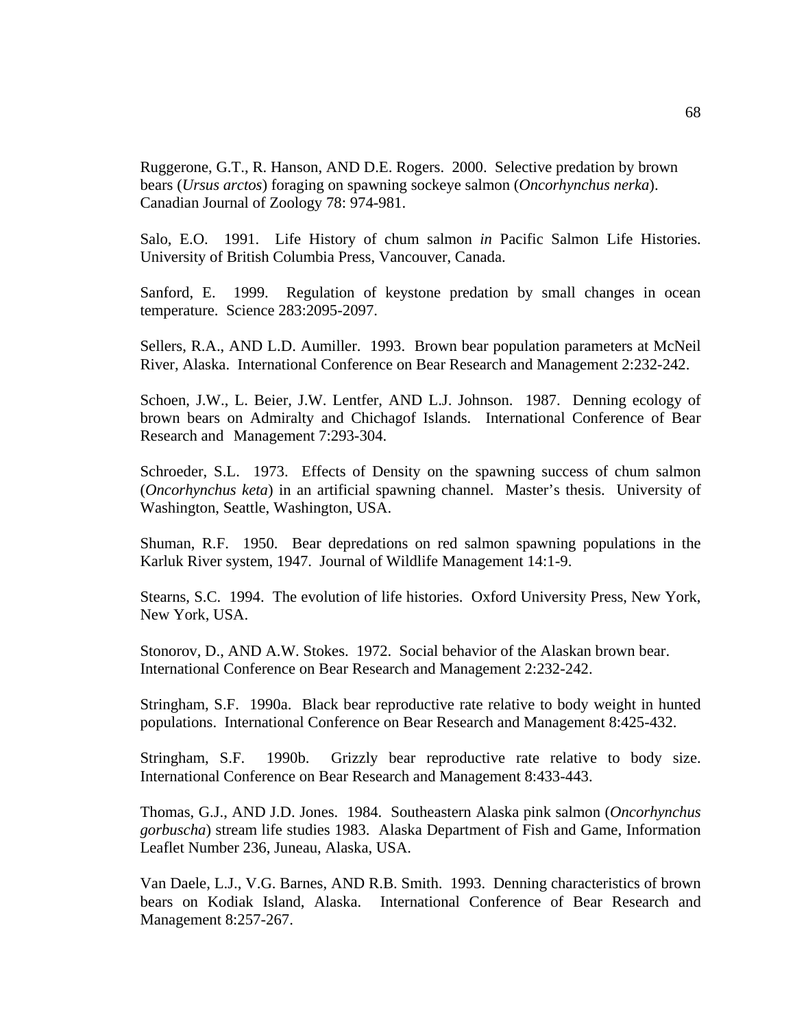Ruggerone, G.T., R. Hanson, AND D.E. Rogers. 2000. Selective predation by brown bears (*Ursus arctos*) foraging on spawning sockeye salmon (*Oncorhynchus nerka*). Canadian Journal of Zoology 78: 974-981.

Salo, E.O. 1991. Life History of chum salmon *in* Pacific Salmon Life Histories. University of British Columbia Press, Vancouver, Canada.

Sanford, E. 1999. Regulation of keystone predation by small changes in ocean temperature. Science 283:2095-2097.

Sellers, R.A., AND L.D. Aumiller. 1993. Brown bear population parameters at McNeil River, Alaska. International Conference on Bear Research and Management 2:232-242.

Schoen, J.W., L. Beier, J.W. Lentfer, AND L.J. Johnson. 1987. Denning ecology of brown bears on Admiralty and Chichagof Islands. International Conference of Bear Research and Management 7:293-304.

Schroeder, S.L. 1973. Effects of Density on the spawning success of chum salmon (*Oncorhynchus keta*) in an artificial spawning channel. Master's thesis. University of Washington, Seattle, Washington, USA.

Shuman, R.F. 1950. Bear depredations on red salmon spawning populations in the Karluk River system, 1947. Journal of Wildlife Management 14:1-9.

Stearns, S.C. 1994. The evolution of life histories. Oxford University Press, New York, New York, USA.

Stonorov, D., AND A.W. Stokes. 1972. Social behavior of the Alaskan brown bear. International Conference on Bear Research and Management 2:232-242.

Stringham, S.F. 1990a. Black bear reproductive rate relative to body weight in hunted populations. International Conference on Bear Research and Management 8:425-432.

Stringham, S.F. 1990b. Grizzly bear reproductive rate relative to body size. International Conference on Bear Research and Management 8:433-443.

Thomas, G.J., AND J.D. Jones. 1984. Southeastern Alaska pink salmon (*Oncorhynchus gorbuscha*) stream life studies 1983. Alaska Department of Fish and Game, Information Leaflet Number 236, Juneau, Alaska, USA.

Van Daele, L.J., V.G. Barnes, AND R.B. Smith. 1993. Denning characteristics of brown bears on Kodiak Island, Alaska. International Conference of Bear Research and Management 8:257-267.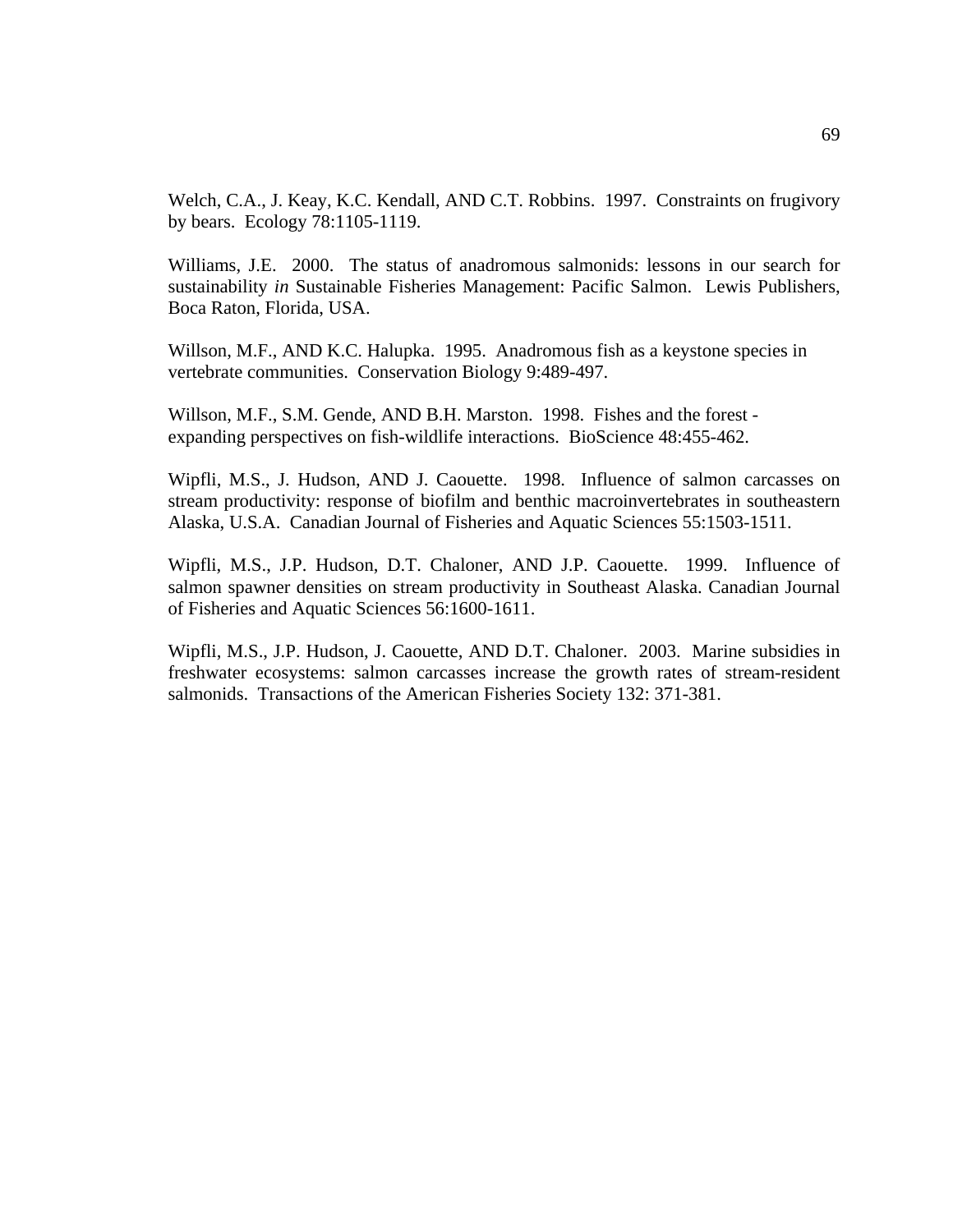Welch, C.A., J. Keay, K.C. Kendall, AND C.T. Robbins. 1997. Constraints on frugivory by bears. Ecology 78:1105-1119.

Williams, J.E. 2000. The status of anadromous salmonids: lessons in our search for sustainability *in* Sustainable Fisheries Management: Pacific Salmon. Lewis Publishers, Boca Raton, Florida, USA.

Willson, M.F., AND K.C. Halupka. 1995. Anadromous fish as a keystone species in vertebrate communities. Conservation Biology 9:489-497.

Willson, M.F., S.M. Gende, AND B.H. Marston. 1998. Fishes and the forest - expanding perspectives on fish-wildlife interactions. BioScience 48:455-462.

Wipfli, M.S., J. Hudson, AND J. Caouette. 1998. Influence of salmon carcasses on stream productivity: response of biofilm and benthic macroinvertebrates in southeastern Alaska, U.S.A. Canadian Journal of Fisheries and Aquatic Sciences 55:1503-1511.

Wipfli, M.S., J.P. Hudson, D.T. Chaloner, AND J.P. Caouette. 1999. Influence of salmon spawner densities on stream productivity in Southeast Alaska. Canadian Journal of Fisheries and Aquatic Sciences 56:1600-1611.

Wipfli, M.S., J.P. Hudson, J. Caouette, AND D.T. Chaloner. 2003. Marine subsidies in freshwater ecosystems: salmon carcasses increase the growth rates of stream-resident salmonids. Transactions of the American Fisheries Society 132: 371-381.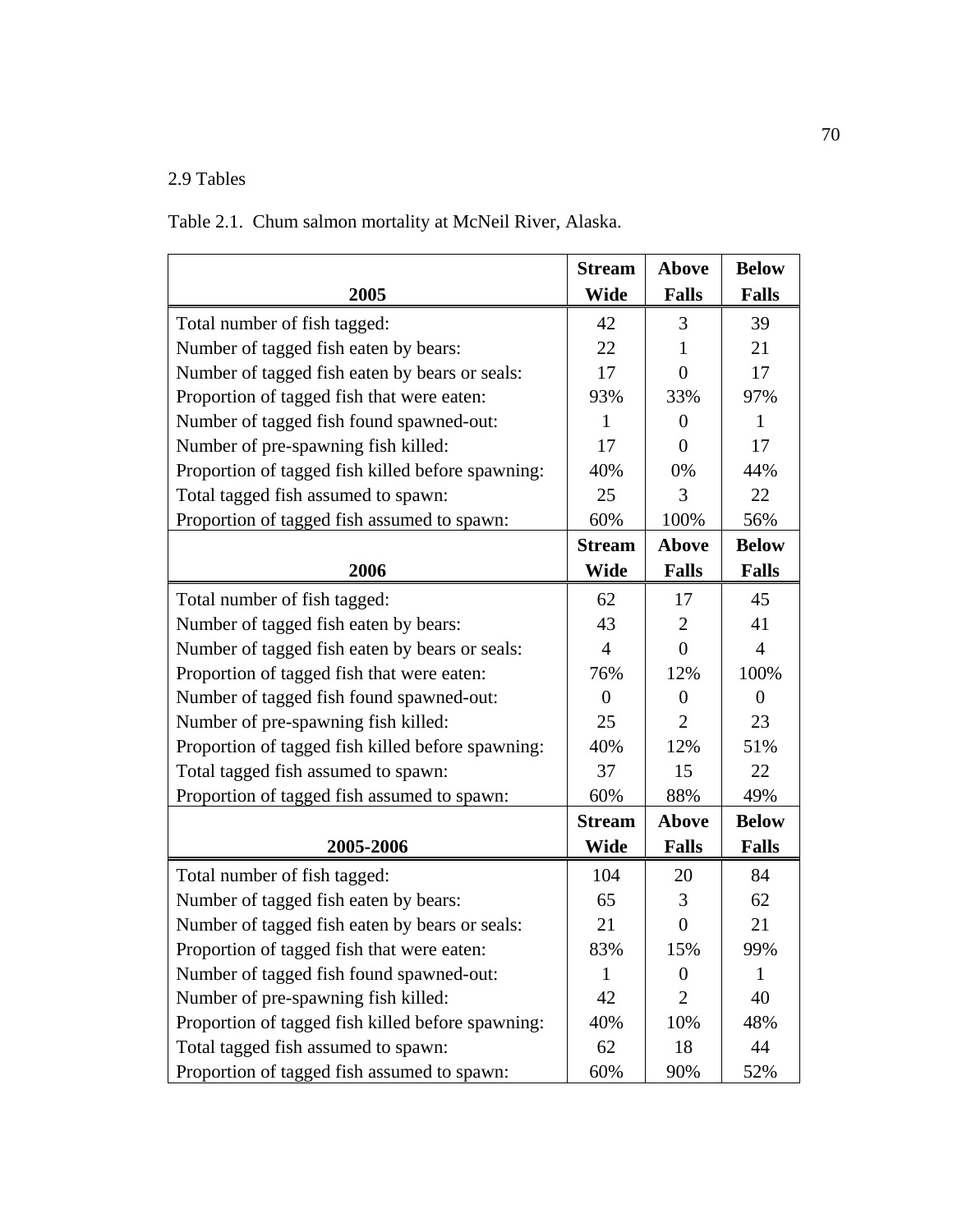## 2.9 Tables

Table 2.1. Chum salmon mortality at McNeil River, Alaska.

| 2005 | Stream Wide | Above Falls | Below Falls |
|---|---|---|---|
| Total number of fish tagged: | 42 | 3 | 39 |
| Number of tagged fish eaten by bears: | 22 | 1 | 21 |
| Number of tagged fish eaten by bears or seals: | 17 | 0 | 17 |
| Proportion of tagged fish that were eaten: | 93% | 33% | 97% |
| Number of tagged fish found spawned-out: | 1 | 0 | 1 |
| Number of pre-spawning fish killed: | 17 | 0 | 17 |
| Proportion of tagged fish killed before spawning: | 40% | 0% | 44% |
| Total tagged fish assumed to spawn: | 25 | 3 | 22 |
| Proportion of tagged fish assumed to spawn: | 60% | 100% | 56% |
| **2006** | **Stream Wide** | **Above Falls** | **Below Falls** |
| Total number of fish tagged: | 62 | 17 | 45 |
| Number of tagged fish eaten by bears: | 43 | 2 | 41 |
| Number of tagged fish eaten by bears or seals: | 4 | 0 | 4 |
| Proportion of tagged fish that were eaten: | 76% | 12% | 100% |
| Number of tagged fish found spawned-out: | 0 | 0 | 0 |
| Number of pre-spawning fish killed: | 25 | 2 | 23 |
| Proportion of tagged fish killed before spawning: | 40% | 12% | 51% |
| Total tagged fish assumed to spawn: | 37 | 15 | 22 |
| Proportion of tagged fish assumed to spawn: | 60% | 88% | 49% |
| **2005-2006** | **Stream Wide** | **Above Falls** | **Below Falls** |
| Total number of fish tagged: | 104 | 20 | 84 |
| Number of tagged fish eaten by bears: | 65 | 3 | 62 |
| Number of tagged fish eaten by bears or seals: | 21 | 0 | 21 |
| Proportion of tagged fish that were eaten: | 83% | 15% | 99% |
| Number of tagged fish found spawned-out: | 1 | 0 | 1 |
| Number of pre-spawning fish killed: | 42 | 2 | 40 |
| Proportion of tagged fish killed before spawning: | 40% | 10% | 48% |
| Total tagged fish assumed to spawn: | 62 | 18 | 44 |
| Proportion of tagged fish assumed to spawn: | 60% | 90% | 52% |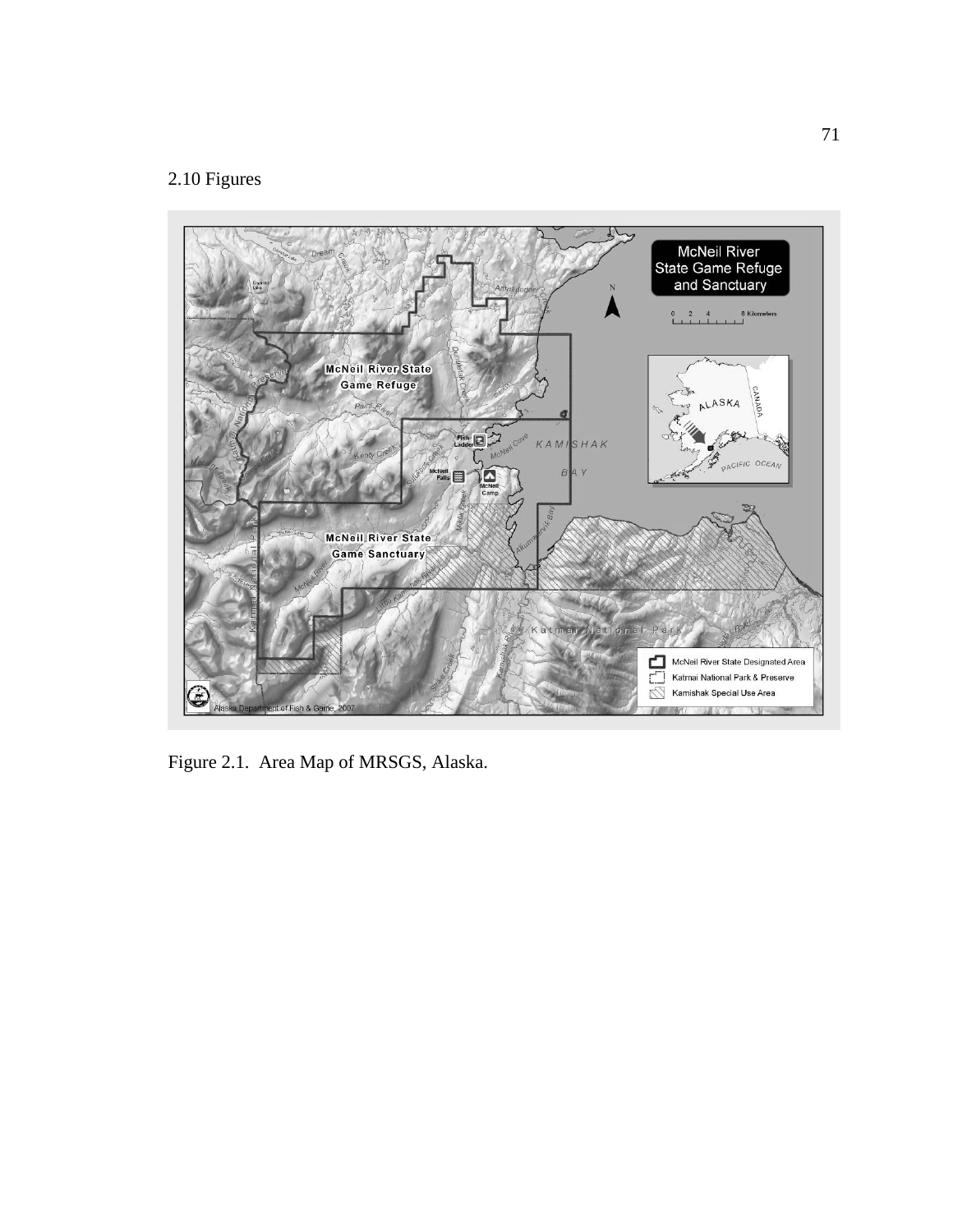## 2.10 Figures

Figure 2.1. Area Map of MRSGS, Alaska.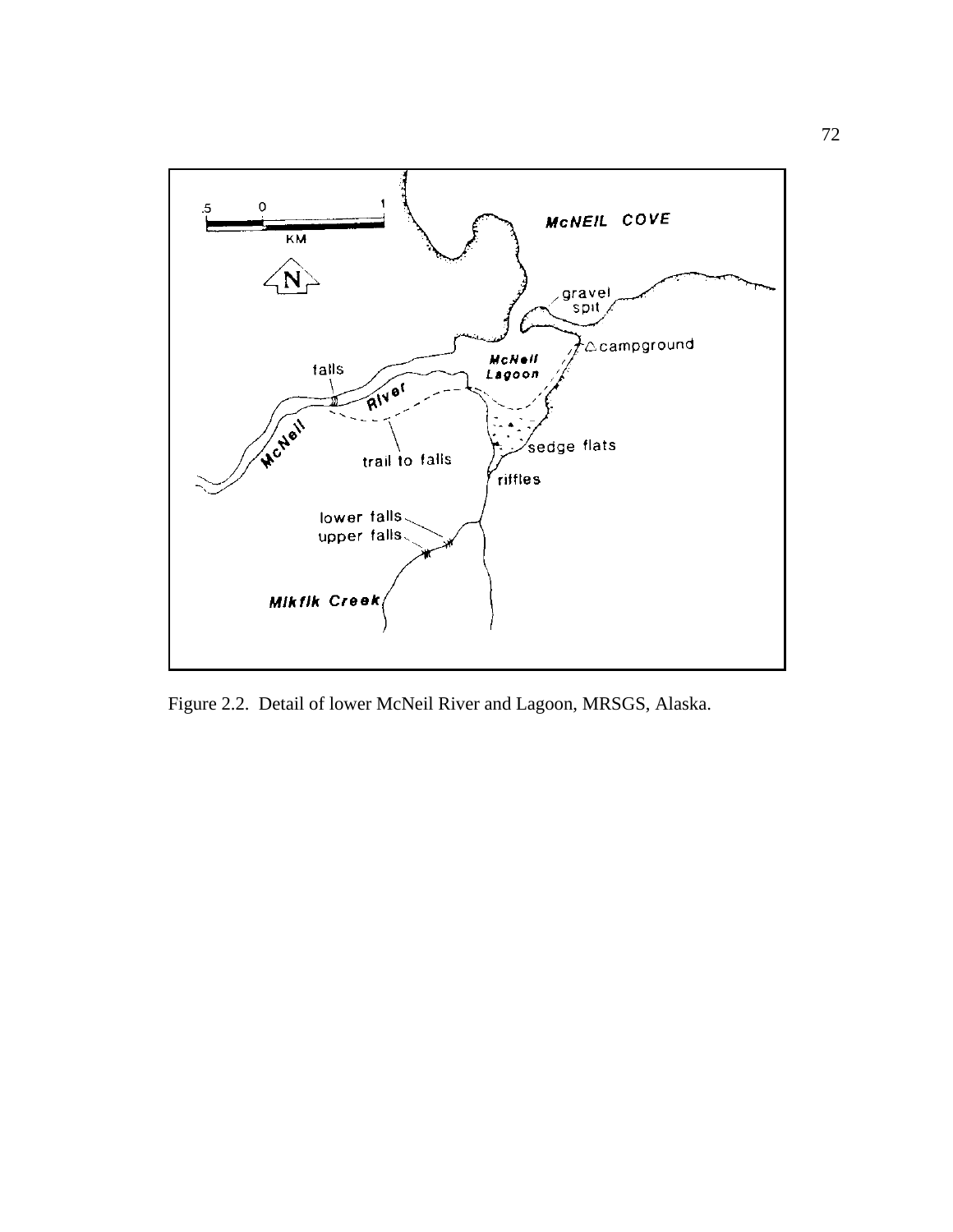.5 0 1
KM

N

McNEIL COVE

gravel
spit

campground

McNeil
Lagoon

falls

River

McNeil

trail to falls

sedge flats

riffles

lower falls
upper falls

Mikfik Creek

Figure 2.2. Detail of lower McNeil River and Lagoon, MRSGS, Alaska.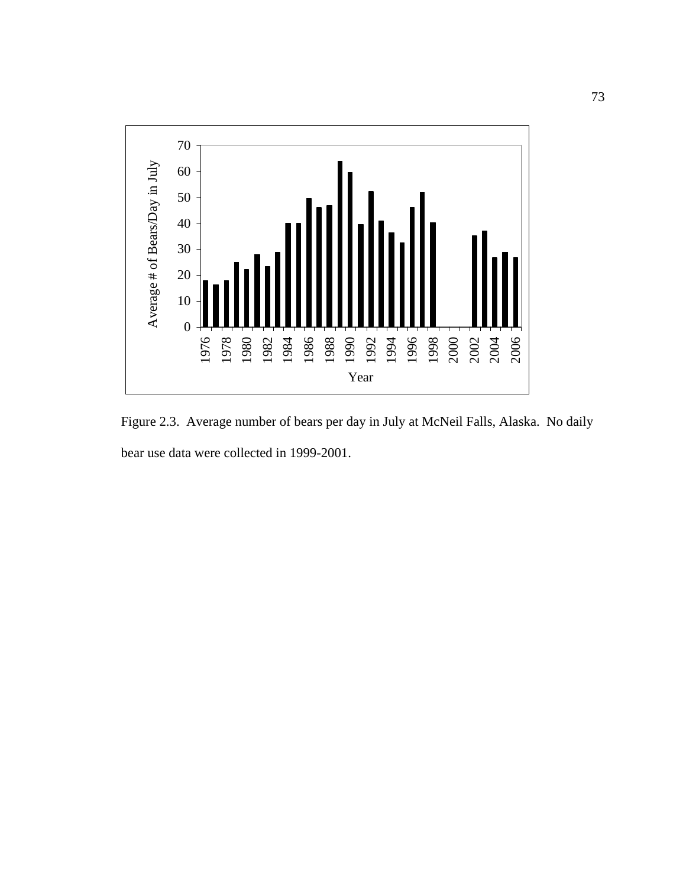Average # of Bears/Day in July

70
60
50
40
30
20
10
0

1976
1978
1980
1982
1984
1986
1988
1990
1992
1994
1996
1998
2000
2002
2004
2006

Year

Figure 2.3. Average number of bears per day in July at McNeil Falls, Alaska. No daily bear use data were collected in 1999-2001.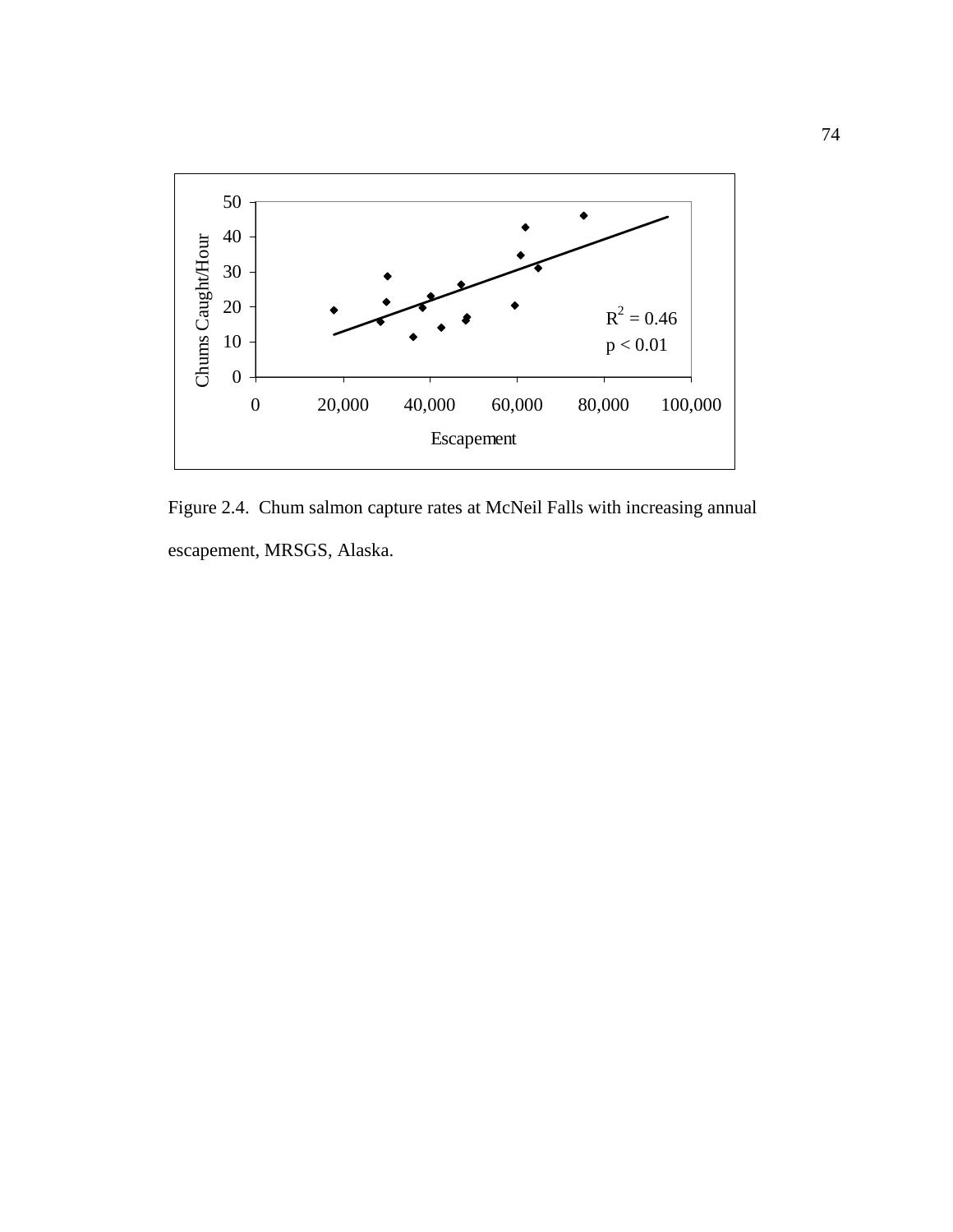50
40
30
20
10
0

Chums Caught/Hour

0
20,000
40,000
60,000
80,000
100,000

Escapement

$R^2 = 0.46$
$p < 0.01$

Figure 2.4. Chum salmon capture rates at McNeil Falls with increasing annual escapement, MRSGS, Alaska.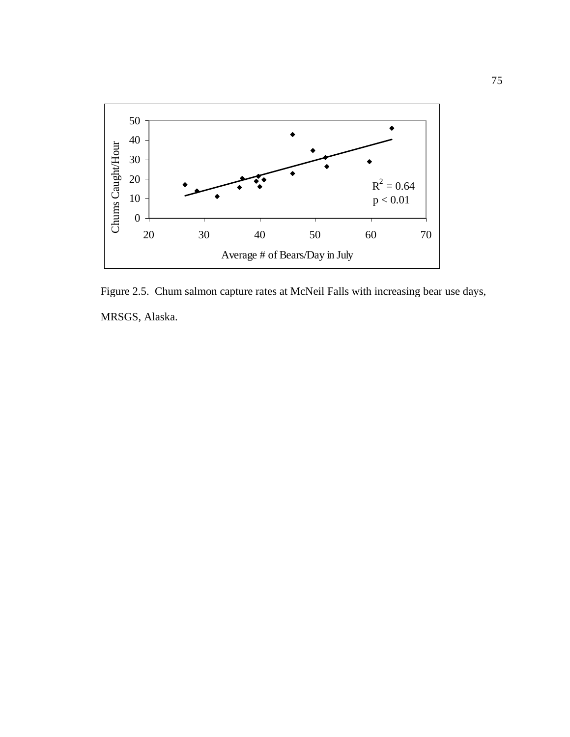50
40
30
20
10
0

Chums Caught/Hour

20 30 40 50 60 70

Average # of Bears/Day in July

$R^2 = 0.64$
$p < 0.01$

Figure 2.5. Chum salmon capture rates at McNeil Falls with increasing bear use days, MRSGS, Alaska.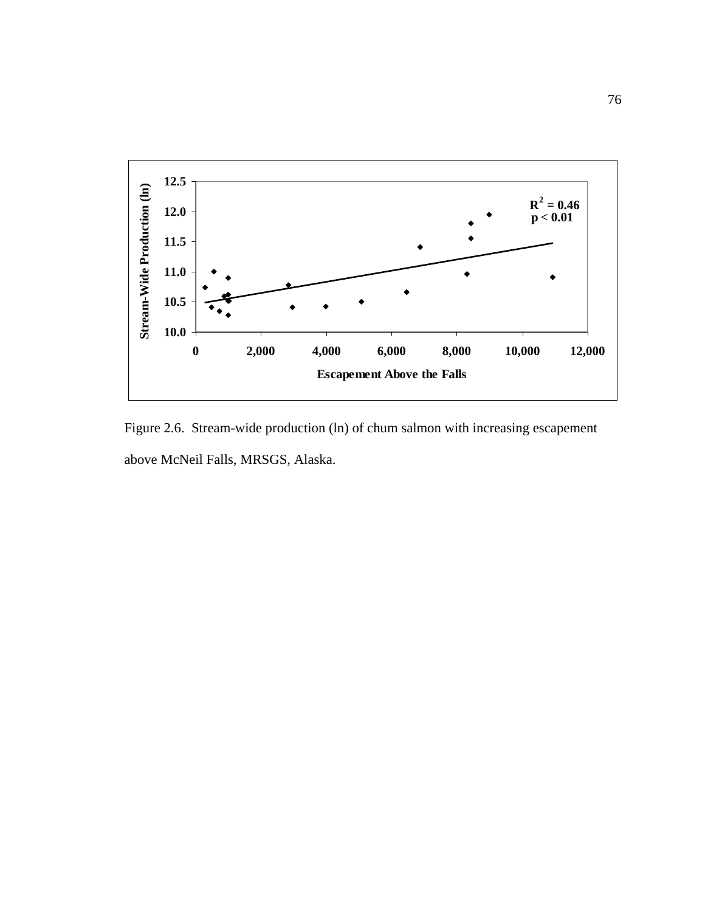Stream-Wide Production (ln)

12.5
12.0
11.5
11.0
10.5
10.0

0
2,000
4,000
6,000
8,000
10,000
12,000

Escapement Above the Falls

$R^2 = 0.46$
$p < 0.01$

Figure 2.6. Stream-wide production (ln) of chum salmon with increasing escapement above McNeil Falls, MRSGS, Alaska.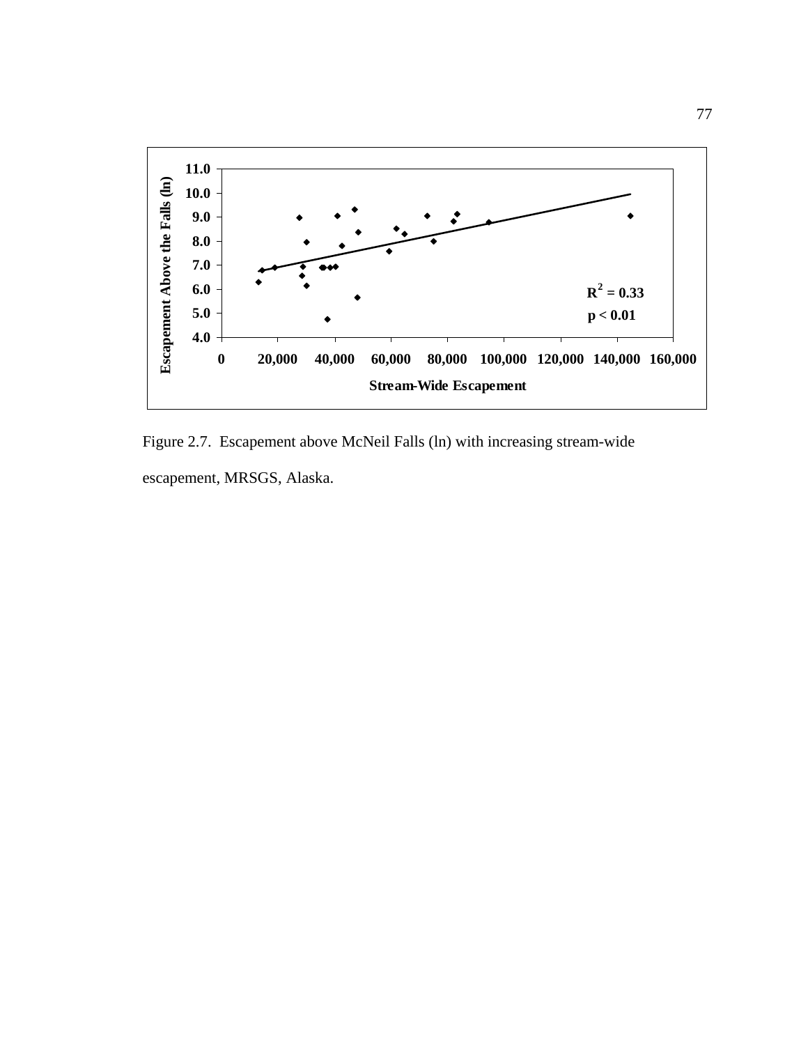11.0
10.0
9.0
8.0
7.0
6.0
5.0
4.0

Escapement Above the Falls (ln)

0 20,000 40,000 60,000 80,000 100,000 120,000 140,000 160,000

Stream-Wide Escapement

$R^2 = 0.33$

$p < 0.01$

Figure 2.7. Escapement above McNeil Falls (ln) with increasing stream-wide escapement, MRSGS, Alaska.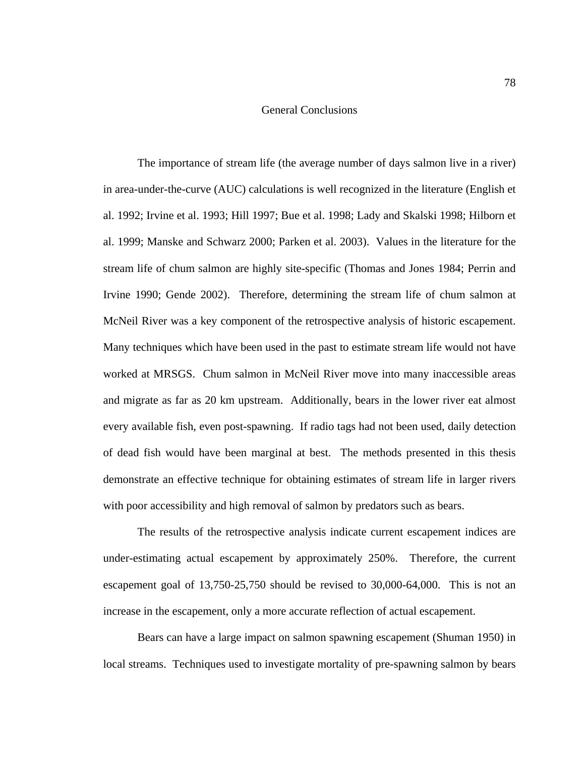# General Conclusions

The importance of stream life (the average number of days salmon live in a river) in area-under-the-curve (AUC) calculations is well recognized in the literature (English et al. 1992; Irvine et al. 1993; Hill 1997; Bue et al. 1998; Lady and Skalski 1998; Hilborn et al. 1999; Manske and Schwarz 2000; Parken et al. 2003). Values in the literature for the stream life of chum salmon are highly site-specific (Thomas and Jones 1984; Perrin and Irvine 1990; Gende 2002). Therefore, determining the stream life of chum salmon at McNeil River was a key component of the retrospective analysis of historic escapement. Many techniques which have been used in the past to estimate stream life would not have worked at MRSGS. Chum salmon in McNeil River move into many inaccessible areas and migrate as far as 20 km upstream. Additionally, bears in the lower river eat almost every available fish, even post-spawning. If radio tags had not been used, daily detection of dead fish would have been marginal at best. The methods presented in this thesis demonstrate an effective technique for obtaining estimates of stream life in larger rivers with poor accessibility and high removal of salmon by predators such as bears.

The results of the retrospective analysis indicate current escapement indices are under-estimating actual escapement by approximately 250%. Therefore, the current escapement goal of 13,750-25,750 should be revised to 30,000-64,000. This is not an increase in the escapement, only a more accurate reflection of actual escapement.

Bears can have a large impact on salmon spawning escapement (Shuman 1950) in local streams. Techniques used to investigate mortality of pre-spawning salmon by bears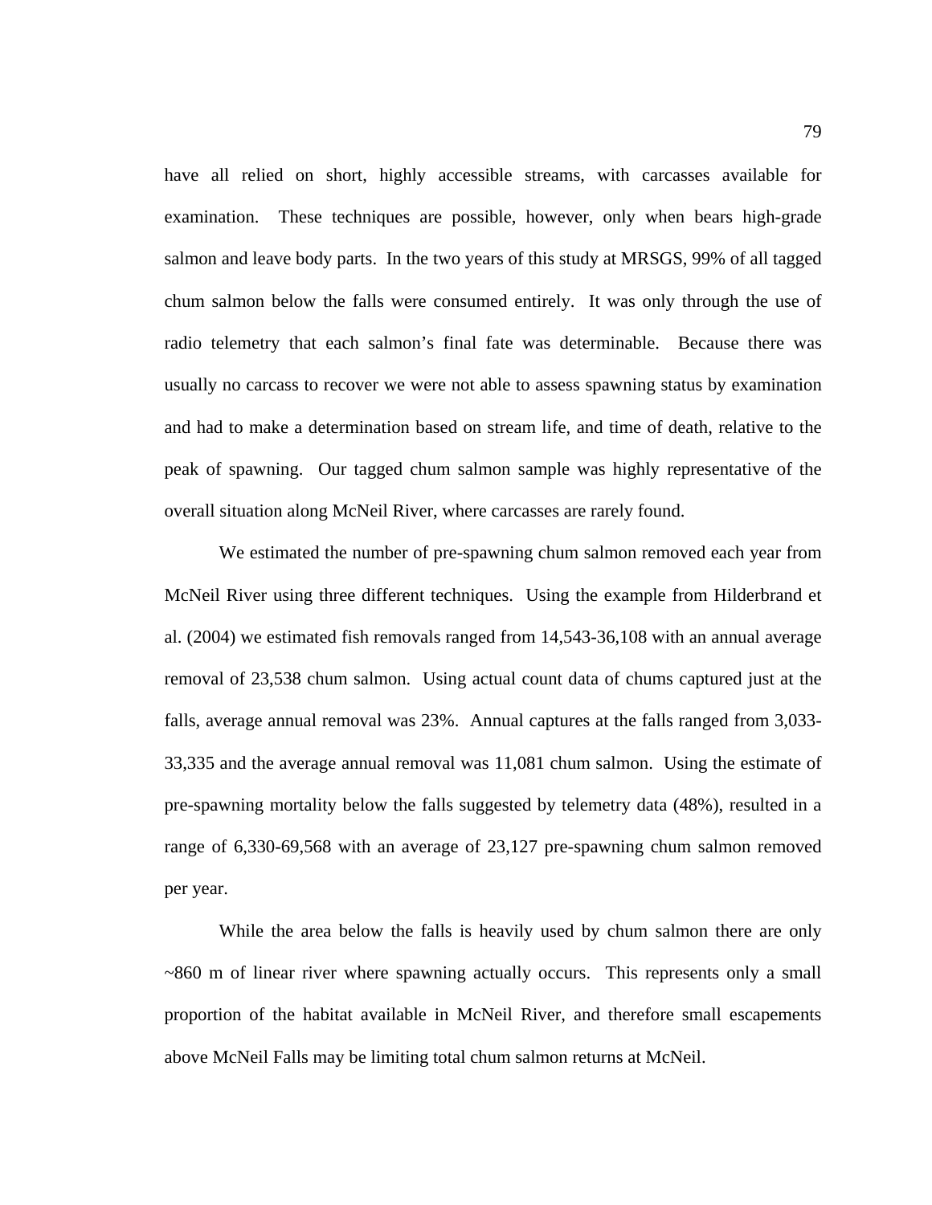have all relied on short, highly accessible streams, with carcasses available for examination. These techniques are possible, however, only when bears high-grade salmon and leave body parts. In the two years of this study at MRSGS, 99% of all tagged chum salmon below the falls were consumed entirely. It was only through the use of radio telemetry that each salmon's final fate was determinable. Because there was usually no carcass to recover we were not able to assess spawning status by examination and had to make a determination based on stream life, and time of death, relative to the peak of spawning. Our tagged chum salmon sample was highly representative of the overall situation along McNeil River, where carcasses are rarely found.

We estimated the number of pre-spawning chum salmon removed each year from McNeil River using three different techniques. Using the example from Hilderbrand et al. (2004) we estimated fish removals ranged from 14,543-36,108 with an annual average removal of 23,538 chum salmon. Using actual count data of chums captured just at the falls, average annual removal was 23%. Annual captures at the falls ranged from 3,033-33,335 and the average annual removal was 11,081 chum salmon. Using the estimate of pre-spawning mortality below the falls suggested by telemetry data (48%), resulted in a range of 6,330-69,568 with an average of 23,127 pre-spawning chum salmon removed per year.

While the area below the falls is heavily used by chum salmon there are only ~860 m of linear river where spawning actually occurs. This represents only a small proportion of the habitat available in McNeil River, and therefore small escapements above McNeil Falls may be limiting total chum salmon returns at McNeil.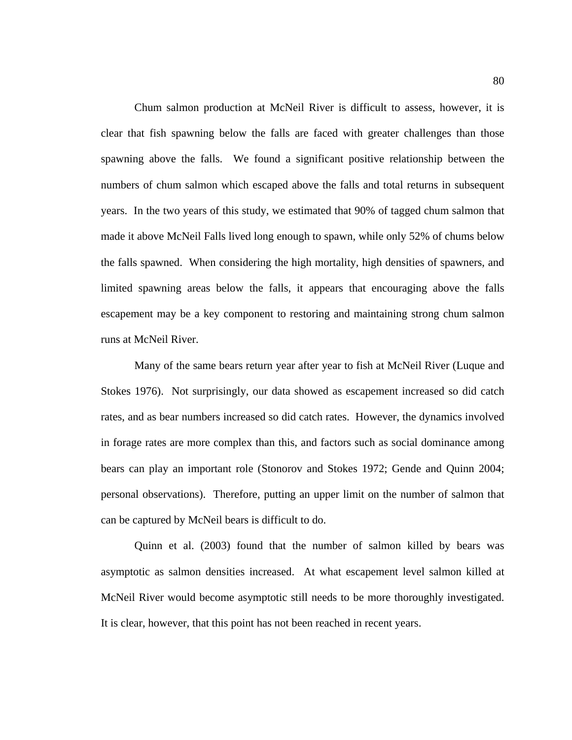Chum salmon production at McNeil River is difficult to assess, however, it is clear that fish spawning below the falls are faced with greater challenges than those spawning above the falls. We found a significant positive relationship between the numbers of chum salmon which escaped above the falls and total returns in subsequent years. In the two years of this study, we estimated that 90% of tagged chum salmon that made it above McNeil Falls lived long enough to spawn, while only 52% of chums below the falls spawned. When considering the high mortality, high densities of spawners, and limited spawning areas below the falls, it appears that encouraging above the falls escapement may be a key component to restoring and maintaining strong chum salmon runs at McNeil River.

Many of the same bears return year after year to fish at McNeil River (Luque and Stokes 1976). Not surprisingly, our data showed as escapement increased so did catch rates, and as bear numbers increased so did catch rates. However, the dynamics involved in forage rates are more complex than this, and factors such as social dominance among bears can play an important role (Stonorov and Stokes 1972; Gende and Quinn 2004; personal observations). Therefore, putting an upper limit on the number of salmon that can be captured by McNeil bears is difficult to do.

Quinn et al. (2003) found that the number of salmon killed by bears was asymptotic as salmon densities increased. At what escapement level salmon killed at McNeil River would become asymptotic still needs to be more thoroughly investigated. It is clear, however, that this point has not been reached in recent years.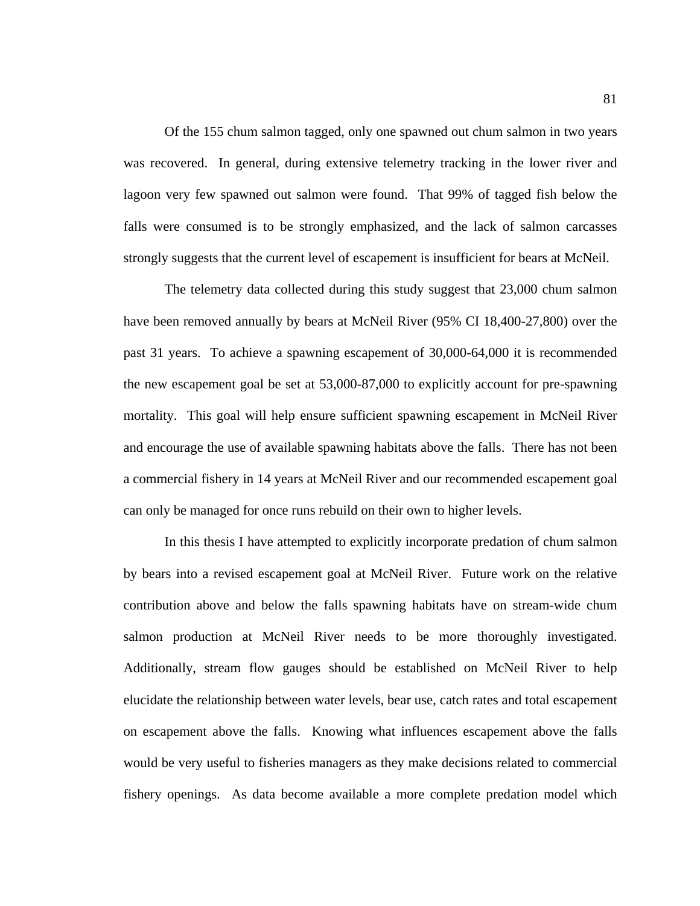Of the 155 chum salmon tagged, only one spawned out chum salmon in two years was recovered. In general, during extensive telemetry tracking in the lower river and lagoon very few spawned out salmon were found. That 99% of tagged fish below the falls were consumed is to be strongly emphasized, and the lack of salmon carcasses strongly suggests that the current level of escapement is insufficient for bears at McNeil.

The telemetry data collected during this study suggest that 23,000 chum salmon have been removed annually by bears at McNeil River (95% CI 18,400-27,800) over the past 31 years. To achieve a spawning escapement of 30,000-64,000 it is recommended the new escapement goal be set at 53,000-87,000 to explicitly account for pre-spawning mortality. This goal will help ensure sufficient spawning escapement in McNeil River and encourage the use of available spawning habitats above the falls. There has not been a commercial fishery in 14 years at McNeil River and our recommended escapement goal can only be managed for once runs rebuild on their own to higher levels.

In this thesis I have attempted to explicitly incorporate predation of chum salmon by bears into a revised escapement goal at McNeil River. Future work on the relative contribution above and below the falls spawning habitats have on stream-wide chum salmon production at McNeil River needs to be more thoroughly investigated. Additionally, stream flow gauges should be established on McNeil River to help elucidate the relationship between water levels, bear use, catch rates and total escapement on escapement above the falls. Knowing what influences escapement above the falls would be very useful to fisheries managers as they make decisions related to commercial fishery openings. As data become available a more complete predation model which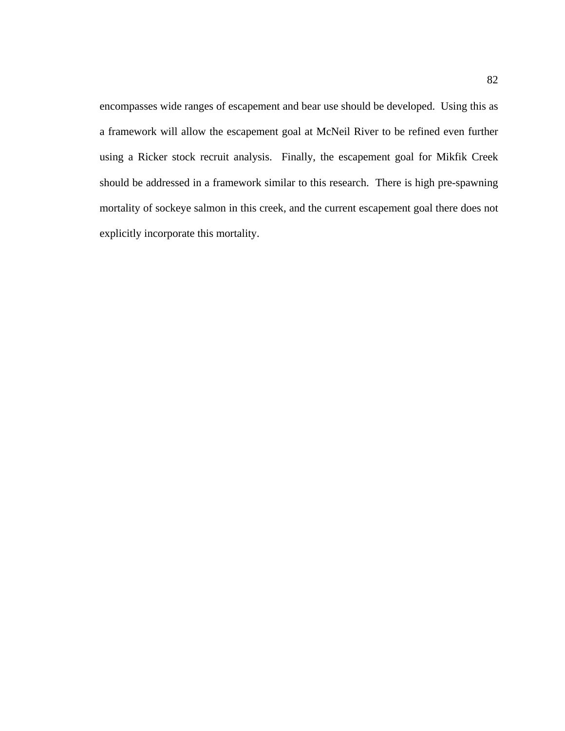encompasses wide ranges of escapement and bear use should be developed. Using this as a framework will allow the escapement goal at McNeil River to be refined even further using a Ricker stock recruit analysis. Finally, the escapement goal for Mikfik Creek should be addressed in a framework similar to this research. There is high pre-spawning mortality of sockeye salmon in this creek, and the current escapement goal there does not explicitly incorporate this mortality.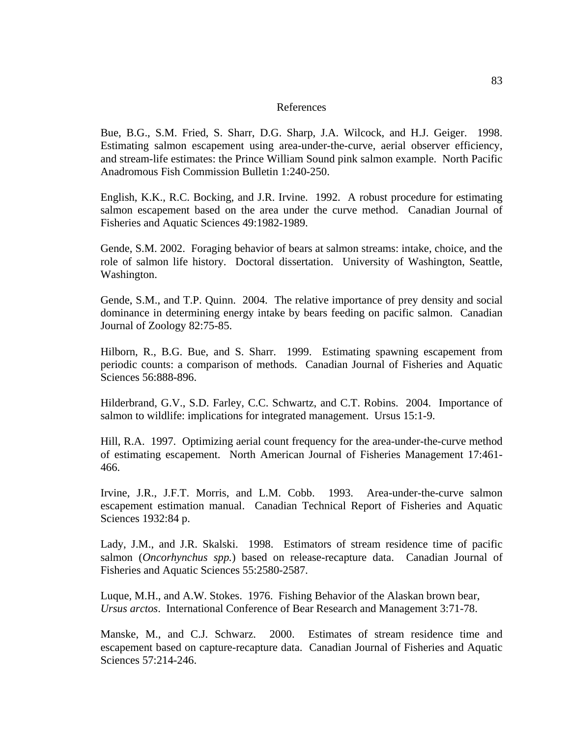# References

Bue, B.G., S.M. Fried, S. Sharr, D.G. Sharp, J.A. Wilcock, and H.J. Geiger. 1998. Estimating salmon escapement using area-under-the-curve, aerial observer efficiency, and stream-life estimates: the Prince William Sound pink salmon example. North Pacific Anadromous Fish Commission Bulletin 1:240-250.

English, K.K., R.C. Bocking, and J.R. Irvine. 1992. A robust procedure for estimating salmon escapement based on the area under the curve method. Canadian Journal of Fisheries and Aquatic Sciences 49:1982-1989.

Gende, S.M. 2002. Foraging behavior of bears at salmon streams: intake, choice, and the role of salmon life history. Doctoral dissertation. University of Washington, Seattle, Washington.

Gende, S.M., and T.P. Quinn. 2004. The relative importance of prey density and social dominance in determining energy intake by bears feeding on pacific salmon. Canadian Journal of Zoology 82:75-85.

Hilborn, R., B.G. Bue, and S. Sharr. 1999. Estimating spawning escapement from periodic counts: a comparison of methods. Canadian Journal of Fisheries and Aquatic Sciences 56:888-896.

Hilderbrand, G.V., S.D. Farley, C.C. Schwartz, and C.T. Robins. 2004. Importance of salmon to wildlife: implications for integrated management. Ursus 15:1-9.

Hill, R.A. 1997. Optimizing aerial count frequency for the area-under-the-curve method of estimating escapement. North American Journal of Fisheries Management 17:461-466.

Irvine, J.R., J.F.T. Morris, and L.M. Cobb. 1993. Area-under-the-curve salmon escapement estimation manual. Canadian Technical Report of Fisheries and Aquatic Sciences 1932:84 p.

Lady, J.M., and J.R. Skalski. 1998. Estimators of stream residence time of pacific salmon (*Oncorhynchus spp.*) based on release-recapture data. Canadian Journal of Fisheries and Aquatic Sciences 55:2580-2587.

Luque, M.H., and A.W. Stokes. 1976. Fishing Behavior of the Alaskan brown bear, *Ursus arctos*. International Conference of Bear Research and Management 3:71-78.

Manske, M., and C.J. Schwarz. 2000. Estimates of stream residence time and escapement based on capture-recapture data. Canadian Journal of Fisheries and Aquatic Sciences 57:214-246.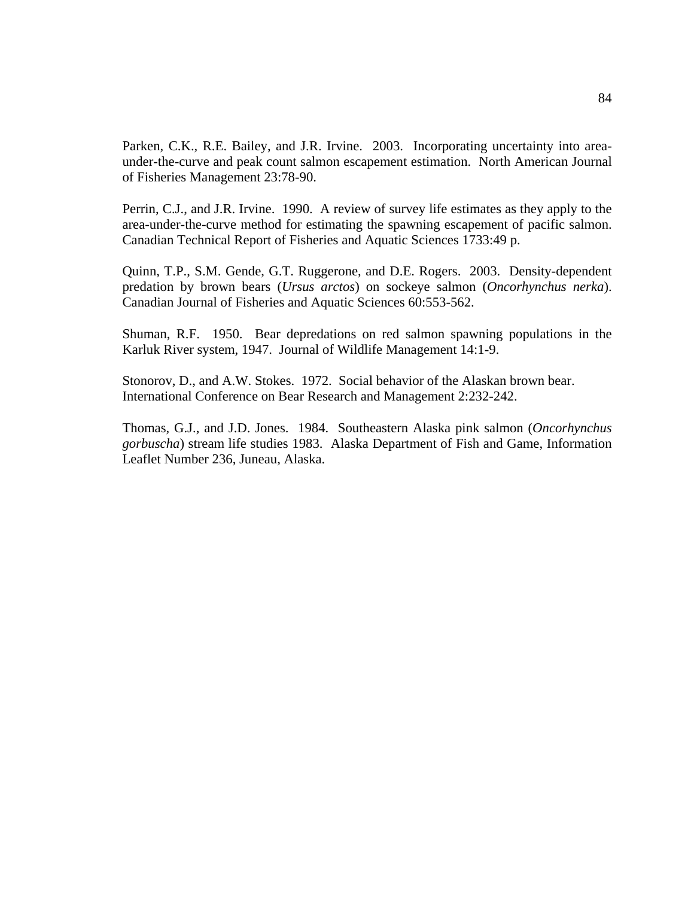Parken, C.K., R.E. Bailey, and J.R. Irvine. 2003. Incorporating uncertainty into area-under-the-curve and peak count salmon escapement estimation. North American Journal of Fisheries Management 23:78-90.

Perrin, C.J., and J.R. Irvine. 1990. A review of survey life estimates as they apply to the area-under-the-curve method for estimating the spawning escapement of pacific salmon. Canadian Technical Report of Fisheries and Aquatic Sciences 1733:49 p.

Quinn, T.P., S.M. Gende, G.T. Ruggerone, and D.E. Rogers. 2003. Density-dependent predation by brown bears (*Ursus arctos*) on sockeye salmon (*Oncorhynchus nerka*). Canadian Journal of Fisheries and Aquatic Sciences 60:553-562.

Shuman, R.F. 1950. Bear depredations on red salmon spawning populations in the Karluk River system, 1947. Journal of Wildlife Management 14:1-9.

Stonorov, D., and A.W. Stokes. 1972. Social behavior of the Alaskan brown bear. International Conference on Bear Research and Management 2:232-242.

Thomas, G.J., and J.D. Jones. 1984. Southeastern Alaska pink salmon (*Oncorhynchus gorbuscha*) stream life studies 1983. Alaska Department of Fish and Game, Information Leaflet Number 236, Juneau, Alaska.